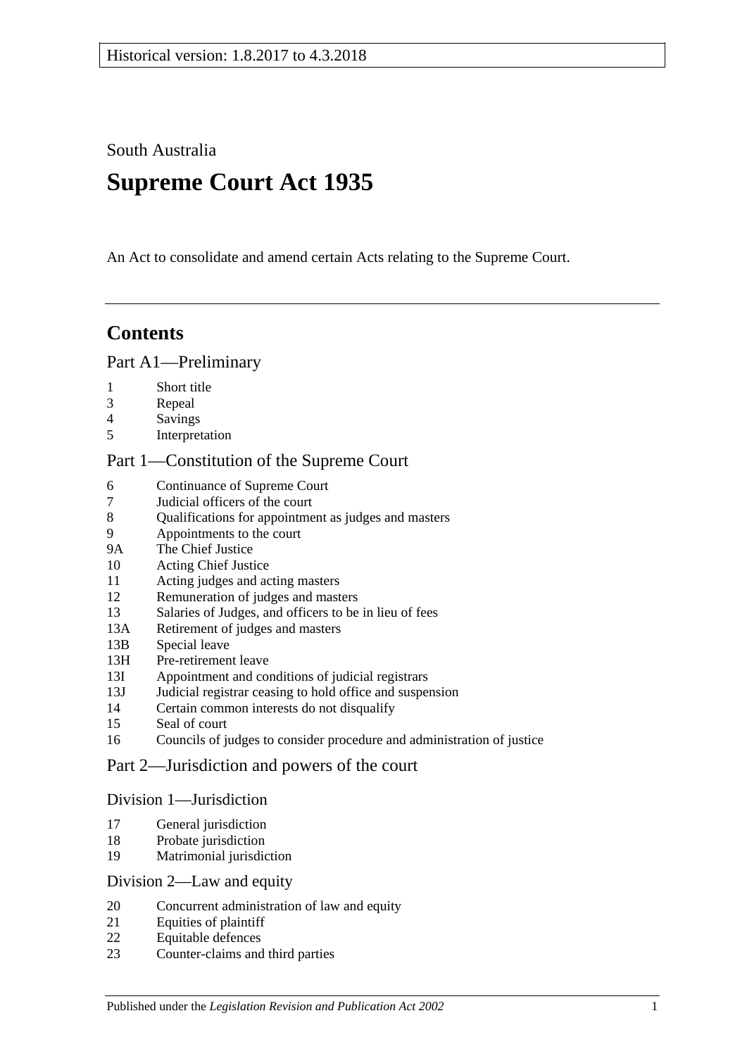Historical version: 1.8.2017 to 4.3.2018

South Australia

# Supreme Court Act 1935

An Act to consolidate and amend certain Acts relating to the Supreme Court.

## Contents

### Part A1—Preliminary

1 Short title
3 Repeal
4 Savings
5 Interpretation

### Part 1—Constitution of the Supreme Court

6 Continuance of Supreme Court
7 Judicial officers of the court
8 Qualifications for appointment as judges and masters
9 Appointments to the court
9A The Chief Justice
10 Acting Chief Justice
11 Acting judges and acting masters
12 Remuneration of judges and masters
13 Salaries of Judges, and officers to be in lieu of fees
13A Retirement of judges and masters
13B Special leave
13H Pre-retirement leave
13I Appointment and conditions of judicial registrars
13J Judicial registrar ceasing to hold office and suspension
14 Certain common interests do not disqualify
15 Seal of court
16 Councils of judges to consider procedure and administration of justice

### Part 2—Jurisdiction and powers of the court

#### Division 1—Jurisdiction

17 General jurisdiction
18 Probate jurisdiction
19 Matrimonial jurisdiction

#### Division 2—Law and equity

20 Concurrent administration of law and equity
21 Equities of plaintiff
22 Equitable defences
23 Counter-claims and third parties

Published under the *Legislation Revision and Publication Act 2002*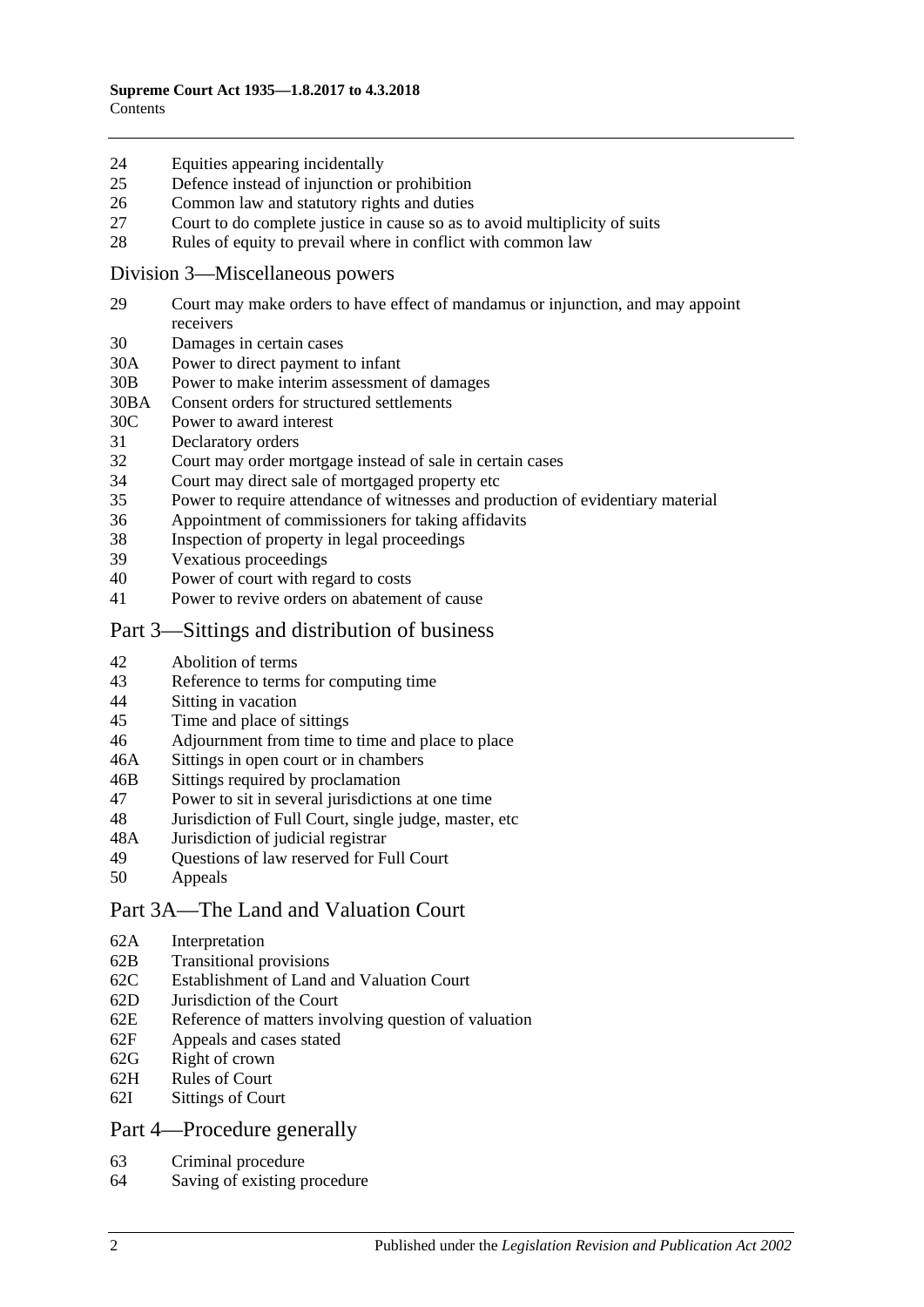24 Equities appearing incidentally
25 Defence instead of injunction or prohibition
26 Common law and statutory rights and duties
27 Court to do complete justice in cause so as to avoid multiplicity of suits
28 Rules of equity to prevail where in conflict with common law

## Division 3—Miscellaneous powers

29 Court may make orders to have effect of mandamus or injunction, and may appoint receivers
30 Damages in certain cases
30A Power to direct payment to infant
30B Power to make interim assessment of damages
30BA Consent orders for structured settlements
30C Power to award interest
31 Declaratory orders
32 Court may order mortgage instead of sale in certain cases
34 Court may direct sale of mortgaged property etc
35 Power to require attendance of witnesses and production of evidentiary material
36 Appointment of commissioners for taking affidavits
38 Inspection of property in legal proceedings
39 Vexatious proceedings
40 Power of court with regard to costs
41 Power to revive orders on abatement of cause

## Part 3—Sittings and distribution of business

42 Abolition of terms
43 Reference to terms for computing time
44 Sitting in vacation
45 Time and place of sittings
46 Adjournment from time to time and place to place
46A Sittings in open court or in chambers
46B Sittings required by proclamation
47 Power to sit in several jurisdictions at one time
48 Jurisdiction of Full Court, single judge, master, etc
48A Jurisdiction of judicial registrar
49 Questions of law reserved for Full Court
50 Appeals

## Part 3A—The Land and Valuation Court

62A Interpretation
62B Transitional provisions
62C Establishment of Land and Valuation Court
62D Jurisdiction of the Court
62E Reference of matters involving question of valuation
62F Appeals and cases stated
62G Right of crown
62H Rules of Court
62I Sittings of Court

## Part 4—Procedure generally

63 Criminal procedure
64 Saving of existing procedure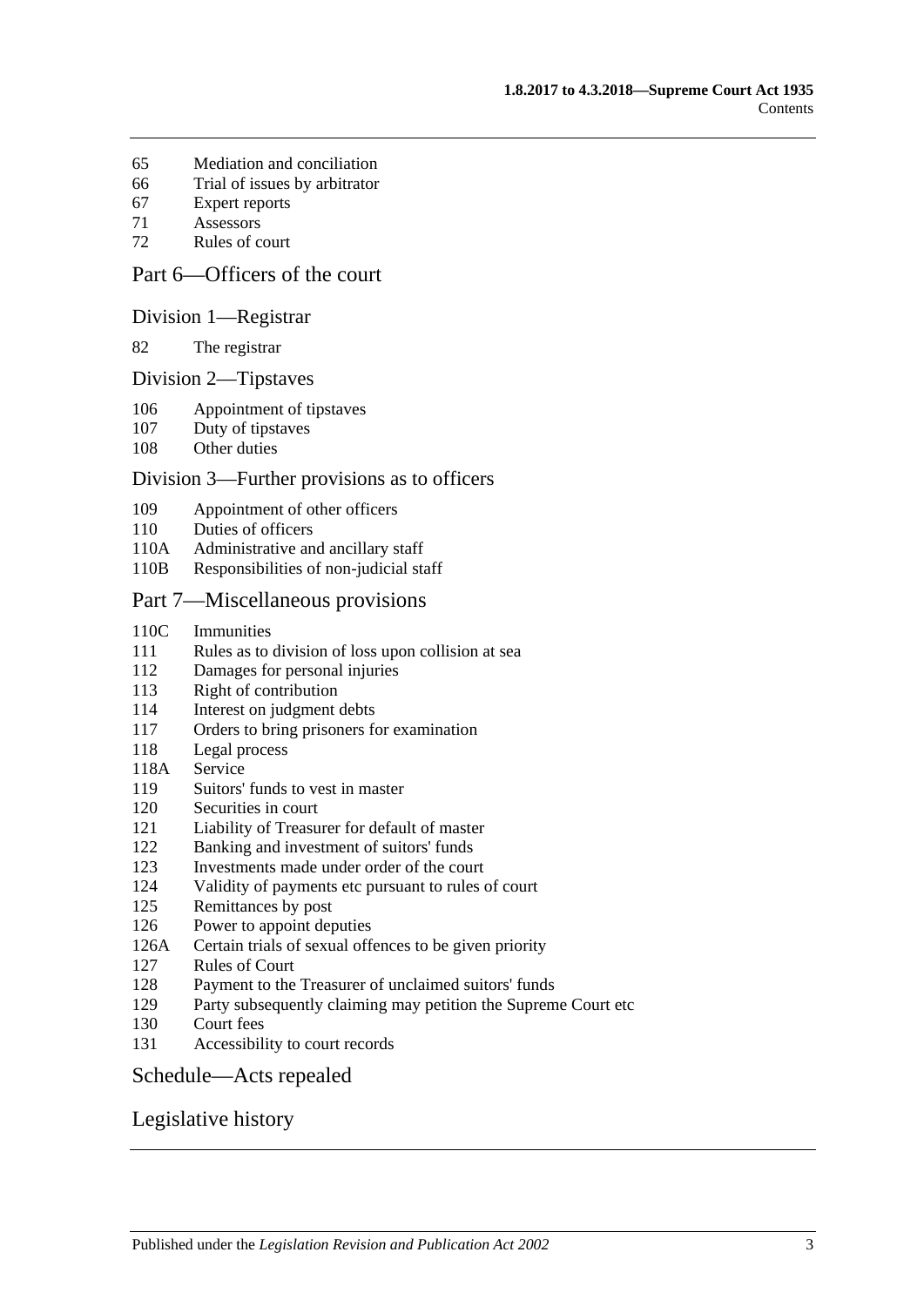65 Mediation and conciliation
66 Trial of issues by arbitrator
67 Expert reports
71 Assessors
72 Rules of court

## Part 6—Officers of the court

### Division 1—Registrar

82 The registrar

### Division 2—Tipstaves

106 Appointment of tipstaves
107 Duty of tipstaves
108 Other duties

### Division 3—Further provisions as to officers

109 Appointment of other officers
110 Duties of officers
110A Administrative and ancillary staff
110B Responsibilities of non-judicial staff

## Part 7—Miscellaneous provisions

110C Immunities
111 Rules as to division of loss upon collision at sea
112 Damages for personal injuries
113 Right of contribution
114 Interest on judgment debts
117 Orders to bring prisoners for examination
118 Legal process
118A Service
119 Suitors' funds to vest in master
120 Securities in court
121 Liability of Treasurer for default of master
122 Banking and investment of suitors' funds
123 Investments made under order of the court
124 Validity of payments etc pursuant to rules of court
125 Remittances by post
126 Power to appoint deputies
126A Certain trials of sexual offences to be given priority
127 Rules of Court
128 Payment to the Treasurer of unclaimed suitors' funds
129 Party subsequently claiming may petition the Supreme Court etc
130 Court fees
131 Accessibility to court records

## Schedule—Acts repealed

## Legislative history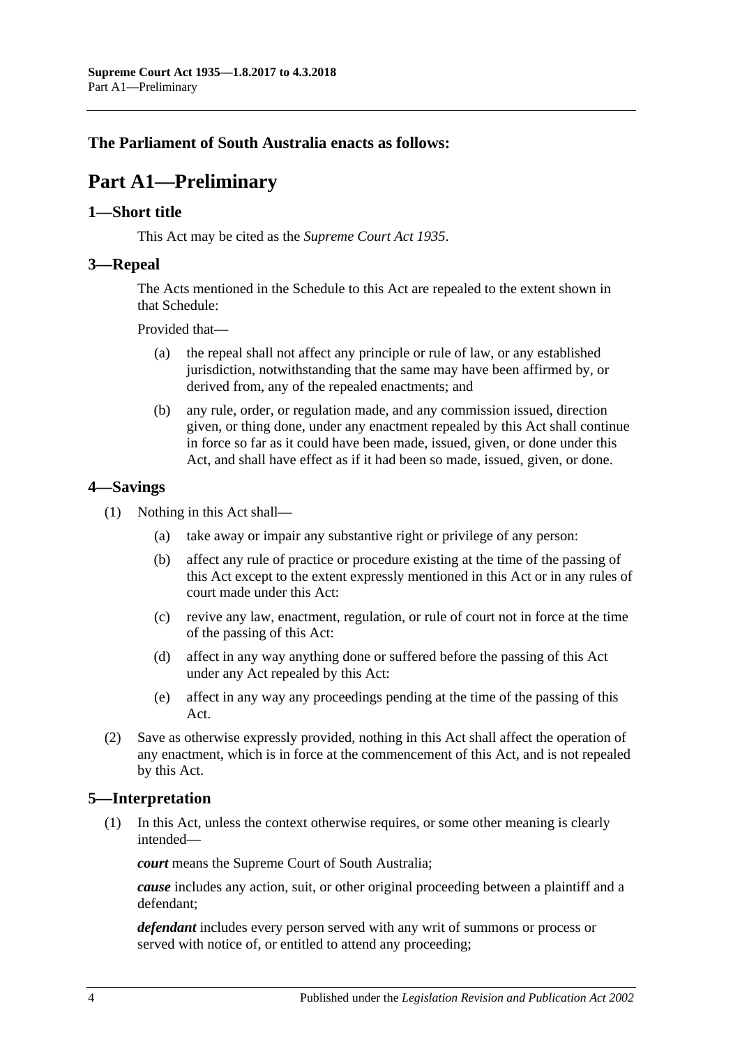**The Parliament of South Australia enacts as follows:**

# Part A1—Preliminary

## 1—Short title

This Act may be cited as the *Supreme Court Act 1935*.

## 3—Repeal

The Acts mentioned in the Schedule to this Act are repealed to the extent shown in that Schedule:

Provided that—

- (a) the repeal shall not affect any principle or rule of law, or any established jurisdiction, notwithstanding that the same may have been affirmed by, or derived from, any of the repealed enactments; and
- (b) any rule, order, or regulation made, and any commission issued, direction given, or thing done, under any enactment repealed by this Act shall continue in force so far as it could have been made, issued, given, or done under this Act, and shall have effect as if it had been so made, issued, given, or done.

## 4—Savings

(1) Nothing in this Act shall—

- (a) take away or impair any substantive right or privilege of any person:
- (b) affect any rule of practice or procedure existing at the time of the passing of this Act except to the extent expressly mentioned in this Act or in any rules of court made under this Act:
- (c) revive any law, enactment, regulation, or rule of court not in force at the time of the passing of this Act:
- (d) affect in any way anything done or suffered before the passing of this Act under any Act repealed by this Act:
- (e) affect in any way any proceedings pending at the time of the passing of this Act.

(2) Save as otherwise expressly provided, nothing in this Act shall affect the operation of any enactment, which is in force at the commencement of this Act, and is not repealed by this Act.

## 5—Interpretation

(1) In this Act, unless the context otherwise requires, or some other meaning is clearly intended—

***court*** means the Supreme Court of South Australia;

***cause*** includes any action, suit, or other original proceeding between a plaintiff and a defendant;

***defendant*** includes every person served with any writ of summons or process or served with notice of, or entitled to attend any proceeding;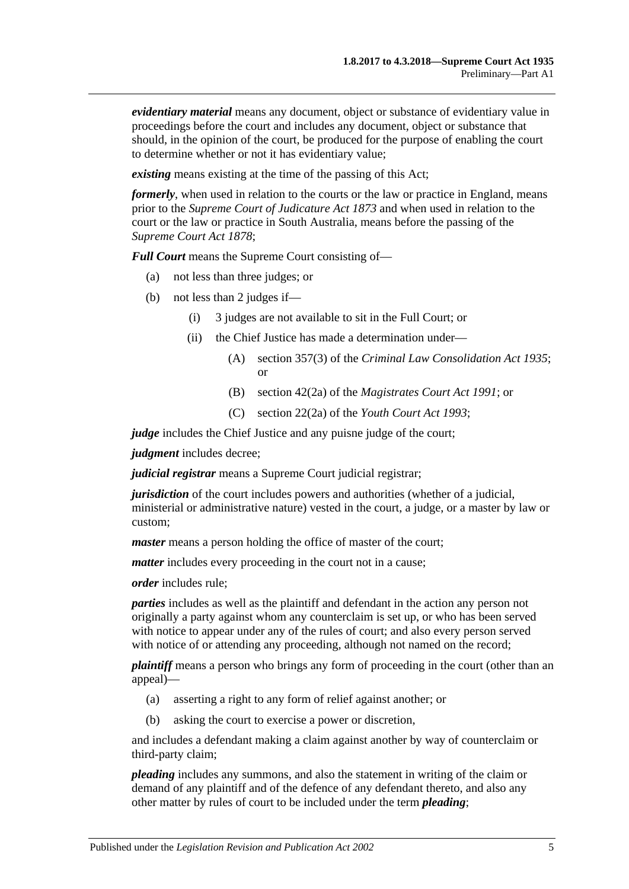***evidentiary material*** means any document, object or substance of evidentiary value in proceedings before the court and includes any document, object or substance that should, in the opinion of the court, be produced for the purpose of enabling the court to determine whether or not it has evidentiary value;

***existing*** means existing at the time of the passing of this Act;

***formerly***, when used in relation to the courts or the law or practice in England, means prior to the *Supreme Court of Judicature Act 1873* and when used in relation to the court or the law or practice in South Australia, means before the passing of the *Supreme Court Act 1878*;

***Full Court*** means the Supreme Court consisting of—

(a) not less than three judges; or

(b) not less than 2 judges if—

(i) 3 judges are not available to sit in the Full Court; or

(ii) the Chief Justice has made a determination under—

(A) section 357(3) of the *Criminal Law Consolidation Act 1935*; or

(B) section 42(2a) of the *Magistrates Court Act 1991*; or

(C) section 22(2a) of the *Youth Court Act 1993*;

***judge*** includes the Chief Justice and any puisne judge of the court;

***judgment*** includes decree;

***judicial registrar*** means a Supreme Court judicial registrar;

***jurisdiction*** of the court includes powers and authorities (whether of a judicial, ministerial or administrative nature) vested in the court, a judge, or a master by law or custom;

***master*** means a person holding the office of master of the court;

***matter*** includes every proceeding in the court not in a cause;

***order*** includes rule;

***parties*** includes as well as the plaintiff and defendant in the action any person not originally a party against whom any counterclaim is set up, or who has been served with notice to appear under any of the rules of court; and also every person served with notice of or attending any proceeding, although not named on the record;

***plaintiff*** means a person who brings any form of proceeding in the court (other than an appeal)—

(a) asserting a right to any form of relief against another; or

(b) asking the court to exercise a power or discretion,

and includes a defendant making a claim against another by way of counterclaim or third-party claim;

***pleading*** includes any summons, and also the statement in writing of the claim or demand of any plaintiff and of the defence of any defendant thereto, and also any other matter by rules of court to be included under the term ***pleading***;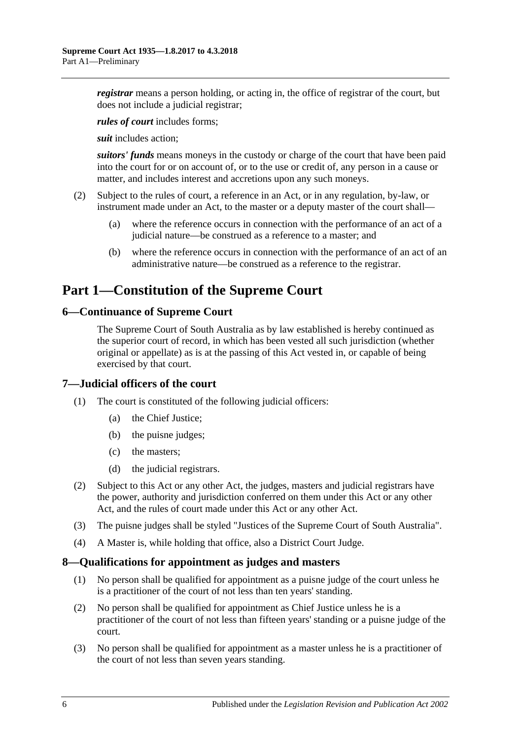***registrar*** means a person holding, or acting in, the office of registrar of the court, but does not include a judicial registrar;

***rules of court*** includes forms;

***suit*** includes action;

***suitors' funds*** means moneys in the custody or charge of the court that have been paid into the court for or on account of, or to the use or credit of, any person in a cause or matter, and includes interest and accretions upon any such moneys.

(2) Subject to the rules of court, a reference in an Act, or in any regulation, by-law, or instrument made under an Act, to the master or a deputy master of the court shall—

(a) where the reference occurs in connection with the performance of an act of a judicial nature—be construed as a reference to a master; and

(b) where the reference occurs in connection with the performance of an act of an administrative nature—be construed as a reference to the registrar.

# Part 1—Constitution of the Supreme Court

## 6—Continuance of Supreme Court

The Supreme Court of South Australia as by law established is hereby continued as the superior court of record, in which has been vested all such jurisdiction (whether original or appellate) as is at the passing of this Act vested in, or capable of being exercised by that court.

## 7—Judicial officers of the court

(1) The court is constituted of the following judicial officers:

(a) the Chief Justice;

(b) the puisne judges;

(c) the masters;

(d) the judicial registrars.

(2) Subject to this Act or any other Act, the judges, masters and judicial registrars have the power, authority and jurisdiction conferred on them under this Act or any other Act, and the rules of court made under this Act or any other Act.

(3) The puisne judges shall be styled "Justices of the Supreme Court of South Australia".

(4) A Master is, while holding that office, also a District Court Judge.

## 8—Qualifications for appointment as judges and masters

(1) No person shall be qualified for appointment as a puisne judge of the court unless he is a practitioner of the court of not less than ten years' standing.

(2) No person shall be qualified for appointment as Chief Justice unless he is a practitioner of the court of not less than fifteen years' standing or a puisne judge of the court.

(3) No person shall be qualified for appointment as a master unless he is a practitioner of the court of not less than seven years standing.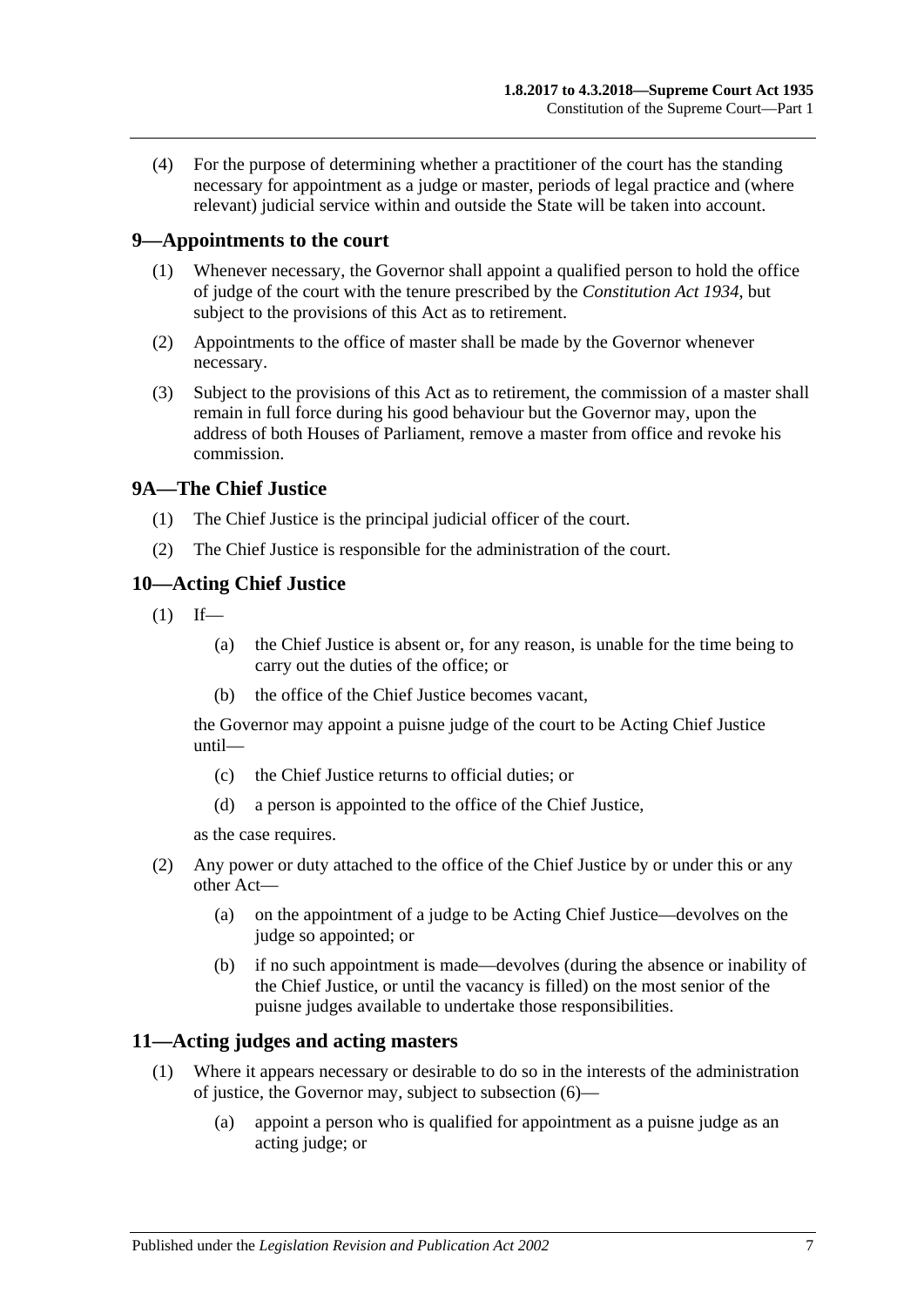(4) For the purpose of determining whether a practitioner of the court has the standing necessary for appointment as a judge or master, periods of legal practice and (where relevant) judicial service within and outside the State will be taken into account.

## 9—Appointments to the court

(1) Whenever necessary, the Governor shall appoint a qualified person to hold the office of judge of the court with the tenure prescribed by the *Constitution Act 1934*, but subject to the provisions of this Act as to retirement.

(2) Appointments to the office of master shall be made by the Governor whenever necessary.

(3) Subject to the provisions of this Act as to retirement, the commission of a master shall remain in full force during his good behaviour but the Governor may, upon the address of both Houses of Parliament, remove a master from office and revoke his commission.

## 9A—The Chief Justice

(1) The Chief Justice is the principal judicial officer of the court.

(2) The Chief Justice is responsible for the administration of the court.

## 10—Acting Chief Justice

(1) If—

(a) the Chief Justice is absent or, for any reason, is unable for the time being to carry out the duties of the office; or

(b) the office of the Chief Justice becomes vacant,

the Governor may appoint a puisne judge of the court to be Acting Chief Justice until—

(c) the Chief Justice returns to official duties; or

(d) a person is appointed to the office of the Chief Justice,

as the case requires.

(2) Any power or duty attached to the office of the Chief Justice by or under this or any other Act—

(a) on the appointment of a judge to be Acting Chief Justice—devolves on the judge so appointed; or

(b) if no such appointment is made—devolves (during the absence or inability of the Chief Justice, or until the vacancy is filled) on the most senior of the puisne judges available to undertake those responsibilities.

## 11—Acting judges and acting masters

(1) Where it appears necessary or desirable to do so in the interests of the administration of justice, the Governor may, subject to subsection (6)—

(a) appoint a person who is qualified for appointment as a puisne judge as an acting judge; or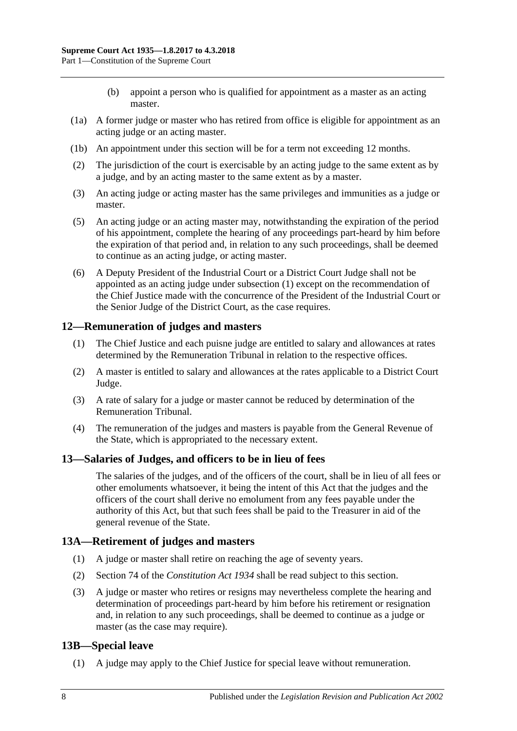(b) appoint a person who is qualified for appointment as a master as an acting master.

(1a) A former judge or master who has retired from office is eligible for appointment as an acting judge or an acting master.

(1b) An appointment under this section will be for a term not exceeding 12 months.

(2) The jurisdiction of the court is exercisable by an acting judge to the same extent as by a judge, and by an acting master to the same extent as by a master.

(3) An acting judge or acting master has the same privileges and immunities as a judge or master.

(5) An acting judge or an acting master may, notwithstanding the expiration of the period of his appointment, complete the hearing of any proceedings part-heard by him before the expiration of that period and, in relation to any such proceedings, shall be deemed to continue as an acting judge, or acting master.

(6) A Deputy President of the Industrial Court or a District Court Judge shall not be appointed as an acting judge under subsection (1) except on the recommendation of the Chief Justice made with the concurrence of the President of the Industrial Court or the Senior Judge of the District Court, as the case requires.

## 12—Remuneration of judges and masters

(1) The Chief Justice and each puisne judge are entitled to salary and allowances at rates determined by the Remuneration Tribunal in relation to the respective offices.

(2) A master is entitled to salary and allowances at the rates applicable to a District Court Judge.

(3) A rate of salary for a judge or master cannot be reduced by determination of the Remuneration Tribunal.

(4) The remuneration of the judges and masters is payable from the General Revenue of the State, which is appropriated to the necessary extent.

## 13—Salaries of Judges, and officers to be in lieu of fees

The salaries of the judges, and of the officers of the court, shall be in lieu of all fees or other emoluments whatsoever, it being the intent of this Act that the judges and the officers of the court shall derive no emolument from any fees payable under the authority of this Act, but that such fees shall be paid to the Treasurer in aid of the general revenue of the State.

## 13A—Retirement of judges and masters

(1) A judge or master shall retire on reaching the age of seventy years.

(2) Section 74 of the *Constitution Act 1934* shall be read subject to this section.

(3) A judge or master who retires or resigns may nevertheless complete the hearing and determination of proceedings part-heard by him before his retirement or resignation and, in relation to any such proceedings, shall be deemed to continue as a judge or master (as the case may require).

## 13B—Special leave

(1) A judge may apply to the Chief Justice for special leave without remuneration.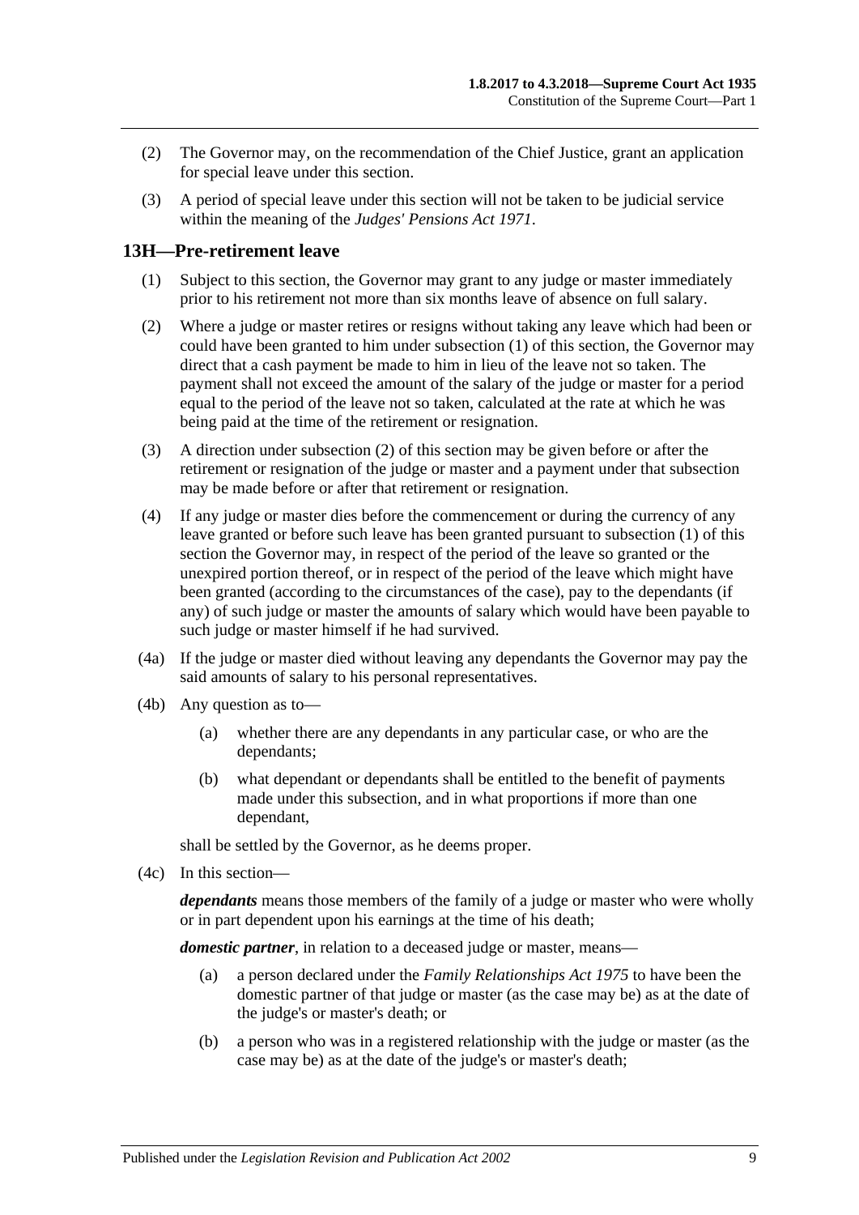(2) The Governor may, on the recommendation of the Chief Justice, grant an application for special leave under this section.

(3) A period of special leave under this section will not be taken to be judicial service within the meaning of the *Judges' Pensions Act 1971*.

## 13H—Pre-retirement leave

(1) Subject to this section, the Governor may grant to any judge or master immediately prior to his retirement not more than six months leave of absence on full salary.

(2) Where a judge or master retires or resigns without taking any leave which had been or could have been granted to him under subsection (1) of this section, the Governor may direct that a cash payment be made to him in lieu of the leave not so taken. The payment shall not exceed the amount of the salary of the judge or master for a period equal to the period of the leave not so taken, calculated at the rate at which he was being paid at the time of the retirement or resignation.

(3) A direction under subsection (2) of this section may be given before or after the retirement or resignation of the judge or master and a payment under that subsection may be made before or after that retirement or resignation.

(4) If any judge or master dies before the commencement or during the currency of any leave granted or before such leave has been granted pursuant to subsection (1) of this section the Governor may, in respect of the period of the leave so granted or the unexpired portion thereof, or in respect of the period of the leave which might have been granted (according to the circumstances of the case), pay to the dependants (if any) of such judge or master the amounts of salary which would have been payable to such judge or master himself if he had survived.

(4a) If the judge or master died without leaving any dependants the Governor may pay the said amounts of salary to his personal representatives.

(4b) Any question as to—

(a) whether there are any dependants in any particular case, or who are the dependants;

(b) what dependant or dependants shall be entitled to the benefit of payments made under this subsection, and in what proportions if more than one dependant,

shall be settled by the Governor, as he deems proper.

(4c) In this section—

***dependants*** means those members of the family of a judge or master who were wholly or in part dependent upon his earnings at the time of his death;

***domestic partner***, in relation to a deceased judge or master, means—

(a) a person declared under the *Family Relationships Act 1975* to have been the domestic partner of that judge or master (as the case may be) as at the date of the judge's or master's death; or

(b) a person who was in a registered relationship with the judge or master (as the case may be) as at the date of the judge's or master's death;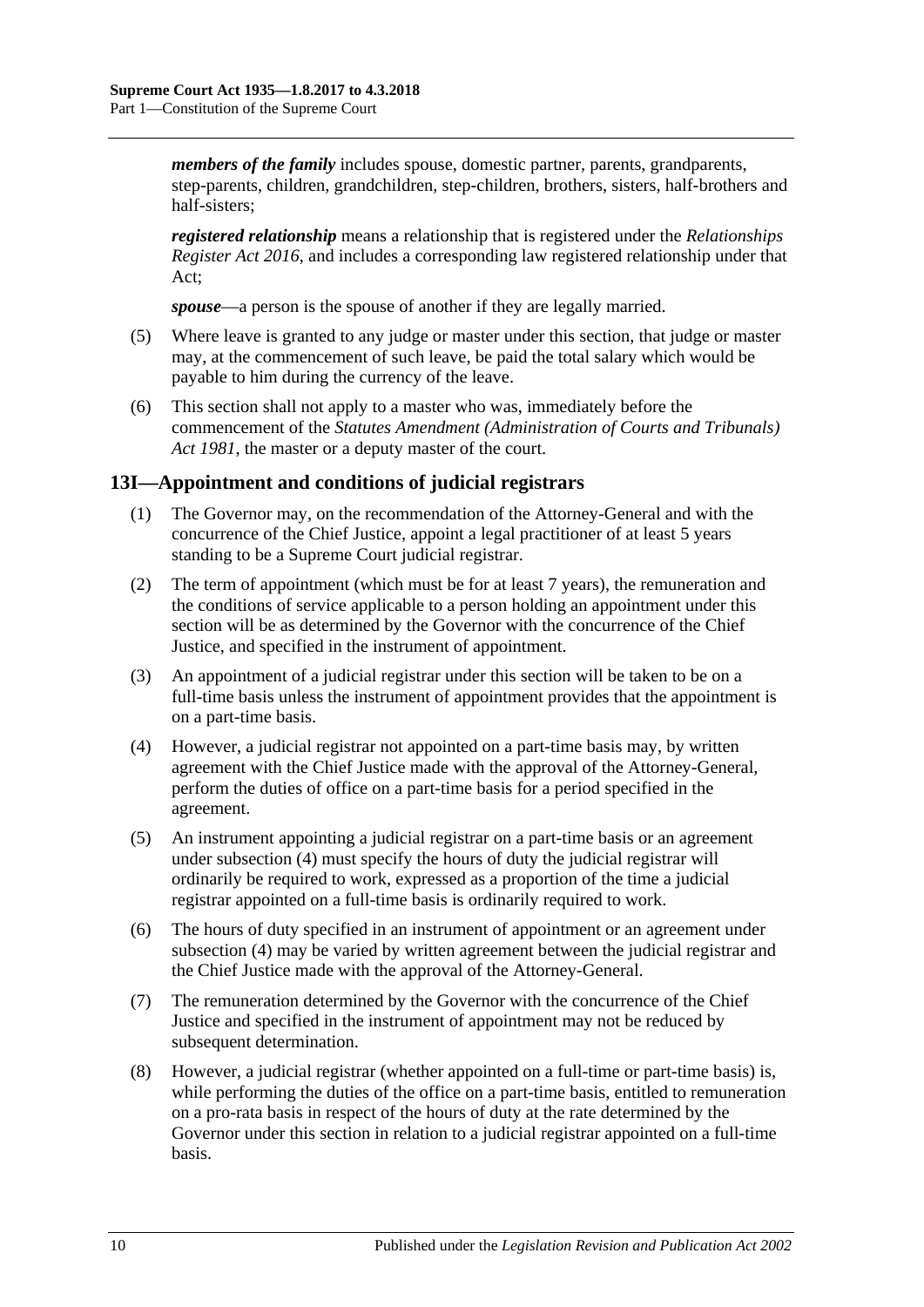***members of the family*** includes spouse, domestic partner, parents, grandparents, step-parents, children, grandchildren, step-children, brothers, sisters, half-brothers and half-sisters;

***registered relationship*** means a relationship that is registered under the *Relationships Register Act 2016*, and includes a corresponding law registered relationship under that Act;

***spouse***—a person is the spouse of another if they are legally married.

(5) Where leave is granted to any judge or master under this section, that judge or master may, at the commencement of such leave, be paid the total salary which would be payable to him during the currency of the leave.

(6) This section shall not apply to a master who was, immediately before the commencement of the *Statutes Amendment (Administration of Courts and Tribunals) Act 1981*, the master or a deputy master of the court.

## 13I—Appointment and conditions of judicial registrars

(1) The Governor may, on the recommendation of the Attorney-General and with the concurrence of the Chief Justice, appoint a legal practitioner of at least 5 years standing to be a Supreme Court judicial registrar.

(2) The term of appointment (which must be for at least 7 years), the remuneration and the conditions of service applicable to a person holding an appointment under this section will be as determined by the Governor with the concurrence of the Chief Justice, and specified in the instrument of appointment.

(3) An appointment of a judicial registrar under this section will be taken to be on a full-time basis unless the instrument of appointment provides that the appointment is on a part-time basis.

(4) However, a judicial registrar not appointed on a part-time basis may, by written agreement with the Chief Justice made with the approval of the Attorney-General, perform the duties of office on a part-time basis for a period specified in the agreement.

(5) An instrument appointing a judicial registrar on a part-time basis or an agreement under subsection (4) must specify the hours of duty the judicial registrar will ordinarily be required to work, expressed as a proportion of the time a judicial registrar appointed on a full-time basis is ordinarily required to work.

(6) The hours of duty specified in an instrument of appointment or an agreement under subsection (4) may be varied by written agreement between the judicial registrar and the Chief Justice made with the approval of the Attorney-General.

(7) The remuneration determined by the Governor with the concurrence of the Chief Justice and specified in the instrument of appointment may not be reduced by subsequent determination.

(8) However, a judicial registrar (whether appointed on a full-time or part-time basis) is, while performing the duties of the office on a part-time basis, entitled to remuneration on a pro-rata basis in respect of the hours of duty at the rate determined by the Governor under this section in relation to a judicial registrar appointed on a full-time basis.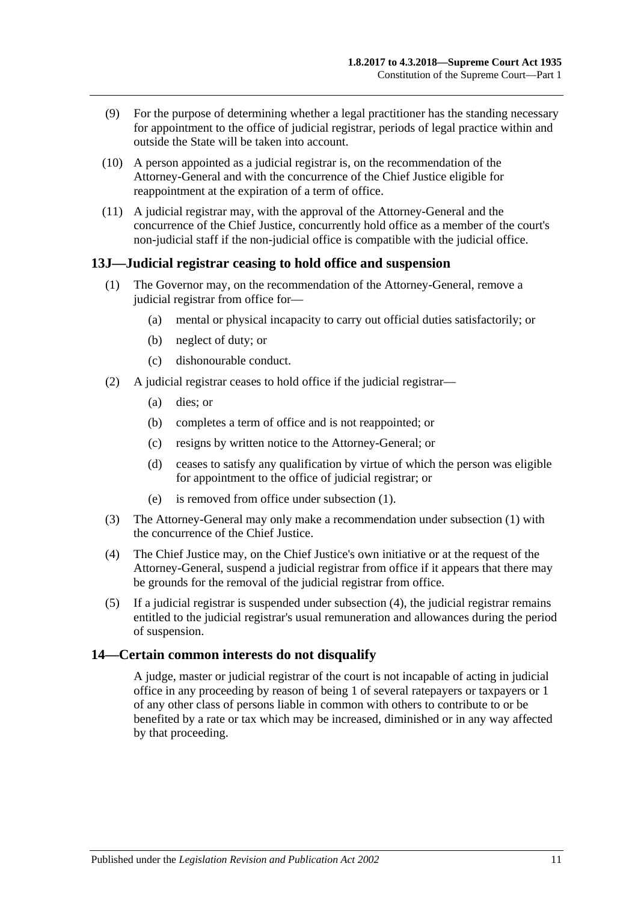(9) For the purpose of determining whether a legal practitioner has the standing necessary for appointment to the office of judicial registrar, periods of legal practice within and outside the State will be taken into account.

(10) A person appointed as a judicial registrar is, on the recommendation of the Attorney-General and with the concurrence of the Chief Justice eligible for reappointment at the expiration of a term of office.

(11) A judicial registrar may, with the approval of the Attorney-General and the concurrence of the Chief Justice, concurrently hold office as a member of the court's non-judicial staff if the non-judicial office is compatible with the judicial office.

## 13J—Judicial registrar ceasing to hold office and suspension

(1) The Governor may, on the recommendation of the Attorney-General, remove a judicial registrar from office for—

- (a) mental or physical incapacity to carry out official duties satisfactorily; or
- (b) neglect of duty; or
- (c) dishonourable conduct.

(2) A judicial registrar ceases to hold office if the judicial registrar—

- (a) dies; or
- (b) completes a term of office and is not reappointed; or
- (c) resigns by written notice to the Attorney-General; or
- (d) ceases to satisfy any qualification by virtue of which the person was eligible for appointment to the office of judicial registrar; or
- (e) is removed from office under subsection (1).

(3) The Attorney-General may only make a recommendation under subsection (1) with the concurrence of the Chief Justice.

(4) The Chief Justice may, on the Chief Justice's own initiative or at the request of the Attorney-General, suspend a judicial registrar from office if it appears that there may be grounds for the removal of the judicial registrar from office.

(5) If a judicial registrar is suspended under subsection (4), the judicial registrar remains entitled to the judicial registrar's usual remuneration and allowances during the period of suspension.

## 14—Certain common interests do not disqualify

A judge, master or judicial registrar of the court is not incapable of acting in judicial office in any proceeding by reason of being 1 of several ratepayers or taxpayers or 1 of any other class of persons liable in common with others to contribute to or be benefited by a rate or tax which may be increased, diminished or in any way affected by that proceeding.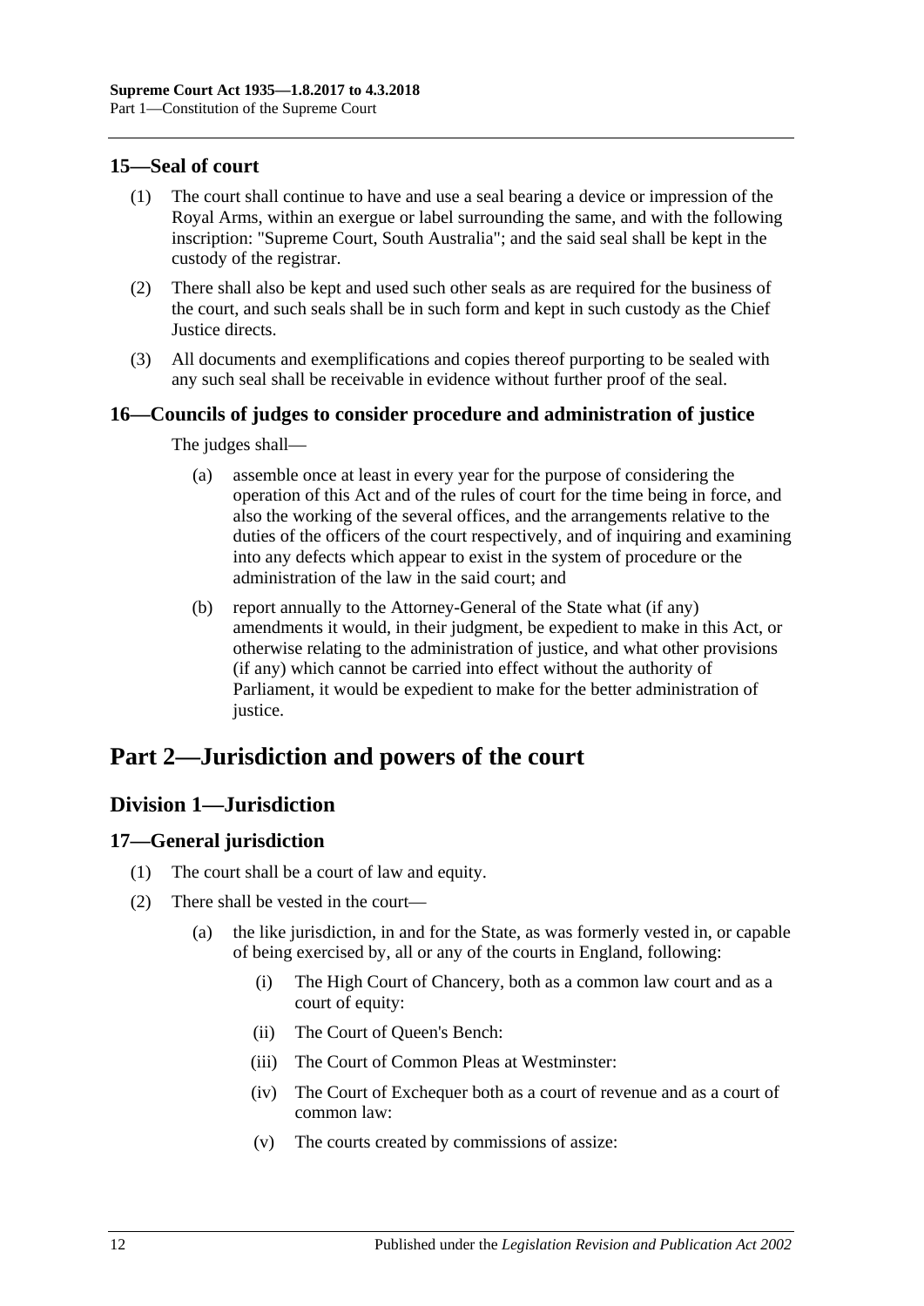### 15—Seal of court

(1) The court shall continue to have and use a seal bearing a device or impression of the Royal Arms, within an exergue or label surrounding the same, and with the following inscription: "Supreme Court, South Australia"; and the said seal shall be kept in the custody of the registrar.

(2) There shall also be kept and used such other seals as are required for the business of the court, and such seals shall be in such form and kept in such custody as the Chief Justice directs.

(3) All documents and exemplifications and copies thereof purporting to be sealed with any such seal shall be receivable in evidence without further proof of the seal.

### 16—Councils of judges to consider procedure and administration of justice

The judges shall—

(a) assemble once at least in every year for the purpose of considering the operation of this Act and of the rules of court for the time being in force, and also the working of the several offices, and the arrangements relative to the duties of the officers of the court respectively, and of inquiring and examining into any defects which appear to exist in the system of procedure or the administration of the law in the said court; and

(b) report annually to the Attorney-General of the State what (if any) amendments it would, in their judgment, be expedient to make in this Act, or otherwise relating to the administration of justice, and what other provisions (if any) which cannot be carried into effect without the authority of Parliament, it would be expedient to make for the better administration of justice.

# Part 2—Jurisdiction and powers of the court

## Division 1—Jurisdiction

### 17—General jurisdiction

(1) The court shall be a court of law and equity.

(2) There shall be vested in the court—

(a) the like jurisdiction, in and for the State, as was formerly vested in, or capable of being exercised by, all or any of the courts in England, following:

(i) The High Court of Chancery, both as a common law court and as a court of equity:

(ii) The Court of Queen's Bench:

(iii) The Court of Common Pleas at Westminster:

(iv) The Court of Exchequer both as a court of revenue and as a court of common law:

(v) The courts created by commissions of assize: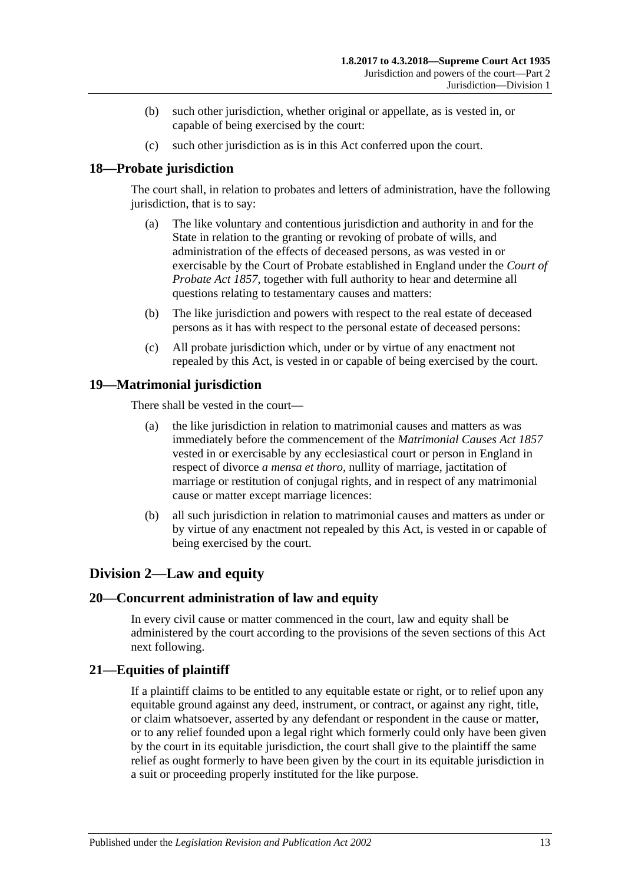(b) such other jurisdiction, whether original or appellate, as is vested in, or capable of being exercised by the court:

(c) such other jurisdiction as is in this Act conferred upon the court.

## 18—Probate jurisdiction

The court shall, in relation to probates and letters of administration, have the following jurisdiction, that is to say:

(a) The like voluntary and contentious jurisdiction and authority in and for the State in relation to the granting or revoking of probate of wills, and administration of the effects of deceased persons, as was vested in or exercisable by the Court of Probate established in England under the *Court of Probate Act 1857*, together with full authority to hear and determine all questions relating to testamentary causes and matters:

(b) The like jurisdiction and powers with respect to the real estate of deceased persons as it has with respect to the personal estate of deceased persons:

(c) All probate jurisdiction which, under or by virtue of any enactment not repealed by this Act, is vested in or capable of being exercised by the court.

## 19—Matrimonial jurisdiction

There shall be vested in the court—

(a) the like jurisdiction in relation to matrimonial causes and matters as was immediately before the commencement of the *Matrimonial Causes Act 1857* vested in or exercisable by any ecclesiastical court or person in England in respect of divorce *a mensa et thoro*, nullity of marriage, jactitation of marriage or restitution of conjugal rights, and in respect of any matrimonial cause or matter except marriage licences:

(b) all such jurisdiction in relation to matrimonial causes and matters as under or by virtue of any enactment not repealed by this Act, is vested in or capable of being exercised by the court.

# Division 2—Law and equity

## 20—Concurrent administration of law and equity

In every civil cause or matter commenced in the court, law and equity shall be administered by the court according to the provisions of the seven sections of this Act next following.

## 21—Equities of plaintiff

If a plaintiff claims to be entitled to any equitable estate or right, or to relief upon any equitable ground against any deed, instrument, or contract, or against any right, title, or claim whatsoever, asserted by any defendant or respondent in the cause or matter, or to any relief founded upon a legal right which formerly could only have been given by the court in its equitable jurisdiction, the court shall give to the plaintiff the same relief as ought formerly to have been given by the court in its equitable jurisdiction in a suit or proceeding properly instituted for the like purpose.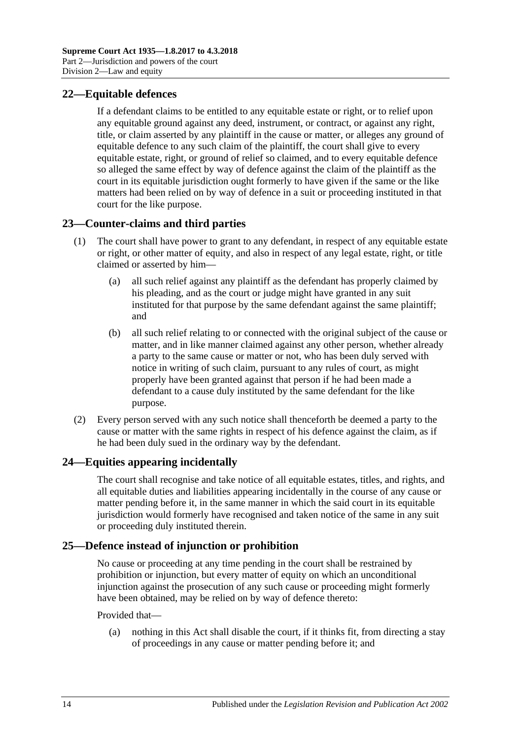## 22—Equitable defences

If a defendant claims to be entitled to any equitable estate or right, or to relief upon any equitable ground against any deed, instrument, or contract, or against any right, title, or claim asserted by any plaintiff in the cause or matter, or alleges any ground of equitable defence to any such claim of the plaintiff, the court shall give to every equitable estate, right, or ground of relief so claimed, and to every equitable defence so alleged the same effect by way of defence against the claim of the plaintiff as the court in its equitable jurisdiction ought formerly to have given if the same or the like matters had been relied on by way of defence in a suit or proceeding instituted in that court for the like purpose.

## 23—Counter-claims and third parties

(1) The court shall have power to grant to any defendant, in respect of any equitable estate or right, or other matter of equity, and also in respect of any legal estate, right, or title claimed or asserted by him—

(a) all such relief against any plaintiff as the defendant has properly claimed by his pleading, and as the court or judge might have granted in any suit instituted for that purpose by the same defendant against the same plaintiff; and

(b) all such relief relating to or connected with the original subject of the cause or matter, and in like manner claimed against any other person, whether already a party to the same cause or matter or not, who has been duly served with notice in writing of such claim, pursuant to any rules of court, as might properly have been granted against that person if he had been made a defendant to a cause duly instituted by the same defendant for the like purpose.

(2) Every person served with any such notice shall thenceforth be deemed a party to the cause or matter with the same rights in respect of his defence against the claim, as if he had been duly sued in the ordinary way by the defendant.

## 24—Equities appearing incidentally

The court shall recognise and take notice of all equitable estates, titles, and rights, and all equitable duties and liabilities appearing incidentally in the course of any cause or matter pending before it, in the same manner in which the said court in its equitable jurisdiction would formerly have recognised and taken notice of the same in any suit or proceeding duly instituted therein.

## 25—Defence instead of injunction or prohibition

No cause or proceeding at any time pending in the court shall be restrained by prohibition or injunction, but every matter of equity on which an unconditional injunction against the prosecution of any such cause or proceeding might formerly have been obtained, may be relied on by way of defence thereto:

Provided that—

(a) nothing in this Act shall disable the court, if it thinks fit, from directing a stay of proceedings in any cause or matter pending before it; and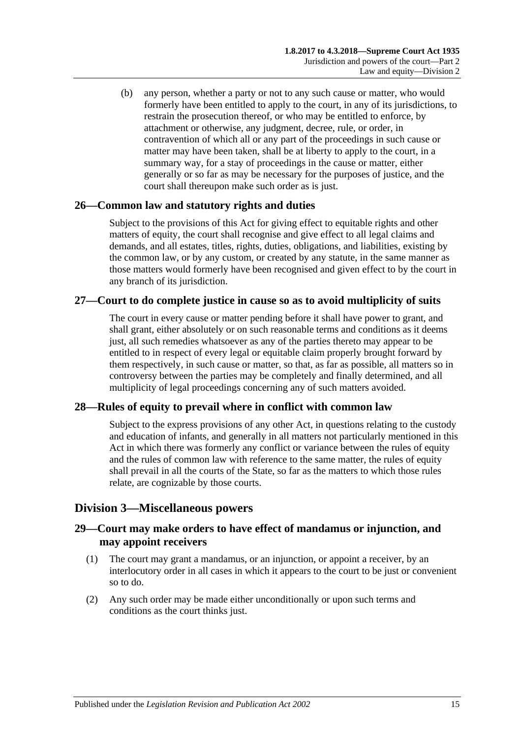(b) any person, whether a party or not to any such cause or matter, who would formerly have been entitled to apply to the court, in any of its jurisdictions, to restrain the prosecution thereof, or who may be entitled to enforce, by attachment or otherwise, any judgment, decree, rule, or order, in contravention of which all or any part of the proceedings in such cause or matter may have been taken, shall be at liberty to apply to the court, in a summary way, for a stay of proceedings in the cause or matter, either generally or so far as may be necessary for the purposes of justice, and the court shall thereupon make such order as is just.

### 26—Common law and statutory rights and duties

Subject to the provisions of this Act for giving effect to equitable rights and other matters of equity, the court shall recognise and give effect to all legal claims and demands, and all estates, titles, rights, duties, obligations, and liabilities, existing by the common law, or by any custom, or created by any statute, in the same manner as those matters would formerly have been recognised and given effect to by the court in any branch of its jurisdiction.

### 27—Court to do complete justice in cause so as to avoid multiplicity of suits

The court in every cause or matter pending before it shall have power to grant, and shall grant, either absolutely or on such reasonable terms and conditions as it deems just, all such remedies whatsoever as any of the parties thereto may appear to be entitled to in respect of every legal or equitable claim properly brought forward by them respectively, in such cause or matter, so that, as far as possible, all matters so in controversy between the parties may be completely and finally determined, and all multiplicity of legal proceedings concerning any of such matters avoided.

### 28—Rules of equity to prevail where in conflict with common law

Subject to the express provisions of any other Act, in questions relating to the custody and education of infants, and generally in all matters not particularly mentioned in this Act in which there was formerly any conflict or variance between the rules of equity and the rules of common law with reference to the same matter, the rules of equity shall prevail in all the courts of the State, so far as the matters to which those rules relate, are cognizable by those courts.

## Division 3—Miscellaneous powers

### 29—Court may make orders to have effect of mandamus or injunction, and may appoint receivers

(1) The court may grant a mandamus, or an injunction, or appoint a receiver, by an interlocutory order in all cases in which it appears to the court to be just or convenient so to do.

(2) Any such order may be made either unconditionally or upon such terms and conditions as the court thinks just.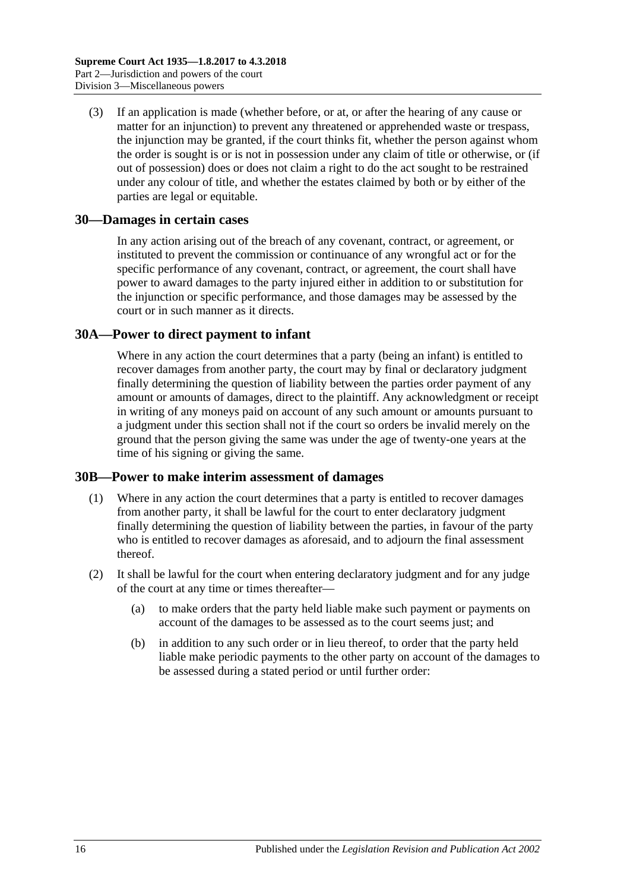(3) If an application is made (whether before, or at, or after the hearing of any cause or matter for an injunction) to prevent any threatened or apprehended waste or trespass, the injunction may be granted, if the court thinks fit, whether the person against whom the order is sought is or is not in possession under any claim of title or otherwise, or (if out of possession) does or does not claim a right to do the act sought to be restrained under any colour of title, and whether the estates claimed by both or by either of the parties are legal or equitable.

## 30—Damages in certain cases

In any action arising out of the breach of any covenant, contract, or agreement, or instituted to prevent the commission or continuance of any wrongful act or for the specific performance of any covenant, contract, or agreement, the court shall have power to award damages to the party injured either in addition to or substitution for the injunction or specific performance, and those damages may be assessed by the court or in such manner as it directs.

## 30A—Power to direct payment to infant

Where in any action the court determines that a party (being an infant) is entitled to recover damages from another party, the court may by final or declaratory judgment finally determining the question of liability between the parties order payment of any amount or amounts of damages, direct to the plaintiff. Any acknowledgment or receipt in writing of any moneys paid on account of any such amount or amounts pursuant to a judgment under this section shall not if the court so orders be invalid merely on the ground that the person giving the same was under the age of twenty-one years at the time of his signing or giving the same.

## 30B—Power to make interim assessment of damages

(1) Where in any action the court determines that a party is entitled to recover damages from another party, it shall be lawful for the court to enter declaratory judgment finally determining the question of liability between the parties, in favour of the party who is entitled to recover damages as aforesaid, and to adjourn the final assessment thereof.

(2) It shall be lawful for the court when entering declaratory judgment and for any judge of the court at any time or times thereafter—

(a) to make orders that the party held liable make such payment or payments on account of the damages to be assessed as to the court seems just; and

(b) in addition to any such order or in lieu thereof, to order that the party held liable make periodic payments to the other party on account of the damages to be assessed during a stated period or until further order: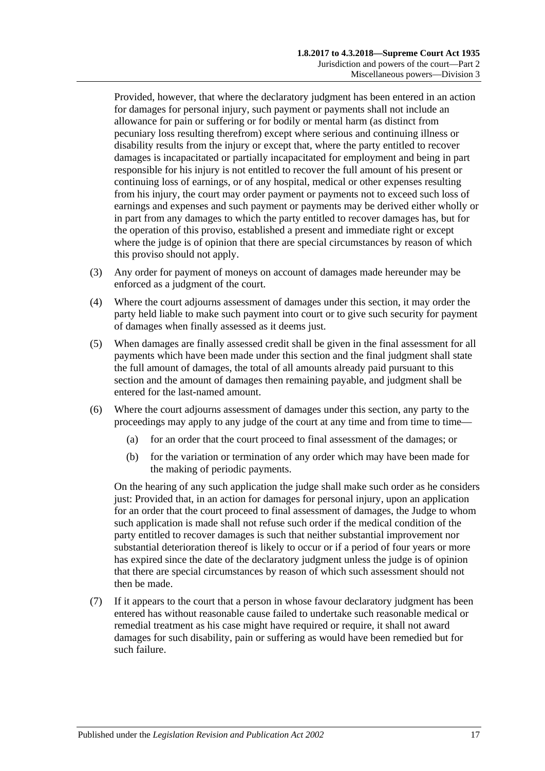Provided, however, that where the declaratory judgment has been entered in an action for damages for personal injury, such payment or payments shall not include an allowance for pain or suffering or for bodily or mental harm (as distinct from pecuniary loss resulting therefrom) except where serious and continuing illness or disability results from the injury or except that, where the party entitled to recover damages is incapacitated or partially incapacitated for employment and being in part responsible for his injury is not entitled to recover the full amount of his present or continuing loss of earnings, or of any hospital, medical or other expenses resulting from his injury, the court may order payment or payments not to exceed such loss of earnings and expenses and such payment or payments may be derived either wholly or in part from any damages to which the party entitled to recover damages has, but for the operation of this proviso, established a present and immediate right or except where the judge is of opinion that there are special circumstances by reason of which this proviso should not apply.

(3) Any order for payment of moneys on account of damages made hereunder may be enforced as a judgment of the court.

(4) Where the court adjourns assessment of damages under this section, it may order the party held liable to make such payment into court or to give such security for payment of damages when finally assessed as it deems just.

(5) When damages are finally assessed credit shall be given in the final assessment for all payments which have been made under this section and the final judgment shall state the full amount of damages, the total of all amounts already paid pursuant to this section and the amount of damages then remaining payable, and judgment shall be entered for the last-named amount.

(6) Where the court adjourns assessment of damages under this section, any party to the proceedings may apply to any judge of the court at any time and from time to time—

- (a) for an order that the court proceed to final assessment of the damages; or
- (b) for the variation or termination of any order which may have been made for the making of periodic payments.

On the hearing of any such application the judge shall make such order as he considers just: Provided that, in an action for damages for personal injury, upon an application for an order that the court proceed to final assessment of damages, the Judge to whom such application is made shall not refuse such order if the medical condition of the party entitled to recover damages is such that neither substantial improvement nor substantial deterioration thereof is likely to occur or if a period of four years or more has expired since the date of the declaratory judgment unless the judge is of opinion that there are special circumstances by reason of which such assessment should not then be made.

(7) If it appears to the court that a person in whose favour declaratory judgment has been entered has without reasonable cause failed to undertake such reasonable medical or remedial treatment as his case might have required or require, it shall not award damages for such disability, pain or suffering as would have been remedied but for such failure.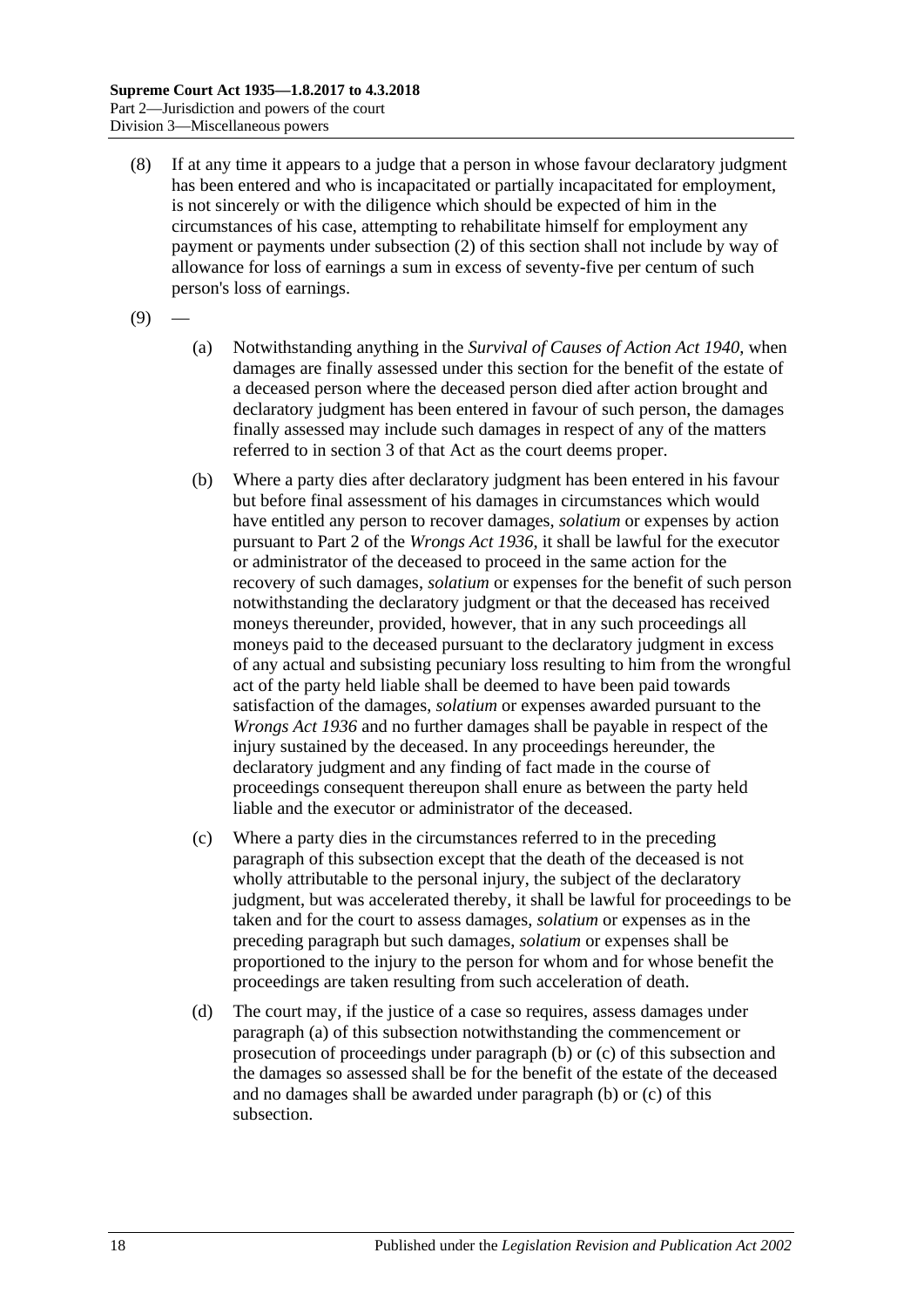(8) If at any time it appears to a judge that a person in whose favour declaratory judgment has been entered and who is incapacitated or partially incapacitated for employment, is not sincerely or with the diligence which should be expected of him in the circumstances of his case, attempting to rehabilitate himself for employment any payment or payments under subsection (2) of this section shall not include by way of allowance for loss of earnings a sum in excess of seventy-five per centum of such person's loss of earnings.

(9) —

(a) Notwithstanding anything in the *Survival of Causes of Action Act 1940*, when damages are finally assessed under this section for the benefit of the estate of a deceased person where the deceased person died after action brought and declaratory judgment has been entered in favour of such person, the damages finally assessed may include such damages in respect of any of the matters referred to in section 3 of that Act as the court deems proper.

(b) Where a party dies after declaratory judgment has been entered in his favour but before final assessment of his damages in circumstances which would have entitled any person to recover damages, *solatium* or expenses by action pursuant to Part 2 of the *Wrongs Act 1936*, it shall be lawful for the executor or administrator of the deceased to proceed in the same action for the recovery of such damages, *solatium* or expenses for the benefit of such person notwithstanding the declaratory judgment or that the deceased has received moneys thereunder, provided, however, that in any such proceedings all moneys paid to the deceased pursuant to the declaratory judgment in excess of any actual and subsisting pecuniary loss resulting to him from the wrongful act of the party held liable shall be deemed to have been paid towards satisfaction of the damages, *solatium* or expenses awarded pursuant to the *Wrongs Act 1936* and no further damages shall be payable in respect of the injury sustained by the deceased. In any proceedings hereunder, the declaratory judgment and any finding of fact made in the course of proceedings consequent thereupon shall enure as between the party held liable and the executor or administrator of the deceased.

(c) Where a party dies in the circumstances referred to in the preceding paragraph of this subsection except that the death of the deceased is not wholly attributable to the personal injury, the subject of the declaratory judgment, but was accelerated thereby, it shall be lawful for proceedings to be taken and for the court to assess damages, *solatium* or expenses as in the preceding paragraph but such damages, *solatium* or expenses shall be proportioned to the injury to the person for whom and for whose benefit the proceedings are taken resulting from such acceleration of death.

(d) The court may, if the justice of a case so requires, assess damages under paragraph (a) of this subsection notwithstanding the commencement or prosecution of proceedings under paragraph (b) or (c) of this subsection and the damages so assessed shall be for the benefit of the estate of the deceased and no damages shall be awarded under paragraph (b) or (c) of this subsection.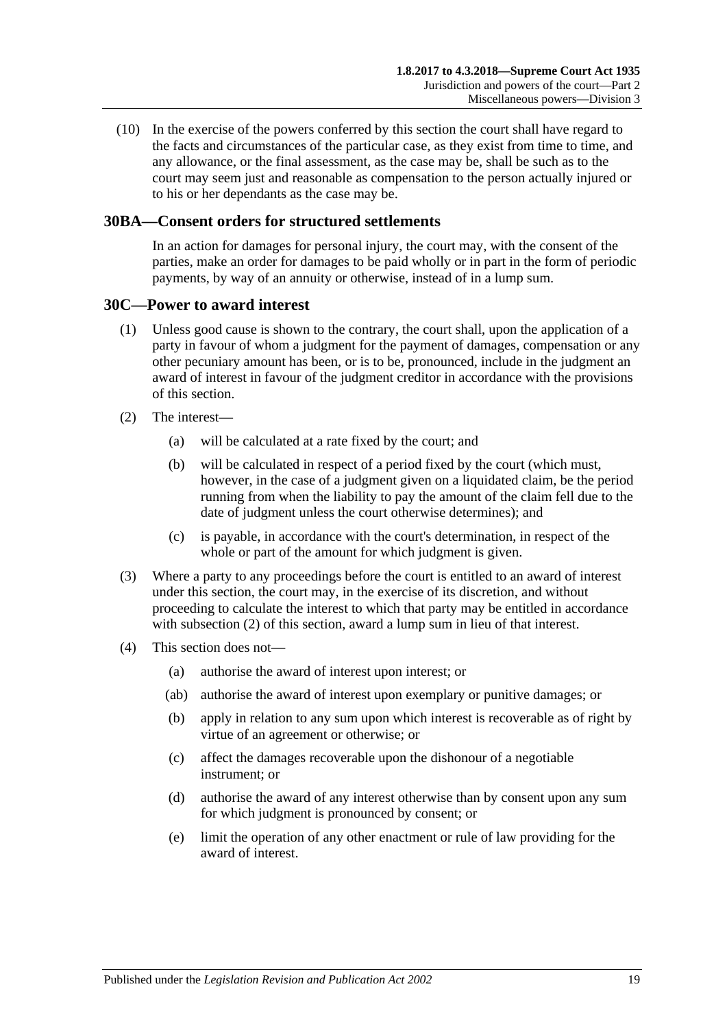(10) In the exercise of the powers conferred by this section the court shall have regard to the facts and circumstances of the particular case, as they exist from time to time, and any allowance, or the final assessment, as the case may be, shall be such as to the court may seem just and reasonable as compensation to the person actually injured or to his or her dependants as the case may be.

## 30BA—Consent orders for structured settlements

In an action for damages for personal injury, the court may, with the consent of the parties, make an order for damages to be paid wholly or in part in the form of periodic payments, by way of an annuity or otherwise, instead of in a lump sum.

## 30C—Power to award interest

(1) Unless good cause is shown to the contrary, the court shall, upon the application of a party in favour of whom a judgment for the payment of damages, compensation or any other pecuniary amount has been, or is to be, pronounced, include in the judgment an award of interest in favour of the judgment creditor in accordance with the provisions of this section.

(2) The interest—

(a) will be calculated at a rate fixed by the court; and

(b) will be calculated in respect of a period fixed by the court (which must, however, in the case of a judgment given on a liquidated claim, be the period running from when the liability to pay the amount of the claim fell due to the date of judgment unless the court otherwise determines); and

(c) is payable, in accordance with the court's determination, in respect of the whole or part of the amount for which judgment is given.

(3) Where a party to any proceedings before the court is entitled to an award of interest under this section, the court may, in the exercise of its discretion, and without proceeding to calculate the interest to which that party may be entitled in accordance with subsection (2) of this section, award a lump sum in lieu of that interest.

(4) This section does not—

(a) authorise the award of interest upon interest; or

(ab) authorise the award of interest upon exemplary or punitive damages; or

(b) apply in relation to any sum upon which interest is recoverable as of right by virtue of an agreement or otherwise; or

(c) affect the damages recoverable upon the dishonour of a negotiable instrument; or

(d) authorise the award of any interest otherwise than by consent upon any sum for which judgment is pronounced by consent; or

(e) limit the operation of any other enactment or rule of law providing for the award of interest.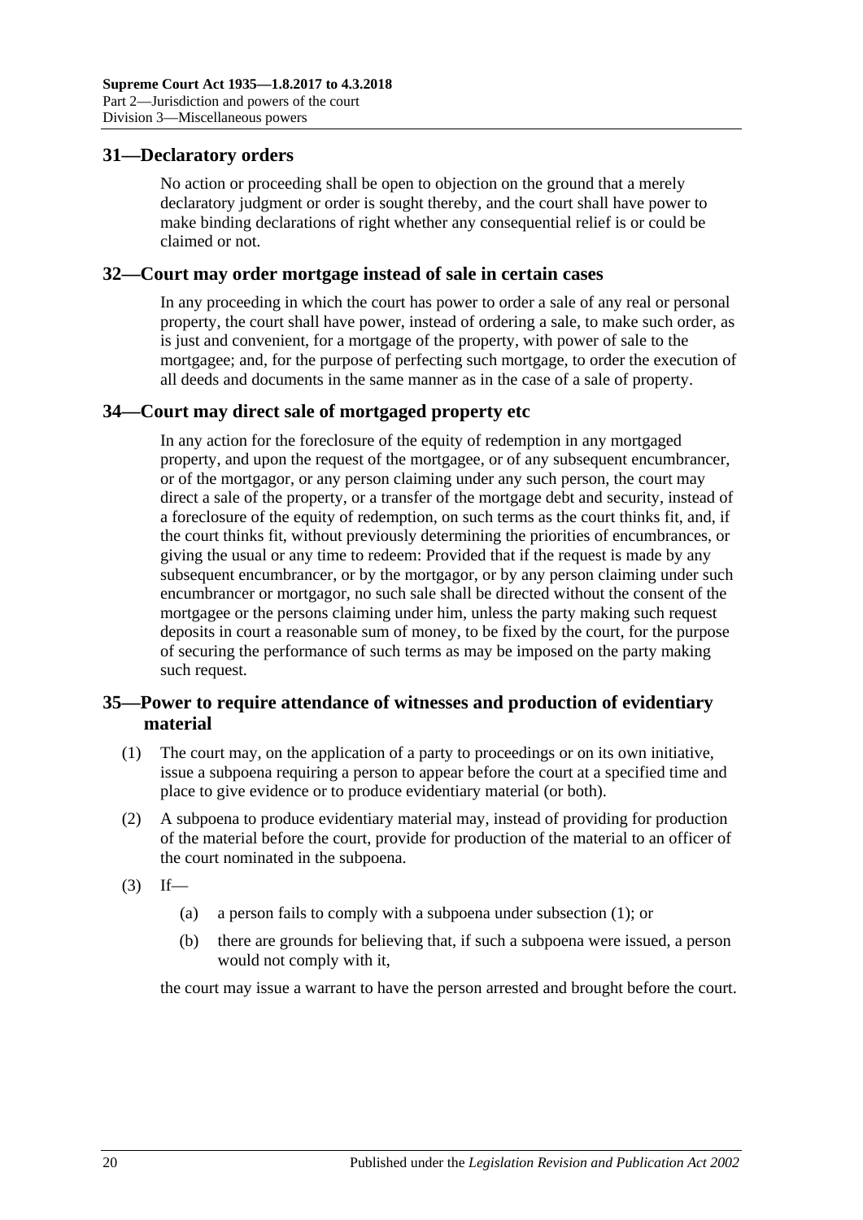## 31—Declaratory orders

No action or proceeding shall be open to objection on the ground that a merely declaratory judgment or order is sought thereby, and the court shall have power to make binding declarations of right whether any consequential relief is or could be claimed or not.

## 32—Court may order mortgage instead of sale in certain cases

In any proceeding in which the court has power to order a sale of any real or personal property, the court shall have power, instead of ordering a sale, to make such order, as is just and convenient, for a mortgage of the property, with power of sale to the mortgagee; and, for the purpose of perfecting such mortgage, to order the execution of all deeds and documents in the same manner as in the case of a sale of property.

## 34—Court may direct sale of mortgaged property etc

In any action for the foreclosure of the equity of redemption in any mortgaged property, and upon the request of the mortgagee, or of any subsequent encumbrancer, or of the mortgagor, or any person claiming under any such person, the court may direct a sale of the property, or a transfer of the mortgage debt and security, instead of a foreclosure of the equity of redemption, on such terms as the court thinks fit, and, if the court thinks fit, without previously determining the priorities of encumbrances, or giving the usual or any time to redeem: Provided that if the request is made by any subsequent encumbrancer, or by the mortgagor, or by any person claiming under such encumbrancer or mortgagor, no such sale shall be directed without the consent of the mortgagee or the persons claiming under him, unless the party making such request deposits in court a reasonable sum of money, to be fixed by the court, for the purpose of securing the performance of such terms as may be imposed on the party making such request.

## 35—Power to require attendance of witnesses and production of evidentiary material

(1) The court may, on the application of a party to proceedings or on its own initiative, issue a subpoena requiring a person to appear before the court at a specified time and place to give evidence or to produce evidentiary material (or both).

(2) A subpoena to produce evidentiary material may, instead of providing for production of the material before the court, provide for production of the material to an officer of the court nominated in the subpoena.

(3) If—

(a) a person fails to comply with a subpoena under subsection (1); or

(b) there are grounds for believing that, if such a subpoena were issued, a person would not comply with it,

the court may issue a warrant to have the person arrested and brought before the court.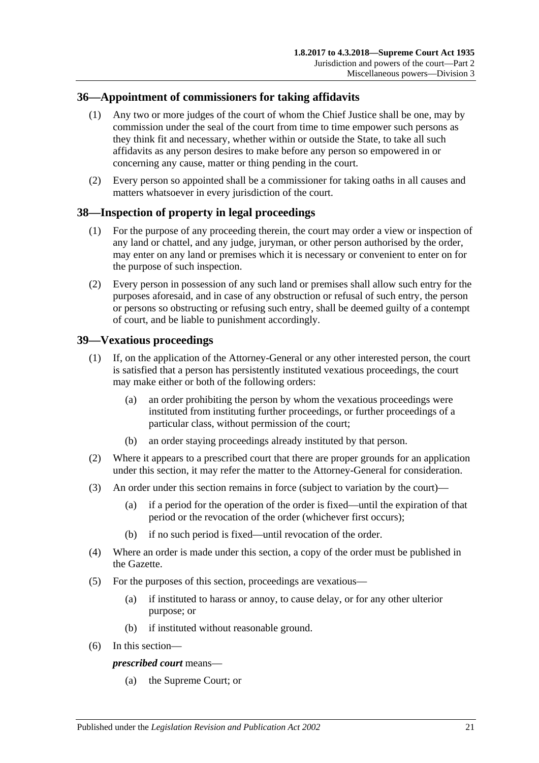## 36—Appointment of commissioners for taking affidavits

(1) Any two or more judges of the court of whom the Chief Justice shall be one, may by commission under the seal of the court from time to time empower such persons as they think fit and necessary, whether within or outside the State, to take all such affidavits as any person desires to make before any person so empowered in or concerning any cause, matter or thing pending in the court.

(2) Every person so appointed shall be a commissioner for taking oaths in all causes and matters whatsoever in every jurisdiction of the court.

## 38—Inspection of property in legal proceedings

(1) For the purpose of any proceeding therein, the court may order a view or inspection of any land or chattel, and any judge, juryman, or other person authorised by the order, may enter on any land or premises which it is necessary or convenient to enter on for the purpose of such inspection.

(2) Every person in possession of any such land or premises shall allow such entry for the purposes aforesaid, and in case of any obstruction or refusal of such entry, the person or persons so obstructing or refusing such entry, shall be deemed guilty of a contempt of court, and be liable to punishment accordingly.

## 39—Vexatious proceedings

(1) If, on the application of the Attorney-General or any other interested person, the court is satisfied that a person has persistently instituted vexatious proceedings, the court may make either or both of the following orders:

- (a) an order prohibiting the person by whom the vexatious proceedings were instituted from instituting further proceedings, or further proceedings of a particular class, without permission of the court;
- (b) an order staying proceedings already instituted by that person.

(2) Where it appears to a prescribed court that there are proper grounds for an application under this section, it may refer the matter to the Attorney-General for consideration.

(3) An order under this section remains in force (subject to variation by the court)—

- (a) if a period for the operation of the order is fixed—until the expiration of that period or the revocation of the order (whichever first occurs);
- (b) if no such period is fixed—until revocation of the order.

(4) Where an order is made under this section, a copy of the order must be published in the Gazette.

(5) For the purposes of this section, proceedings are vexatious—

- (a) if instituted to harass or annoy, to cause delay, or for any other ulterior purpose; or
- (b) if instituted without reasonable ground.

(6) In this section—

***prescribed court*** means—

- (a) the Supreme Court; or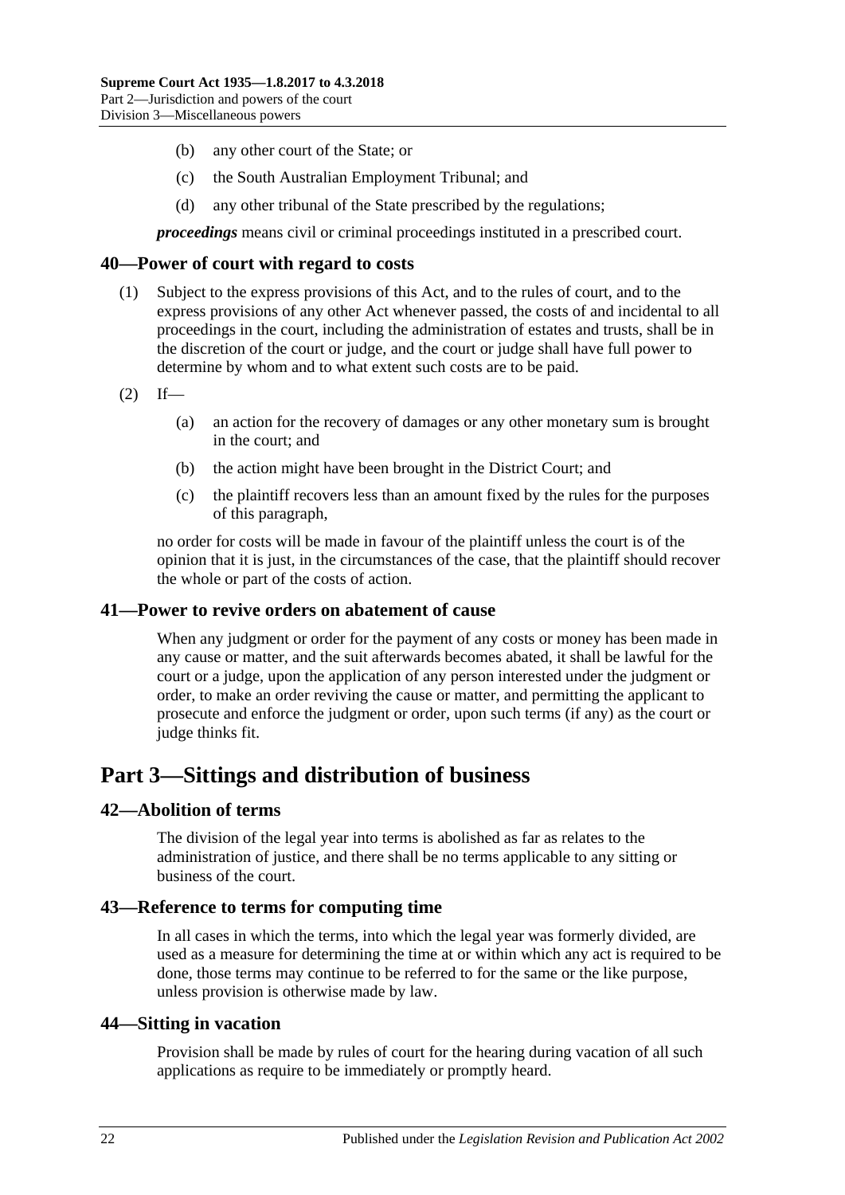(b) any other court of the State; or

(c) the South Australian Employment Tribunal; and

(d) any other tribunal of the State prescribed by the regulations;

***proceedings*** means civil or criminal proceedings instituted in a prescribed court.

### 40—Power of court with regard to costs

(1) Subject to the express provisions of this Act, and to the rules of court, and to the express provisions of any other Act whenever passed, the costs of and incidental to all proceedings in the court, including the administration of estates and trusts, shall be in the discretion of the court or judge, and the court or judge shall have full power to determine by whom and to what extent such costs are to be paid.

(2) If—

(a) an action for the recovery of damages or any other monetary sum is brought in the court; and

(b) the action might have been brought in the District Court; and

(c) the plaintiff recovers less than an amount fixed by the rules for the purposes of this paragraph,

no order for costs will be made in favour of the plaintiff unless the court is of the opinion that it is just, in the circumstances of the case, that the plaintiff should recover the whole or part of the costs of action.

### 41—Power to revive orders on abatement of cause

When any judgment or order for the payment of any costs or money has been made in any cause or matter, and the suit afterwards becomes abated, it shall be lawful for the court or a judge, upon the application of any person interested under the judgment or order, to make an order reviving the cause or matter, and permitting the applicant to prosecute and enforce the judgment or order, upon such terms (if any) as the court or judge thinks fit.

## Part 3—Sittings and distribution of business

### 42—Abolition of terms

The division of the legal year into terms is abolished as far as relates to the administration of justice, and there shall be no terms applicable to any sitting or business of the court.

### 43—Reference to terms for computing time

In all cases in which the terms, into which the legal year was formerly divided, are used as a measure for determining the time at or within which any act is required to be done, those terms may continue to be referred to for the same or the like purpose, unless provision is otherwise made by law.

### 44—Sitting in vacation

Provision shall be made by rules of court for the hearing during vacation of all such applications as require to be immediately or promptly heard.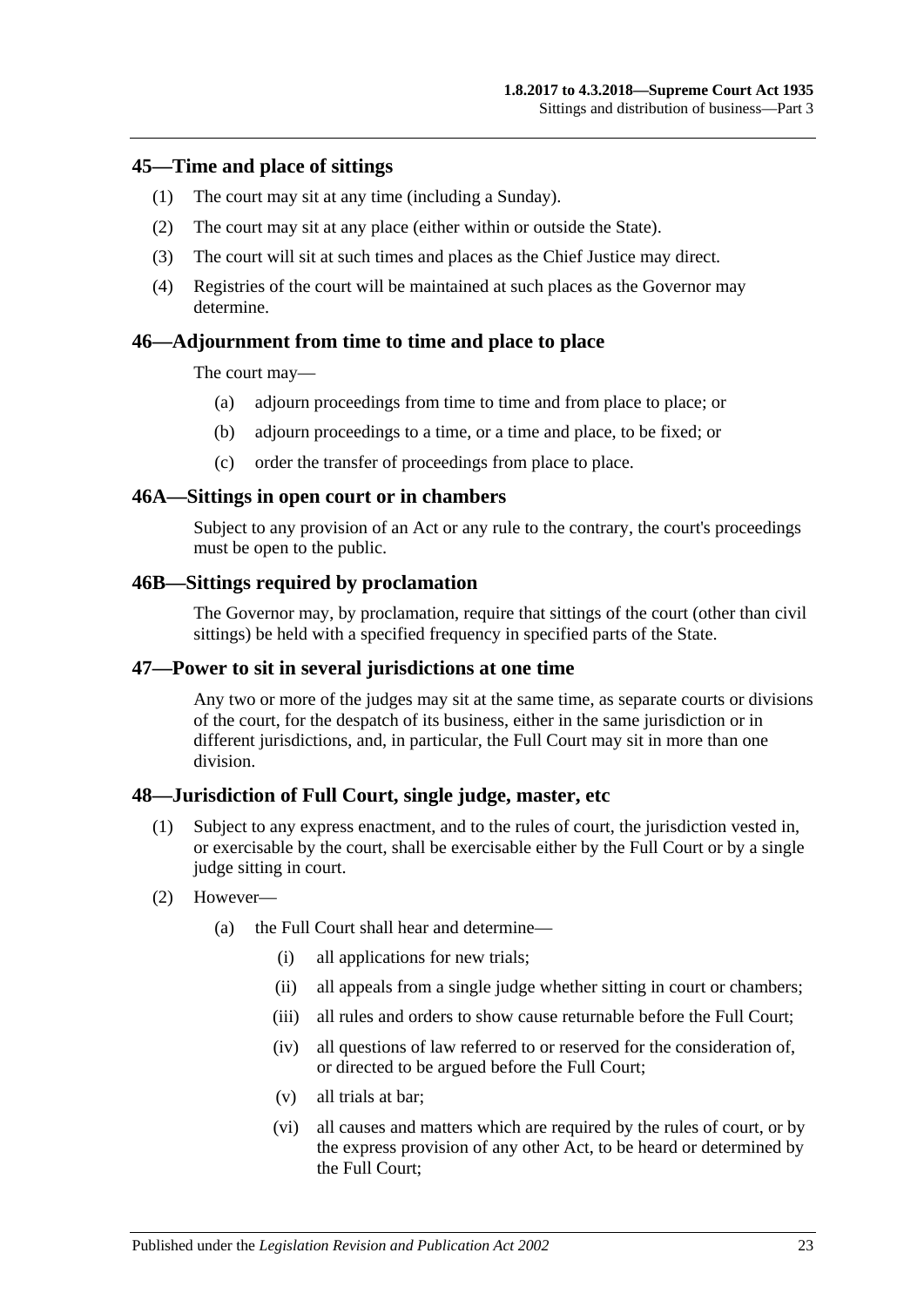## 45—Time and place of sittings

(1) The court may sit at any time (including a Sunday).

(2) The court may sit at any place (either within or outside the State).

(3) The court will sit at such times and places as the Chief Justice may direct.

(4) Registries of the court will be maintained at such places as the Governor may determine.

## 46—Adjournment from time to time and place to place

The court may—

(a) adjourn proceedings from time to time and from place to place; or

(b) adjourn proceedings to a time, or a time and place, to be fixed; or

(c) order the transfer of proceedings from place to place.

## 46A—Sittings in open court or in chambers

Subject to any provision of an Act or any rule to the contrary, the court's proceedings must be open to the public.

## 46B—Sittings required by proclamation

The Governor may, by proclamation, require that sittings of the court (other than civil sittings) be held with a specified frequency in specified parts of the State.

## 47—Power to sit in several jurisdictions at one time

Any two or more of the judges may sit at the same time, as separate courts or divisions of the court, for the despatch of its business, either in the same jurisdiction or in different jurisdictions, and, in particular, the Full Court may sit in more than one division.

## 48—Jurisdiction of Full Court, single judge, master, etc

(1) Subject to any express enactment, and to the rules of court, the jurisdiction vested in, or exercisable by the court, shall be exercisable either by the Full Court or by a single judge sitting in court.

(2) However—

(a) the Full Court shall hear and determine—

(i) all applications for new trials;

(ii) all appeals from a single judge whether sitting in court or chambers;

(iii) all rules and orders to show cause returnable before the Full Court;

(iv) all questions of law referred to or reserved for the consideration of, or directed to be argued before the Full Court;

(v) all trials at bar;

(vi) all causes and matters which are required by the rules of court, or by the express provision of any other Act, to be heard or determined by the Full Court;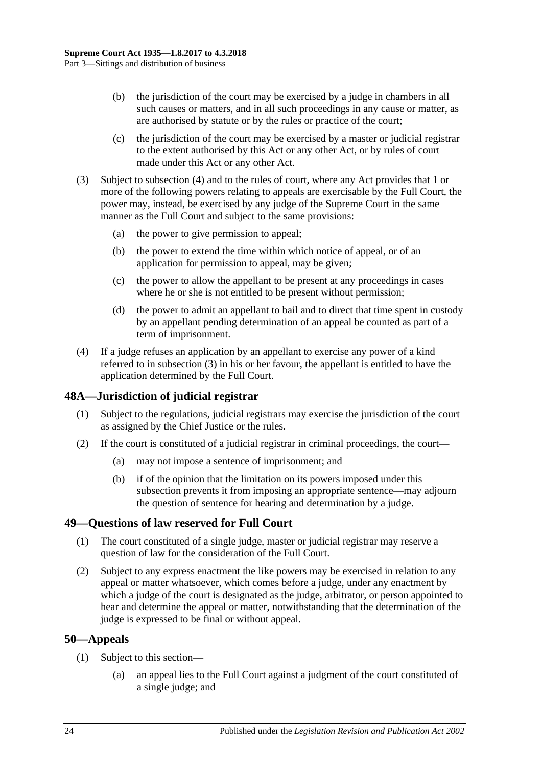(b) the jurisdiction of the court may be exercised by a judge in chambers in all such causes or matters, and in all such proceedings in any cause or matter, as are authorised by statute or by the rules or practice of the court;

(c) the jurisdiction of the court may be exercised by a master or judicial registrar to the extent authorised by this Act or any other Act, or by rules of court made under this Act or any other Act.

(3) Subject to subsection (4) and to the rules of court, where any Act provides that 1 or more of the following powers relating to appeals are exercisable by the Full Court, the power may, instead, be exercised by any judge of the Supreme Court in the same manner as the Full Court and subject to the same provisions:

(a) the power to give permission to appeal;

(b) the power to extend the time within which notice of appeal, or of an application for permission to appeal, may be given;

(c) the power to allow the appellant to be present at any proceedings in cases where he or she is not entitled to be present without permission;

(d) the power to admit an appellant to bail and to direct that time spent in custody by an appellant pending determination of an appeal be counted as part of a term of imprisonment.

(4) If a judge refuses an application by an appellant to exercise any power of a kind referred to in subsection (3) in his or her favour, the appellant is entitled to have the application determined by the Full Court.

## 48A—Jurisdiction of judicial registrar

(1) Subject to the regulations, judicial registrars may exercise the jurisdiction of the court as assigned by the Chief Justice or the rules.

(2) If the court is constituted of a judicial registrar in criminal proceedings, the court—

(a) may not impose a sentence of imprisonment; and

(b) if of the opinion that the limitation on its powers imposed under this subsection prevents it from imposing an appropriate sentence—may adjourn the question of sentence for hearing and determination by a judge.

## 49—Questions of law reserved for Full Court

(1) The court constituted of a single judge, master or judicial registrar may reserve a question of law for the consideration of the Full Court.

(2) Subject to any express enactment the like powers may be exercised in relation to any appeal or matter whatsoever, which comes before a judge, under any enactment by which a judge of the court is designated as the judge, arbitrator, or person appointed to hear and determine the appeal or matter, notwithstanding that the determination of the judge is expressed to be final or without appeal.

## 50—Appeals

(1) Subject to this section—

(a) an appeal lies to the Full Court against a judgment of the court constituted of a single judge; and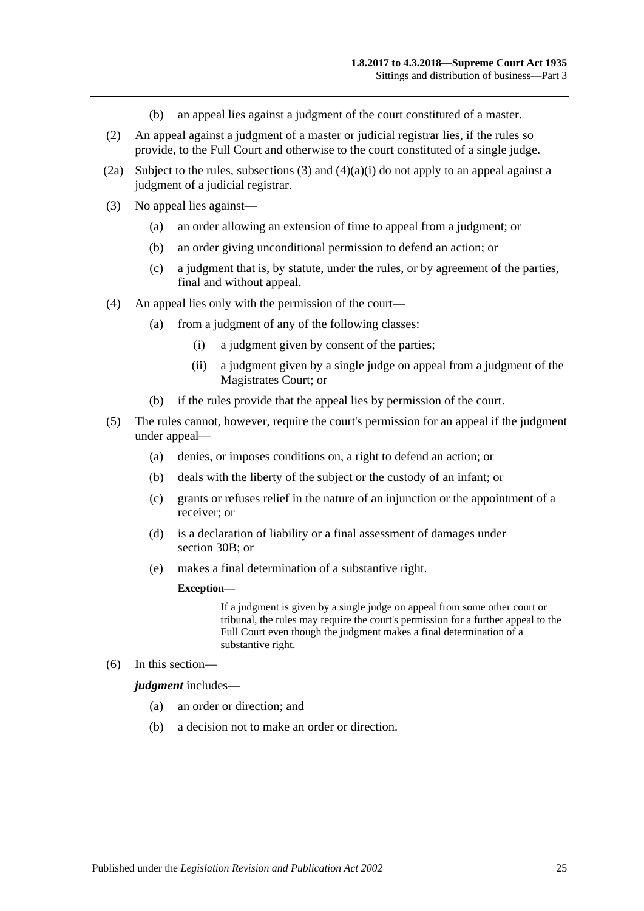(b) an appeal lies against a judgment of the court constituted of a master.

(2) An appeal against a judgment of a master or judicial registrar lies, if the rules so provide, to the Full Court and otherwise to the court constituted of a single judge.

(2a) Subject to the rules, subsections (3) and (4)(a)(i) do not apply to an appeal against a judgment of a judicial registrar.

(3) No appeal lies against—

(a) an order allowing an extension of time to appeal from a judgment; or

(b) an order giving unconditional permission to defend an action; or

(c) a judgment that is, by statute, under the rules, or by agreement of the parties, final and without appeal.

(4) An appeal lies only with the permission of the court—

(a) from a judgment of any of the following classes:

(i) a judgment given by consent of the parties;

(ii) a judgment given by a single judge on appeal from a judgment of the Magistrates Court; or

(b) if the rules provide that the appeal lies by permission of the court.

(5) The rules cannot, however, require the court's permission for an appeal if the judgment under appeal—

(a) denies, or imposes conditions on, a right to defend an action; or

(b) deals with the liberty of the subject or the custody of an infant; or

(c) grants or refuses relief in the nature of an injunction or the appointment of a receiver; or

(d) is a declaration of liability or a final assessment of damages under section 30B; or

(e) makes a final determination of a substantive right.

**Exception—**

If a judgment is given by a single judge on appeal from some other court or tribunal, the rules may require the court's permission for a further appeal to the Full Court even though the judgment makes a final determination of a substantive right.

(6) In this section—

***judgment*** includes—

(a) an order or direction; and

(b) a decision not to make an order or direction.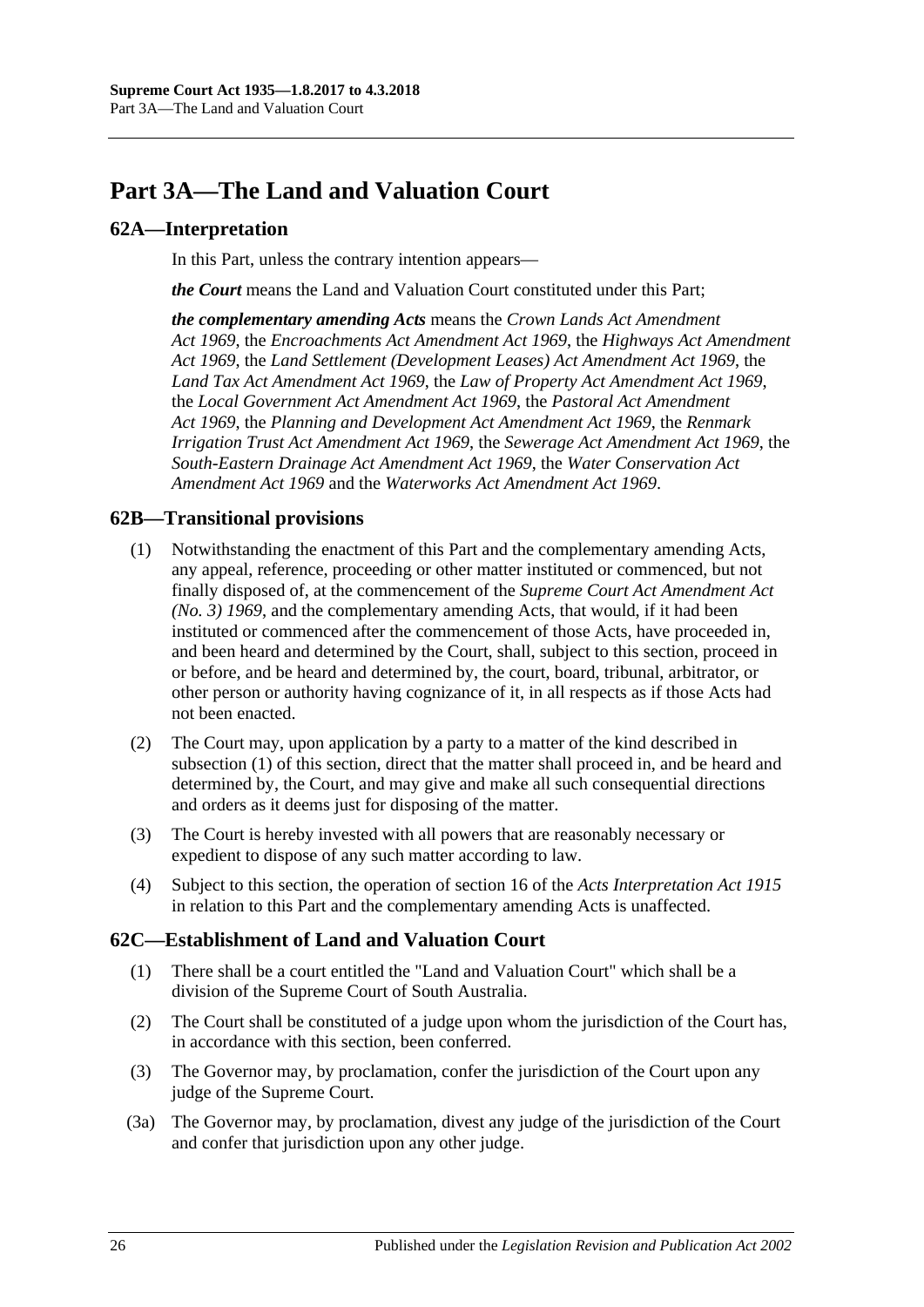# Part 3A—The Land and Valuation Court

## 62A—Interpretation

In this Part, unless the contrary intention appears—

***the Court*** means the Land and Valuation Court constituted under this Part;

***the complementary amending Acts*** means the *Crown Lands Act Amendment Act 1969*, the *Encroachments Act Amendment Act 1969*, the *Highways Act Amendment Act 1969*, the *Land Settlement (Development Leases) Act Amendment Act 1969*, the *Land Tax Act Amendment Act 1969*, the *Law of Property Act Amendment Act 1969*, the *Local Government Act Amendment Act 1969*, the *Pastoral Act Amendment Act 1969*, the *Planning and Development Act Amendment Act 1969*, the *Renmark Irrigation Trust Act Amendment Act 1969*, the *Sewerage Act Amendment Act 1969*, the *South-Eastern Drainage Act Amendment Act 1969*, the *Water Conservation Act Amendment Act 1969* and the *Waterworks Act Amendment Act 1969*.

## 62B—Transitional provisions

(1) Notwithstanding the enactment of this Part and the complementary amending Acts, any appeal, reference, proceeding or other matter instituted or commenced, but not finally disposed of, at the commencement of the *Supreme Court Act Amendment Act (No. 3) 1969*, and the complementary amending Acts, that would, if it had been instituted or commenced after the commencement of those Acts, have proceeded in, and been heard and determined by the Court, shall, subject to this section, proceed in or before, and be heard and determined by, the court, board, tribunal, arbitrator, or other person or authority having cognizance of it, in all respects as if those Acts had not been enacted.

(2) The Court may, upon application by a party to a matter of the kind described in subsection (1) of this section, direct that the matter shall proceed in, and be heard and determined by, the Court, and may give and make all such consequential directions and orders as it deems just for disposing of the matter.

(3) The Court is hereby invested with all powers that are reasonably necessary or expedient to dispose of any such matter according to law.

(4) Subject to this section, the operation of section 16 of the *Acts Interpretation Act 1915* in relation to this Part and the complementary amending Acts is unaffected.

## 62C—Establishment of Land and Valuation Court

(1) There shall be a court entitled the "Land and Valuation Court" which shall be a division of the Supreme Court of South Australia.

(2) The Court shall be constituted of a judge upon whom the jurisdiction of the Court has, in accordance with this section, been conferred.

(3) The Governor may, by proclamation, confer the jurisdiction of the Court upon any judge of the Supreme Court.

(3a) The Governor may, by proclamation, divest any judge of the jurisdiction of the Court and confer that jurisdiction upon any other judge.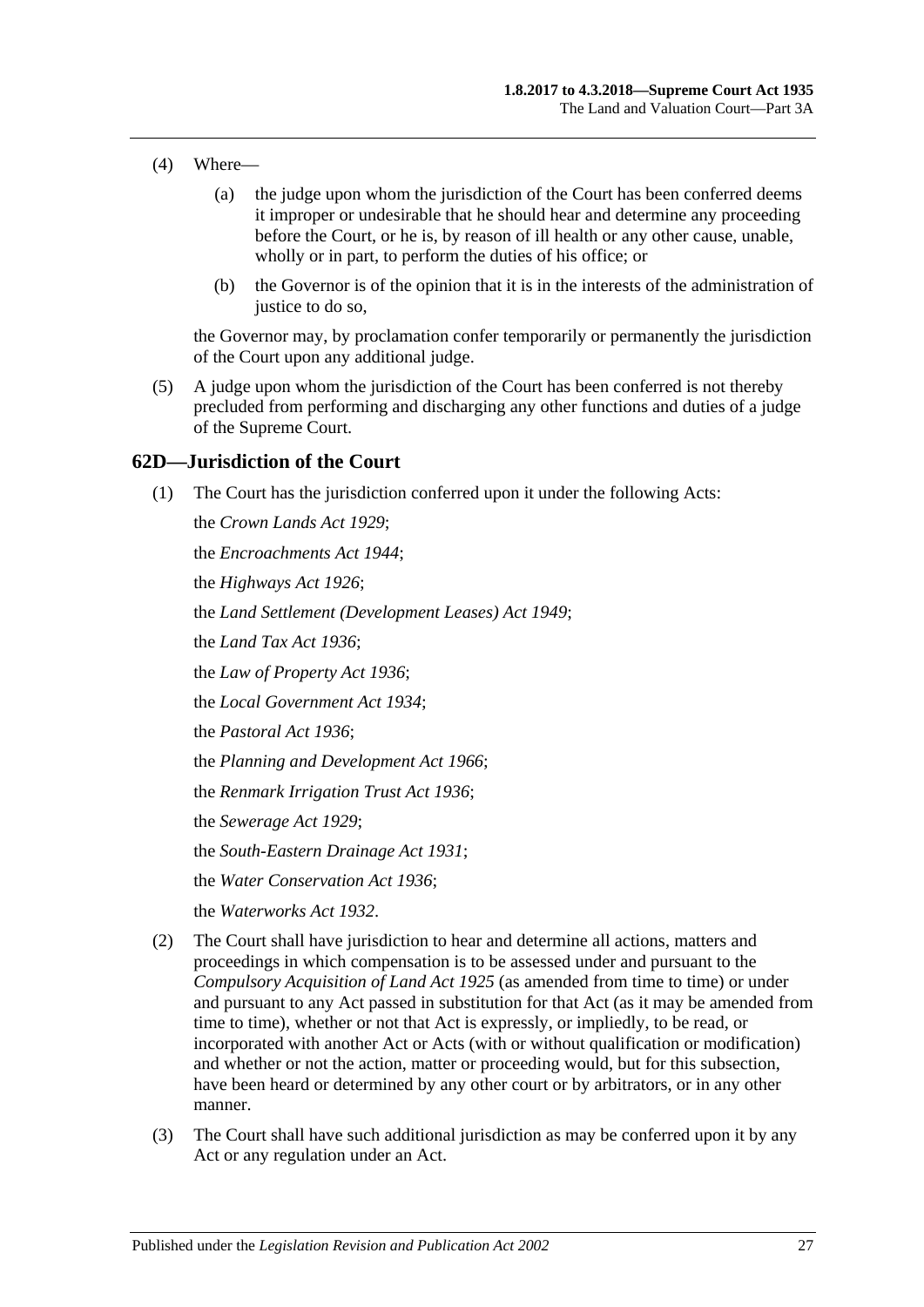(4) Where—

(a) the judge upon whom the jurisdiction of the Court has been conferred deems it improper or undesirable that he should hear and determine any proceeding before the Court, or he is, by reason of ill health or any other cause, unable, wholly or in part, to perform the duties of his office; or

(b) the Governor is of the opinion that it is in the interests of the administration of justice to do so,

the Governor may, by proclamation confer temporarily or permanently the jurisdiction of the Court upon any additional judge.

(5) A judge upon whom the jurisdiction of the Court has been conferred is not thereby precluded from performing and discharging any other functions and duties of a judge of the Supreme Court.

## 62D—Jurisdiction of the Court

(1) The Court has the jurisdiction conferred upon it under the following Acts:

the *Crown Lands Act 1929*;

the *Encroachments Act 1944*;

the *Highways Act 1926*;

the *Land Settlement (Development Leases) Act 1949*;

the *Land Tax Act 1936*;

the *Law of Property Act 1936*;

the *Local Government Act 1934*;

the *Pastoral Act 1936*;

the *Planning and Development Act 1966*;

the *Renmark Irrigation Trust Act 1936*;

the *Sewerage Act 1929*;

the *South-Eastern Drainage Act 1931*;

the *Water Conservation Act 1936*;

the *Waterworks Act 1932*.

(2) The Court shall have jurisdiction to hear and determine all actions, matters and proceedings in which compensation is to be assessed under and pursuant to the *Compulsory Acquisition of Land Act 1925* (as amended from time to time) or under and pursuant to any Act passed in substitution for that Act (as it may be amended from time to time), whether or not that Act is expressly, or impliedly, to be read, or incorporated with another Act or Acts (with or without qualification or modification) and whether or not the action, matter or proceeding would, but for this subsection, have been heard or determined by any other court or by arbitrators, or in any other manner.

(3) The Court shall have such additional jurisdiction as may be conferred upon it by any Act or any regulation under an Act.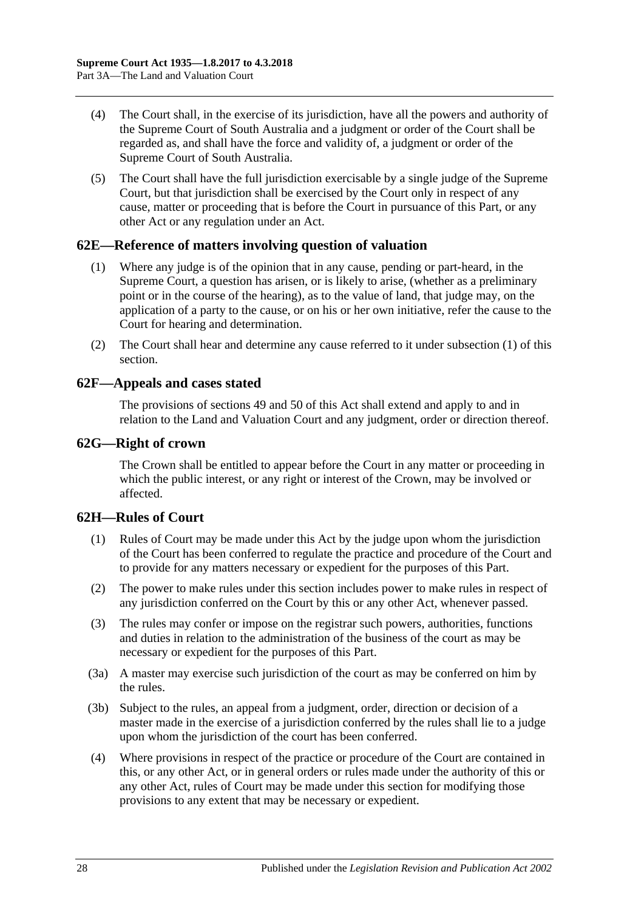(4) The Court shall, in the exercise of its jurisdiction, have all the powers and authority of the Supreme Court of South Australia and a judgment or order of the Court shall be regarded as, and shall have the force and validity of, a judgment or order of the Supreme Court of South Australia.

(5) The Court shall have the full jurisdiction exercisable by a single judge of the Supreme Court, but that jurisdiction shall be exercised by the Court only in respect of any cause, matter or proceeding that is before the Court in pursuance of this Part, or any other Act or any regulation under an Act.

## 62E—Reference of matters involving question of valuation

(1) Where any judge is of the opinion that in any cause, pending or part-heard, in the Supreme Court, a question has arisen, or is likely to arise, (whether as a preliminary point or in the course of the hearing), as to the value of land, that judge may, on the application of a party to the cause, or on his or her own initiative, refer the cause to the Court for hearing and determination.

(2) The Court shall hear and determine any cause referred to it under subsection (1) of this section.

## 62F—Appeals and cases stated

The provisions of sections 49 and 50 of this Act shall extend and apply to and in relation to the Land and Valuation Court and any judgment, order or direction thereof.

## 62G—Right of crown

The Crown shall be entitled to appear before the Court in any matter or proceeding in which the public interest, or any right or interest of the Crown, may be involved or affected.

## 62H—Rules of Court

(1) Rules of Court may be made under this Act by the judge upon whom the jurisdiction of the Court has been conferred to regulate the practice and procedure of the Court and to provide for any matters necessary or expedient for the purposes of this Part.

(2) The power to make rules under this section includes power to make rules in respect of any jurisdiction conferred on the Court by this or any other Act, whenever passed.

(3) The rules may confer or impose on the registrar such powers, authorities, functions and duties in relation to the administration of the business of the court as may be necessary or expedient for the purposes of this Part.

(3a) A master may exercise such jurisdiction of the court as may be conferred on him by the rules.

(3b) Subject to the rules, an appeal from a judgment, order, direction or decision of a master made in the exercise of a jurisdiction conferred by the rules shall lie to a judge upon whom the jurisdiction of the court has been conferred.

(4) Where provisions in respect of the practice or procedure of the Court are contained in this, or any other Act, or in general orders or rules made under the authority of this or any other Act, rules of Court may be made under this section for modifying those provisions to any extent that may be necessary or expedient.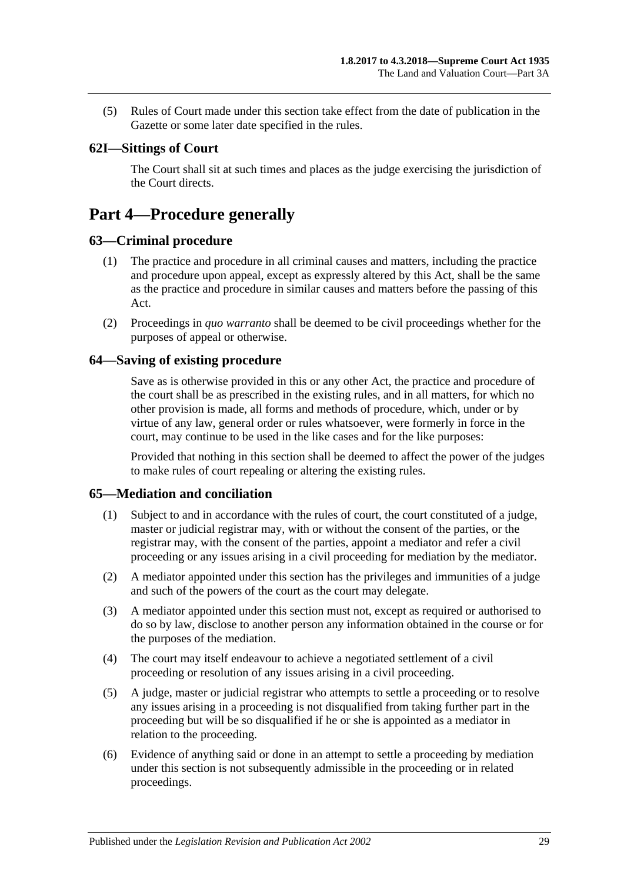(5) Rules of Court made under this section take effect from the date of publication in the Gazette or some later date specified in the rules.

### 62I—Sittings of Court

The Court shall sit at such times and places as the judge exercising the jurisdiction of the Court directs.

## Part 4—Procedure generally

### 63—Criminal procedure

(1) The practice and procedure in all criminal causes and matters, including the practice and procedure upon appeal, except as expressly altered by this Act, shall be the same as the practice and procedure in similar causes and matters before the passing of this Act.

(2) Proceedings in *quo warranto* shall be deemed to be civil proceedings whether for the purposes of appeal or otherwise.

### 64—Saving of existing procedure

Save as is otherwise provided in this or any other Act, the practice and procedure of the court shall be as prescribed in the existing rules, and in all matters, for which no other provision is made, all forms and methods of procedure, which, under or by virtue of any law, general order or rules whatsoever, were formerly in force in the court, may continue to be used in the like cases and for the like purposes:

Provided that nothing in this section shall be deemed to affect the power of the judges to make rules of court repealing or altering the existing rules.

### 65—Mediation and conciliation

(1) Subject to and in accordance with the rules of court, the court constituted of a judge, master or judicial registrar may, with or without the consent of the parties, or the registrar may, with the consent of the parties, appoint a mediator and refer a civil proceeding or any issues arising in a civil proceeding for mediation by the mediator.

(2) A mediator appointed under this section has the privileges and immunities of a judge and such of the powers of the court as the court may delegate.

(3) A mediator appointed under this section must not, except as required or authorised to do so by law, disclose to another person any information obtained in the course or for the purposes of the mediation.

(4) The court may itself endeavour to achieve a negotiated settlement of a civil proceeding or resolution of any issues arising in a civil proceeding.

(5) A judge, master or judicial registrar who attempts to settle a proceeding or to resolve any issues arising in a proceeding is not disqualified from taking further part in the proceeding but will be so disqualified if he or she is appointed as a mediator in relation to the proceeding.

(6) Evidence of anything said or done in an attempt to settle a proceeding by mediation under this section is not subsequently admissible in the proceeding or in related proceedings.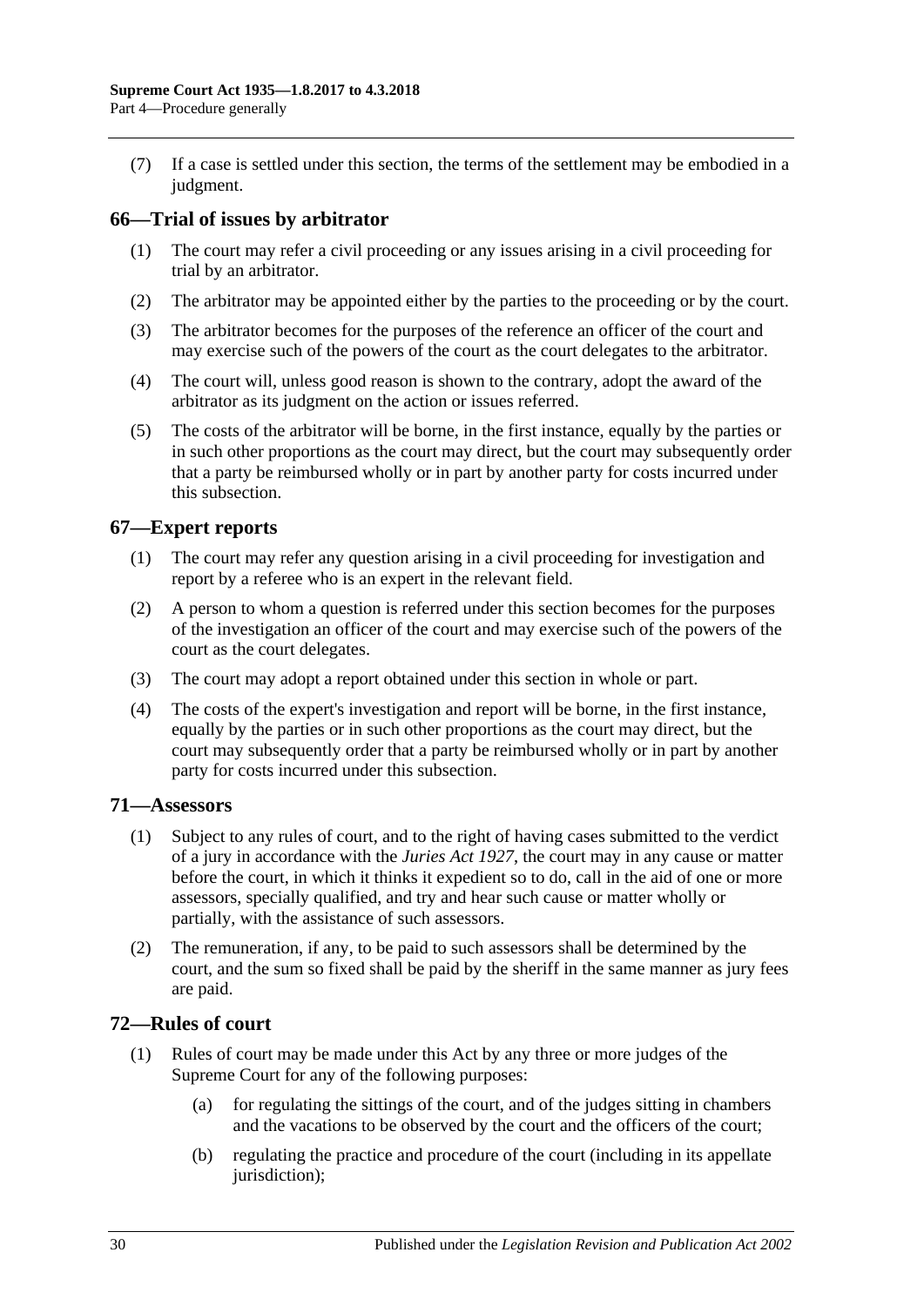(7) If a case is settled under this section, the terms of the settlement may be embodied in a judgment.

## 66—Trial of issues by arbitrator

(1) The court may refer a civil proceeding or any issues arising in a civil proceeding for trial by an arbitrator.

(2) The arbitrator may be appointed either by the parties to the proceeding or by the court.

(3) The arbitrator becomes for the purposes of the reference an officer of the court and may exercise such of the powers of the court as the court delegates to the arbitrator.

(4) The court will, unless good reason is shown to the contrary, adopt the award of the arbitrator as its judgment on the action or issues referred.

(5) The costs of the arbitrator will be borne, in the first instance, equally by the parties or in such other proportions as the court may direct, but the court may subsequently order that a party be reimbursed wholly or in part by another party for costs incurred under this subsection.

## 67—Expert reports

(1) The court may refer any question arising in a civil proceeding for investigation and report by a referee who is an expert in the relevant field.

(2) A person to whom a question is referred under this section becomes for the purposes of the investigation an officer of the court and may exercise such of the powers of the court as the court delegates.

(3) The court may adopt a report obtained under this section in whole or part.

(4) The costs of the expert's investigation and report will be borne, in the first instance, equally by the parties or in such other proportions as the court may direct, but the court may subsequently order that a party be reimbursed wholly or in part by another party for costs incurred under this subsection.

## 71—Assessors

(1) Subject to any rules of court, and to the right of having cases submitted to the verdict of a jury in accordance with the *Juries Act 1927*, the court may in any cause or matter before the court, in which it thinks it expedient so to do, call in the aid of one or more assessors, specially qualified, and try and hear such cause or matter wholly or partially, with the assistance of such assessors.

(2) The remuneration, if any, to be paid to such assessors shall be determined by the court, and the sum so fixed shall be paid by the sheriff in the same manner as jury fees are paid.

## 72—Rules of court

(1) Rules of court may be made under this Act by any three or more judges of the Supreme Court for any of the following purposes:

(a) for regulating the sittings of the court, and of the judges sitting in chambers and the vacations to be observed by the court and the officers of the court;

(b) regulating the practice and procedure of the court (including in its appellate jurisdiction);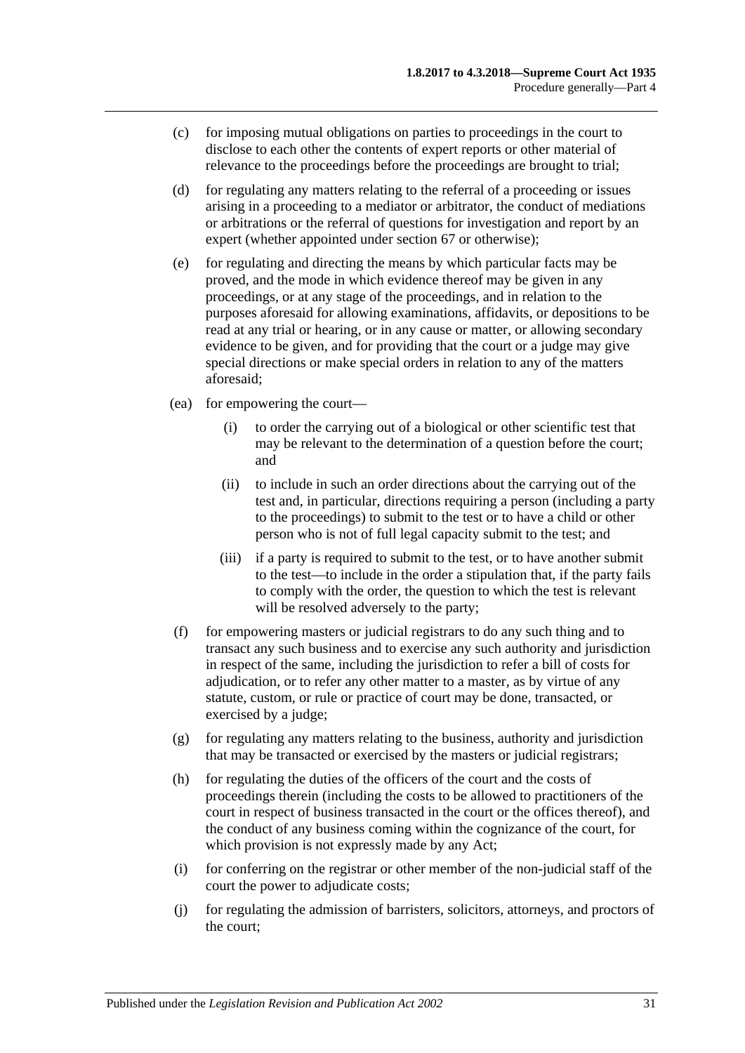(c) for imposing mutual obligations on parties to proceedings in the court to disclose to each other the contents of expert reports or other material of relevance to the proceedings before the proceedings are brought to trial;

(d) for regulating any matters relating to the referral of a proceeding or issues arising in a proceeding to a mediator or arbitrator, the conduct of mediations or arbitrations or the referral of questions for investigation and report by an expert (whether appointed under section 67 or otherwise);

(e) for regulating and directing the means by which particular facts may be proved, and the mode in which evidence thereof may be given in any proceedings, or at any stage of the proceedings, and in relation to the purposes aforesaid for allowing examinations, affidavits, or depositions to be read at any trial or hearing, or in any cause or matter, or allowing secondary evidence to be given, and for providing that the court or a judge may give special directions or make special orders in relation to any of the matters aforesaid;

(ea) for empowering the court—

(i) to order the carrying out of a biological or other scientific test that may be relevant to the determination of a question before the court; and

(ii) to include in such an order directions about the carrying out of the test and, in particular, directions requiring a person (including a party to the proceedings) to submit to the test or to have a child or other person who is not of full legal capacity submit to the test; and

(iii) if a party is required to submit to the test, or to have another submit to the test—to include in the order a stipulation that, if the party fails to comply with the order, the question to which the test is relevant will be resolved adversely to the party;

(f) for empowering masters or judicial registrars to do any such thing and to transact any such business and to exercise any such authority and jurisdiction in respect of the same, including the jurisdiction to refer a bill of costs for adjudication, or to refer any other matter to a master, as by virtue of any statute, custom, or rule or practice of court may be done, transacted, or exercised by a judge;

(g) for regulating any matters relating to the business, authority and jurisdiction that may be transacted or exercised by the masters or judicial registrars;

(h) for regulating the duties of the officers of the court and the costs of proceedings therein (including the costs to be allowed to practitioners of the court in respect of business transacted in the court or the offices thereof), and the conduct of any business coming within the cognizance of the court, for which provision is not expressly made by any Act;

(i) for conferring on the registrar or other member of the non-judicial staff of the court the power to adjudicate costs;

(j) for regulating the admission of barristers, solicitors, attorneys, and proctors of the court;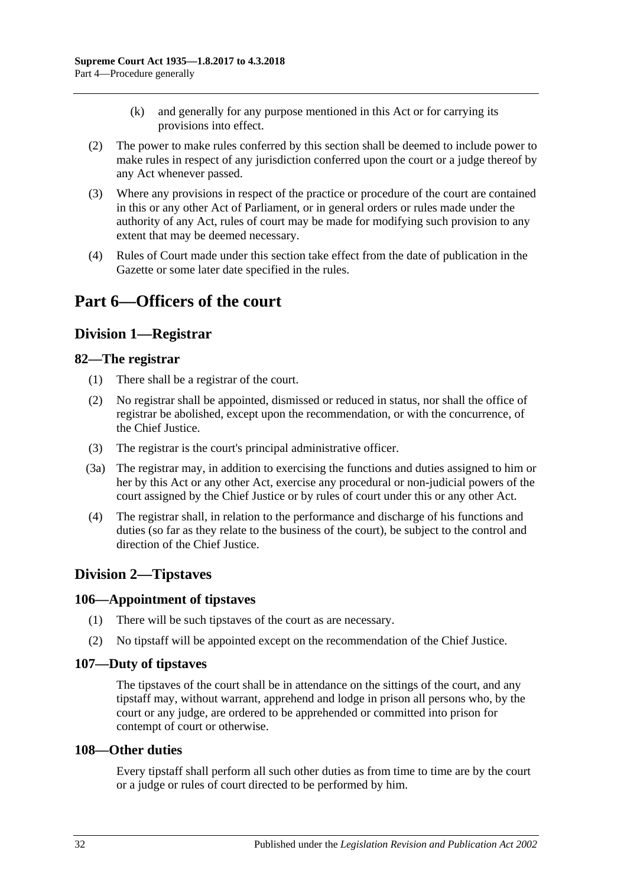(k) and generally for any purpose mentioned in this Act or for carrying its provisions into effect.

(2) The power to make rules conferred by this section shall be deemed to include power to make rules in respect of any jurisdiction conferred upon the court or a judge thereof by any Act whenever passed.

(3) Where any provisions in respect of the practice or procedure of the court are contained in this or any other Act of Parliament, or in general orders or rules made under the authority of any Act, rules of court may be made for modifying such provision to any extent that may be deemed necessary.

(4) Rules of Court made under this section take effect from the date of publication in the Gazette or some later date specified in the rules.

# Part 6—Officers of the court

## Division 1—Registrar

### 82—The registrar

(1) There shall be a registrar of the court.

(2) No registrar shall be appointed, dismissed or reduced in status, nor shall the office of registrar be abolished, except upon the recommendation, or with the concurrence, of the Chief Justice.

(3) The registrar is the court's principal administrative officer.

(3a) The registrar may, in addition to exercising the functions and duties assigned to him or her by this Act or any other Act, exercise any procedural or non-judicial powers of the court assigned by the Chief Justice or by rules of court under this or any other Act.

(4) The registrar shall, in relation to the performance and discharge of his functions and duties (so far as they relate to the business of the court), be subject to the control and direction of the Chief Justice.

## Division 2—Tipstaves

### 106—Appointment of tipstaves

(1) There will be such tipstaves of the court as are necessary.

(2) No tipstaff will be appointed except on the recommendation of the Chief Justice.

### 107—Duty of tipstaves

The tipstaves of the court shall be in attendance on the sittings of the court, and any tipstaff may, without warrant, apprehend and lodge in prison all persons who, by the court or any judge, are ordered to be apprehended or committed into prison for contempt of court or otherwise.

### 108—Other duties

Every tipstaff shall perform all such other duties as from time to time are by the court or a judge or rules of court directed to be performed by him.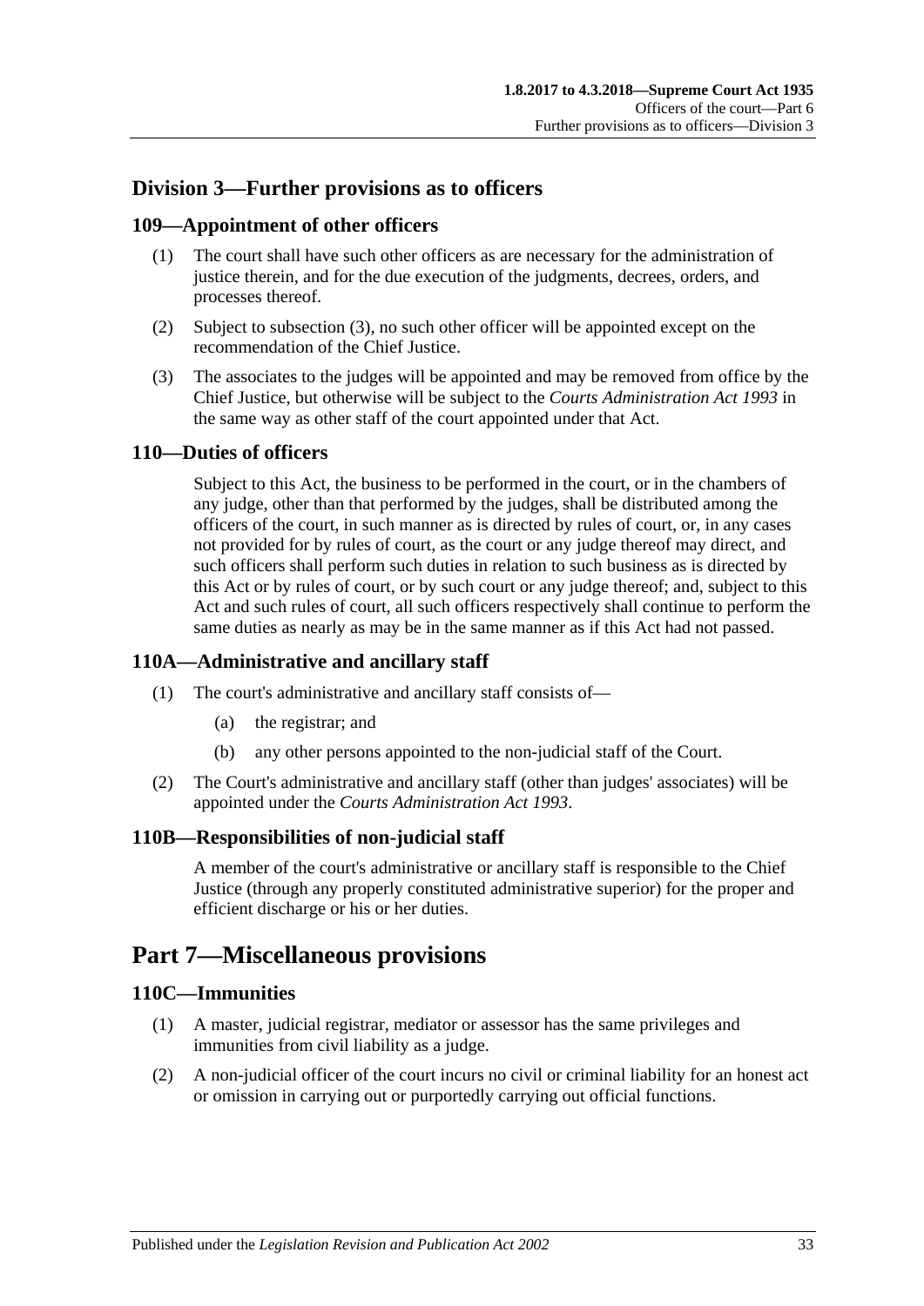## Division 3—Further provisions as to officers

### 109—Appointment of other officers

(1) The court shall have such other officers as are necessary for the administration of justice therein, and for the due execution of the judgments, decrees, orders, and processes thereof.

(2) Subject to subsection (3), no such other officer will be appointed except on the recommendation of the Chief Justice.

(3) The associates to the judges will be appointed and may be removed from office by the Chief Justice, but otherwise will be subject to the *Courts Administration Act 1993* in the same way as other staff of the court appointed under that Act.

### 110—Duties of officers

Subject to this Act, the business to be performed in the court, or in the chambers of any judge, other than that performed by the judges, shall be distributed among the officers of the court, in such manner as is directed by rules of court, or, in any cases not provided for by rules of court, as the court or any judge thereof may direct, and such officers shall perform such duties in relation to such business as is directed by this Act or by rules of court, or by such court or any judge thereof; and, subject to this Act and such rules of court, all such officers respectively shall continue to perform the same duties as nearly as may be in the same manner as if this Act had not passed.

### 110A—Administrative and ancillary staff

(1) The court's administrative and ancillary staff consists of—

(a) the registrar; and

(b) any other persons appointed to the non-judicial staff of the Court.

(2) The Court's administrative and ancillary staff (other than judges' associates) will be appointed under the *Courts Administration Act 1993*.

### 110B—Responsibilities of non-judicial staff

A member of the court's administrative or ancillary staff is responsible to the Chief Justice (through any properly constituted administrative superior) for the proper and efficient discharge or his or her duties.

# Part 7—Miscellaneous provisions

### 110C—Immunities

(1) A master, judicial registrar, mediator or assessor has the same privileges and immunities from civil liability as a judge.

(2) A non-judicial officer of the court incurs no civil or criminal liability for an honest act or omission in carrying out or purportedly carrying out official functions.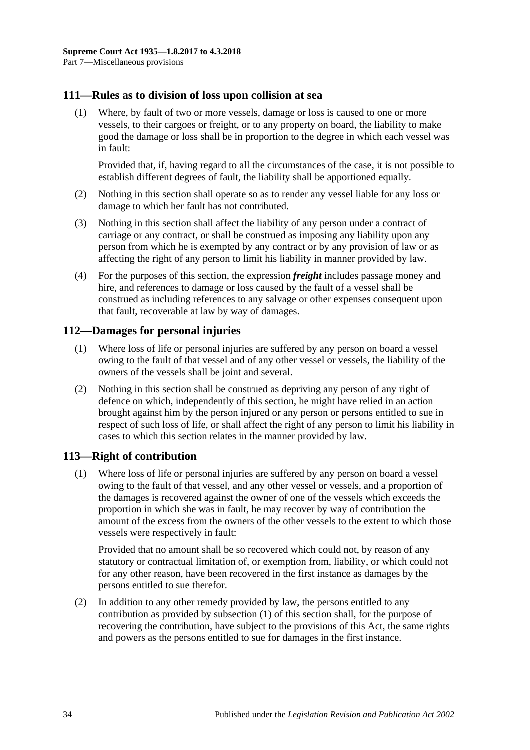## 111—Rules as to division of loss upon collision at sea

(1) Where, by fault of two or more vessels, damage or loss is caused to one or more vessels, to their cargoes or freight, or to any property on board, the liability to make good the damage or loss shall be in proportion to the degree in which each vessel was in fault:

Provided that, if, having regard to all the circumstances of the case, it is not possible to establish different degrees of fault, the liability shall be apportioned equally.

(2) Nothing in this section shall operate so as to render any vessel liable for any loss or damage to which her fault has not contributed.

(3) Nothing in this section shall affect the liability of any person under a contract of carriage or any contract, or shall be construed as imposing any liability upon any person from which he is exempted by any contract or by any provision of law or as affecting the right of any person to limit his liability in manner provided by law.

(4) For the purposes of this section, the expression ***freight*** includes passage money and hire, and references to damage or loss caused by the fault of a vessel shall be construed as including references to any salvage or other expenses consequent upon that fault, recoverable at law by way of damages.

## 112—Damages for personal injuries

(1) Where loss of life or personal injuries are suffered by any person on board a vessel owing to the fault of that vessel and of any other vessel or vessels, the liability of the owners of the vessels shall be joint and several.

(2) Nothing in this section shall be construed as depriving any person of any right of defence on which, independently of this section, he might have relied in an action brought against him by the person injured or any person or persons entitled to sue in respect of such loss of life, or shall affect the right of any person to limit his liability in cases to which this section relates in the manner provided by law.

## 113—Right of contribution

(1) Where loss of life or personal injuries are suffered by any person on board a vessel owing to the fault of that vessel, and any other vessel or vessels, and a proportion of the damages is recovered against the owner of one of the vessels which exceeds the proportion in which she was in fault, he may recover by way of contribution the amount of the excess from the owners of the other vessels to the extent to which those vessels were respectively in fault:

Provided that no amount shall be so recovered which could not, by reason of any statutory or contractual limitation of, or exemption from, liability, or which could not for any other reason, have been recovered in the first instance as damages by the persons entitled to sue therefor.

(2) In addition to any other remedy provided by law, the persons entitled to any contribution as provided by subsection (1) of this section shall, for the purpose of recovering the contribution, have subject to the provisions of this Act, the same rights and powers as the persons entitled to sue for damages in the first instance.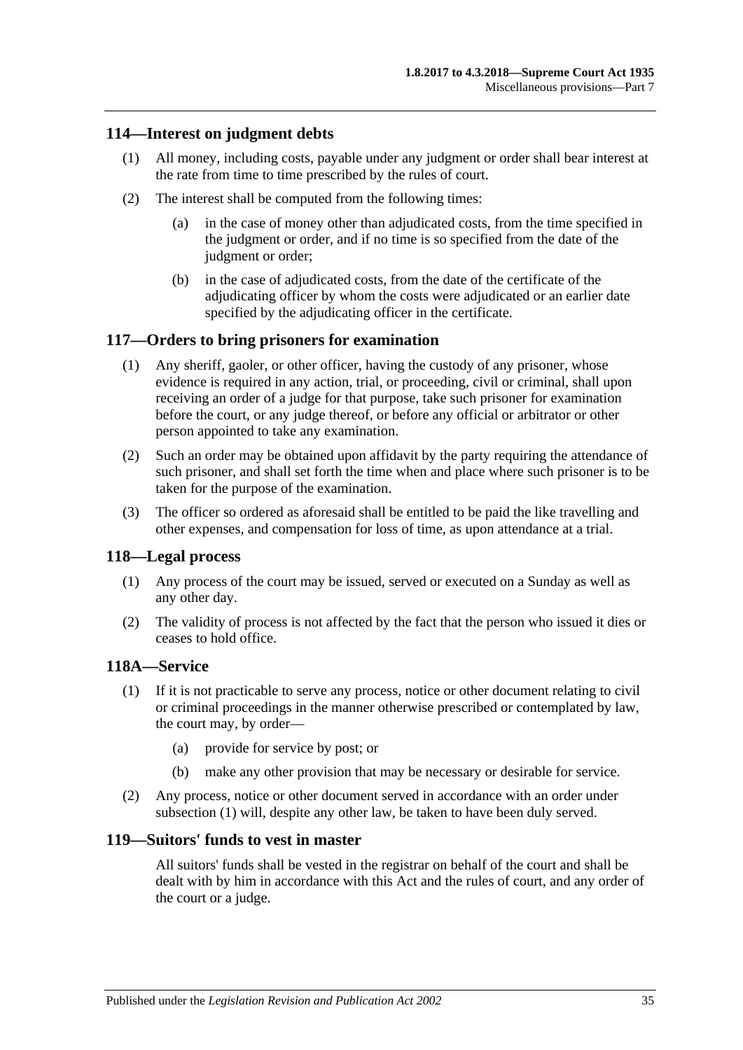## 114—Interest on judgment debts

(1) All money, including costs, payable under any judgment or order shall bear interest at the rate from time to time prescribed by the rules of court.

(2) The interest shall be computed from the following times:

- (a) in the case of money other than adjudicated costs, from the time specified in the judgment or order, and if no time is so specified from the date of the judgment or order;
- (b) in the case of adjudicated costs, from the date of the certificate of the adjudicating officer by whom the costs were adjudicated or an earlier date specified by the adjudicating officer in the certificate.

## 117—Orders to bring prisoners for examination

(1) Any sheriff, gaoler, or other officer, having the custody of any prisoner, whose evidence is required in any action, trial, or proceeding, civil or criminal, shall upon receiving an order of a judge for that purpose, take such prisoner for examination before the court, or any judge thereof, or before any official or arbitrator or other person appointed to take any examination.

(2) Such an order may be obtained upon affidavit by the party requiring the attendance of such prisoner, and shall set forth the time when and place where such prisoner is to be taken for the purpose of the examination.

(3) The officer so ordered as aforesaid shall be entitled to be paid the like travelling and other expenses, and compensation for loss of time, as upon attendance at a trial.

## 118—Legal process

(1) Any process of the court may be issued, served or executed on a Sunday as well as any other day.

(2) The validity of process is not affected by the fact that the person who issued it dies or ceases to hold office.

## 118A—Service

(1) If it is not practicable to serve any process, notice or other document relating to civil or criminal proceedings in the manner otherwise prescribed or contemplated by law, the court may, by order—

- (a) provide for service by post; or
- (b) make any other provision that may be necessary or desirable for service.

(2) Any process, notice or other document served in accordance with an order under subsection (1) will, despite any other law, be taken to have been duly served.

## 119—Suitors' funds to vest in master

All suitors' funds shall be vested in the registrar on behalf of the court and shall be dealt with by him in accordance with this Act and the rules of court, and any order of the court or a judge.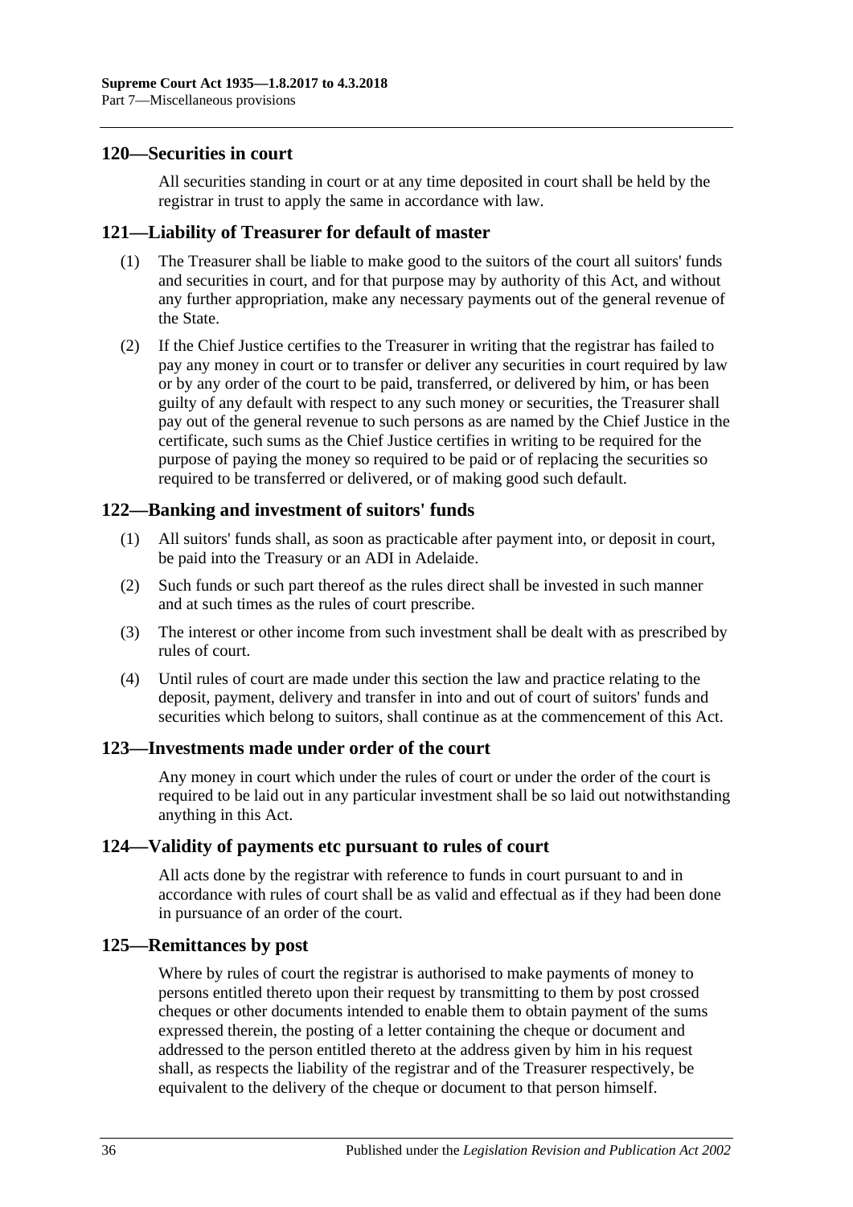## 120—Securities in court

All securities standing in court or at any time deposited in court shall be held by the registrar in trust to apply the same in accordance with law.

## 121—Liability of Treasurer for default of master

(1) The Treasurer shall be liable to make good to the suitors of the court all suitors' funds and securities in court, and for that purpose may by authority of this Act, and without any further appropriation, make any necessary payments out of the general revenue of the State.

(2) If the Chief Justice certifies to the Treasurer in writing that the registrar has failed to pay any money in court or to transfer or deliver any securities in court required by law or by any order of the court to be paid, transferred, or delivered by him, or has been guilty of any default with respect to any such money or securities, the Treasurer shall pay out of the general revenue to such persons as are named by the Chief Justice in the certificate, such sums as the Chief Justice certifies in writing to be required for the purpose of paying the money so required to be paid or of replacing the securities so required to be transferred or delivered, or of making good such default.

## 122—Banking and investment of suitors' funds

(1) All suitors' funds shall, as soon as practicable after payment into, or deposit in court, be paid into the Treasury or an ADI in Adelaide.

(2) Such funds or such part thereof as the rules direct shall be invested in such manner and at such times as the rules of court prescribe.

(3) The interest or other income from such investment shall be dealt with as prescribed by rules of court.

(4) Until rules of court are made under this section the law and practice relating to the deposit, payment, delivery and transfer in into and out of court of suitors' funds and securities which belong to suitors, shall continue as at the commencement of this Act.

## 123—Investments made under order of the court

Any money in court which under the rules of court or under the order of the court is required to be laid out in any particular investment shall be so laid out notwithstanding anything in this Act.

## 124—Validity of payments etc pursuant to rules of court

All acts done by the registrar with reference to funds in court pursuant to and in accordance with rules of court shall be as valid and effectual as if they had been done in pursuance of an order of the court.

## 125—Remittances by post

Where by rules of court the registrar is authorised to make payments of money to persons entitled thereto upon their request by transmitting to them by post crossed cheques or other documents intended to enable them to obtain payment of the sums expressed therein, the posting of a letter containing the cheque or document and addressed to the person entitled thereto at the address given by him in his request shall, as respects the liability of the registrar and of the Treasurer respectively, be equivalent to the delivery of the cheque or document to that person himself.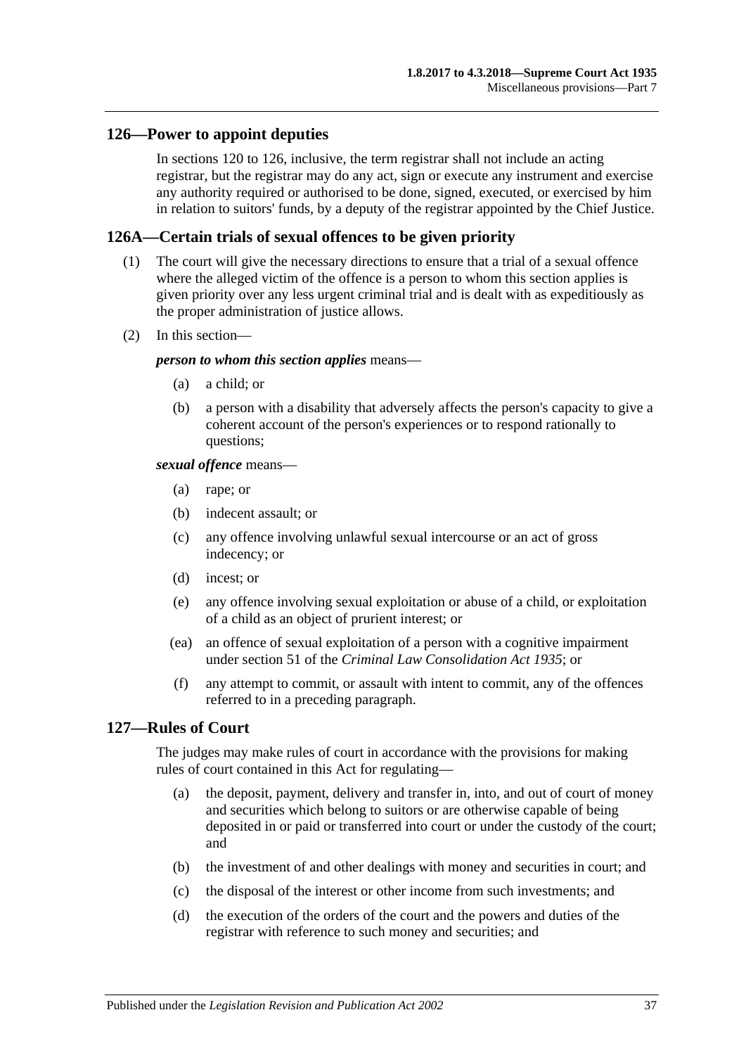## 126—Power to appoint deputies

In sections 120 to 126, inclusive, the term registrar shall not include an acting registrar, but the registrar may do any act, sign or execute any instrument and exercise any authority required or authorised to be done, signed, executed, or exercised by him in relation to suitors' funds, by a deputy of the registrar appointed by the Chief Justice.

## 126A—Certain trials of sexual offences to be given priority

(1) The court will give the necessary directions to ensure that a trial of a sexual offence where the alleged victim of the offence is a person to whom this section applies is given priority over any less urgent criminal trial and is dealt with as expeditiously as the proper administration of justice allows.

(2) In this section—

***person to whom this section applies*** means—

- (a) a child; or
- (b) a person with a disability that adversely affects the person's capacity to give a coherent account of the person's experiences or to respond rationally to questions;

***sexual offence*** means—

- (a) rape; or
- (b) indecent assault; or
- (c) any offence involving unlawful sexual intercourse or an act of gross indecency; or
- (d) incest; or
- (e) any offence involving sexual exploitation or abuse of a child, or exploitation of a child as an object of prurient interest; or
- (ea) an offence of sexual exploitation of a person with a cognitive impairment under section 51 of the *Criminal Law Consolidation Act 1935*; or
- (f) any attempt to commit, or assault with intent to commit, any of the offences referred to in a preceding paragraph.

## 127—Rules of Court

The judges may make rules of court in accordance with the provisions for making rules of court contained in this Act for regulating—

- (a) the deposit, payment, delivery and transfer in, into, and out of court of money and securities which belong to suitors or are otherwise capable of being deposited in or paid or transferred into court or under the custody of the court; and
- (b) the investment of and other dealings with money and securities in court; and
- (c) the disposal of the interest or other income from such investments; and
- (d) the execution of the orders of the court and the powers and duties of the registrar with reference to such money and securities; and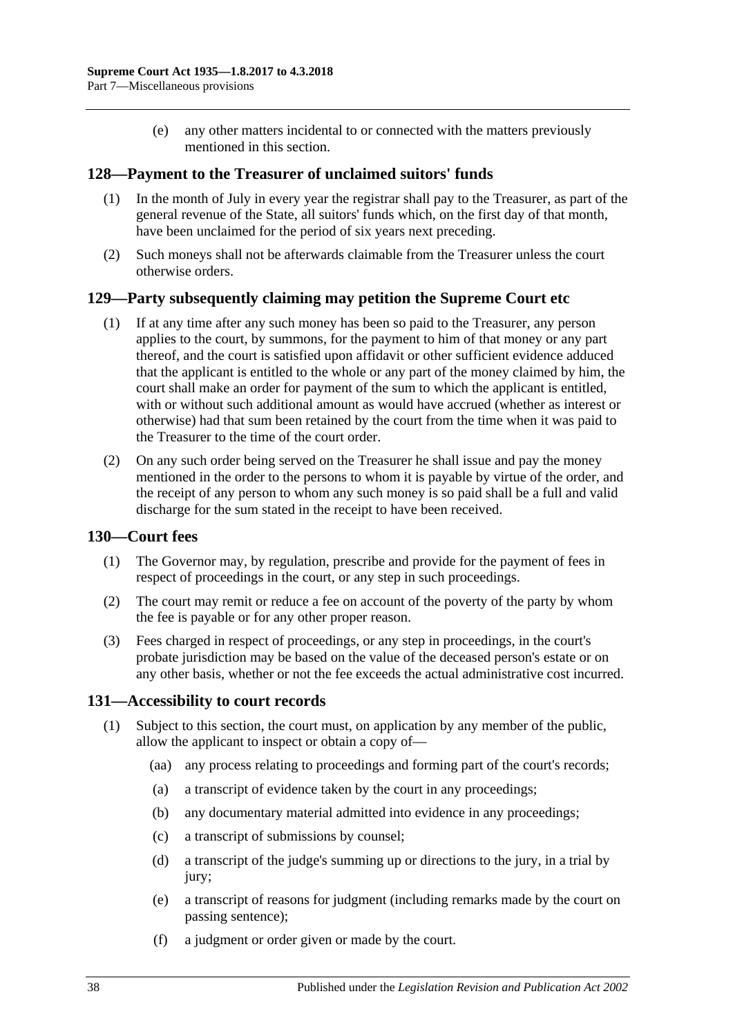(e) any other matters incidental to or connected with the matters previously mentioned in this section.

## 128—Payment to the Treasurer of unclaimed suitors' funds

(1) In the month of July in every year the registrar shall pay to the Treasurer, as part of the general revenue of the State, all suitors' funds which, on the first day of that month, have been unclaimed for the period of six years next preceding.

(2) Such moneys shall not be afterwards claimable from the Treasurer unless the court otherwise orders.

## 129—Party subsequently claiming may petition the Supreme Court etc

(1) If at any time after any such money has been so paid to the Treasurer, any person applies to the court, by summons, for the payment to him of that money or any part thereof, and the court is satisfied upon affidavit or other sufficient evidence adduced that the applicant is entitled to the whole or any part of the money claimed by him, the court shall make an order for payment of the sum to which the applicant is entitled, with or without such additional amount as would have accrued (whether as interest or otherwise) had that sum been retained by the court from the time when it was paid to the Treasurer to the time of the court order.

(2) On any such order being served on the Treasurer he shall issue and pay the money mentioned in the order to the persons to whom it is payable by virtue of the order, and the receipt of any person to whom any such money is so paid shall be a full and valid discharge for the sum stated in the receipt to have been received.

## 130—Court fees

(1) The Governor may, by regulation, prescribe and provide for the payment of fees in respect of proceedings in the court, or any step in such proceedings.

(2) The court may remit or reduce a fee on account of the poverty of the party by whom the fee is payable or for any other proper reason.

(3) Fees charged in respect of proceedings, or any step in proceedings, in the court's probate jurisdiction may be based on the value of the deceased person's estate or on any other basis, whether or not the fee exceeds the actual administrative cost incurred.

## 131—Accessibility to court records

(1) Subject to this section, the court must, on application by any member of the public, allow the applicant to inspect or obtain a copy of—

(aa) any process relating to proceedings and forming part of the court's records;

(a) a transcript of evidence taken by the court in any proceedings;

(b) any documentary material admitted into evidence in any proceedings;

(c) a transcript of submissions by counsel;

(d) a transcript of the judge's summing up or directions to the jury, in a trial by jury;

(e) a transcript of reasons for judgment (including remarks made by the court on passing sentence);

(f) a judgment or order given or made by the court.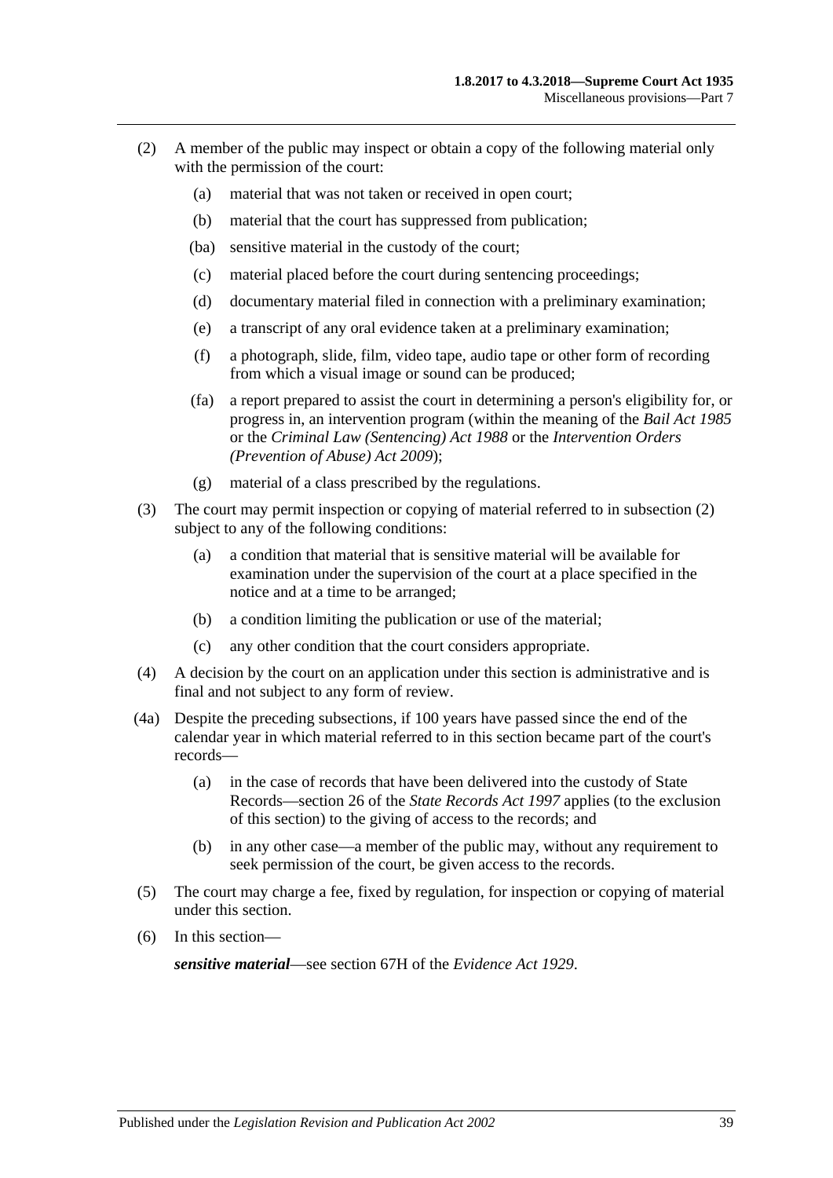(2) A member of the public may inspect or obtain a copy of the following material only with the permission of the court:

(a) material that was not taken or received in open court;

(b) material that the court has suppressed from publication;

(ba) sensitive material in the custody of the court;

(c) material placed before the court during sentencing proceedings;

(d) documentary material filed in connection with a preliminary examination;

(e) a transcript of any oral evidence taken at a preliminary examination;

(f) a photograph, slide, film, video tape, audio tape or other form of recording from which a visual image or sound can be produced;

(fa) a report prepared to assist the court in determining a person's eligibility for, or progress in, an intervention program (within the meaning of the *Bail Act 1985* or the *Criminal Law (Sentencing) Act 1988* or the *Intervention Orders (Prevention of Abuse) Act 2009*);

(g) material of a class prescribed by the regulations.

(3) The court may permit inspection or copying of material referred to in subsection (2) subject to any of the following conditions:

(a) a condition that material that is sensitive material will be available for examination under the supervision of the court at a place specified in the notice and at a time to be arranged;

(b) a condition limiting the publication or use of the material;

(c) any other condition that the court considers appropriate.

(4) A decision by the court on an application under this section is administrative and is final and not subject to any form of review.

(4a) Despite the preceding subsections, if 100 years have passed since the end of the calendar year in which material referred to in this section became part of the court's records—

(a) in the case of records that have been delivered into the custody of State Records—section 26 of the *State Records Act 1997* applies (to the exclusion of this section) to the giving of access to the records; and

(b) in any other case—a member of the public may, without any requirement to seek permission of the court, be given access to the records.

(5) The court may charge a fee, fixed by regulation, for inspection or copying of material under this section.

(6) In this section—

***sensitive material***—see section 67H of the *Evidence Act 1929*.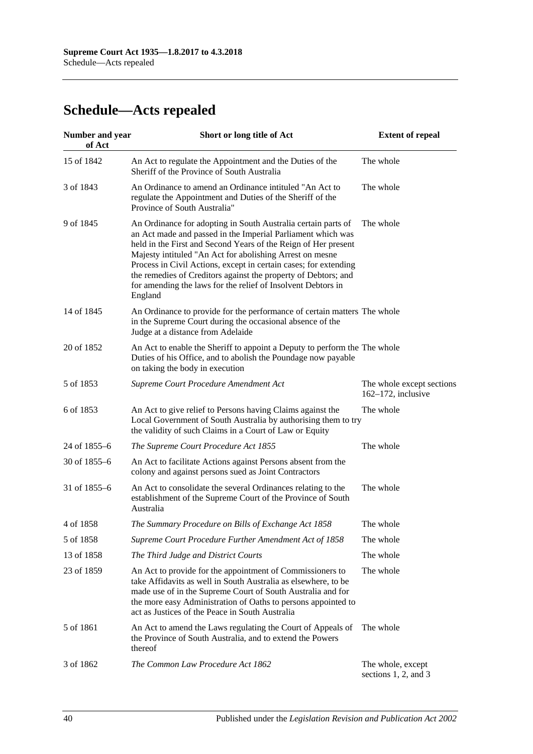# Schedule—Acts repealed

| Number and year of Act | Short or long title of Act | Extent of repeal |
| --- | --- | --- |
| 15 of 1842 | An Act to regulate the Appointment and the Duties of the Sheriff of the Province of South Australia | The whole |
| 3 of 1843 | An Ordinance to amend an Ordinance intituled "An Act to regulate the Appointment and Duties of the Sheriff of the Province of South Australia" | The whole |
| 9 of 1845 | An Ordinance for adopting in South Australia certain parts of an Act made and passed in the Imperial Parliament which was held in the First and Second Years of the Reign of Her present Majesty intituled "An Act for abolishing Arrest on mesne Process in Civil Actions, except in certain cases; for extending the remedies of Creditors against the property of Debtors; and for amending the laws for the relief of Insolvent Debtors in England | The whole |
| 14 of 1845 | An Ordinance to provide for the performance of certain matters in the Supreme Court during the occasional absence of the Judge at a distance from Adelaide | The whole |
| 20 of 1852 | An Act to enable the Sheriff to appoint a Deputy to perform the Duties of his Office, and to abolish the Poundage now payable on taking the body in execution | The whole |
| 5 of 1853 | *Supreme Court Procedure Amendment Act* | The whole except sections 162–172, inclusive |
| 6 of 1853 | An Act to give relief to Persons having Claims against the Local Government of South Australia by authorising them to try the validity of such Claims in a Court of Law or Equity | The whole |
| 24 of 1855–6 | *The Supreme Court Procedure Act 1855* | The whole |
| 30 of 1855–6 | An Act to facilitate Actions against Persons absent from the colony and against persons sued as Joint Contractors | |
| 31 of 1855–6 | An Act to consolidate the several Ordinances relating to the establishment of the Supreme Court of the Province of South Australia | The whole |
| 4 of 1858 | *The Summary Procedure on Bills of Exchange Act 1858* | The whole |
| 5 of 1858 | *Supreme Court Procedure Further Amendment Act of 1858* | The whole |
| 13 of 1858 | *The Third Judge and District Courts* | The whole |
| 23 of 1859 | An Act to provide for the appointment of Commissioners to take Affidavits as well in South Australia as elsewhere, to be made use of in the Supreme Court of South Australia and for the more easy Administration of Oaths to persons appointed to act as Justices of the Peace in South Australia | The whole |
| 5 of 1861 | An Act to amend the Laws regulating the Court of Appeals of the Province of South Australia, and to extend the Powers thereof | The whole |
| 3 of 1862 | *The Common Law Procedure Act 1862* | The whole, except sections 1, 2, and 3 |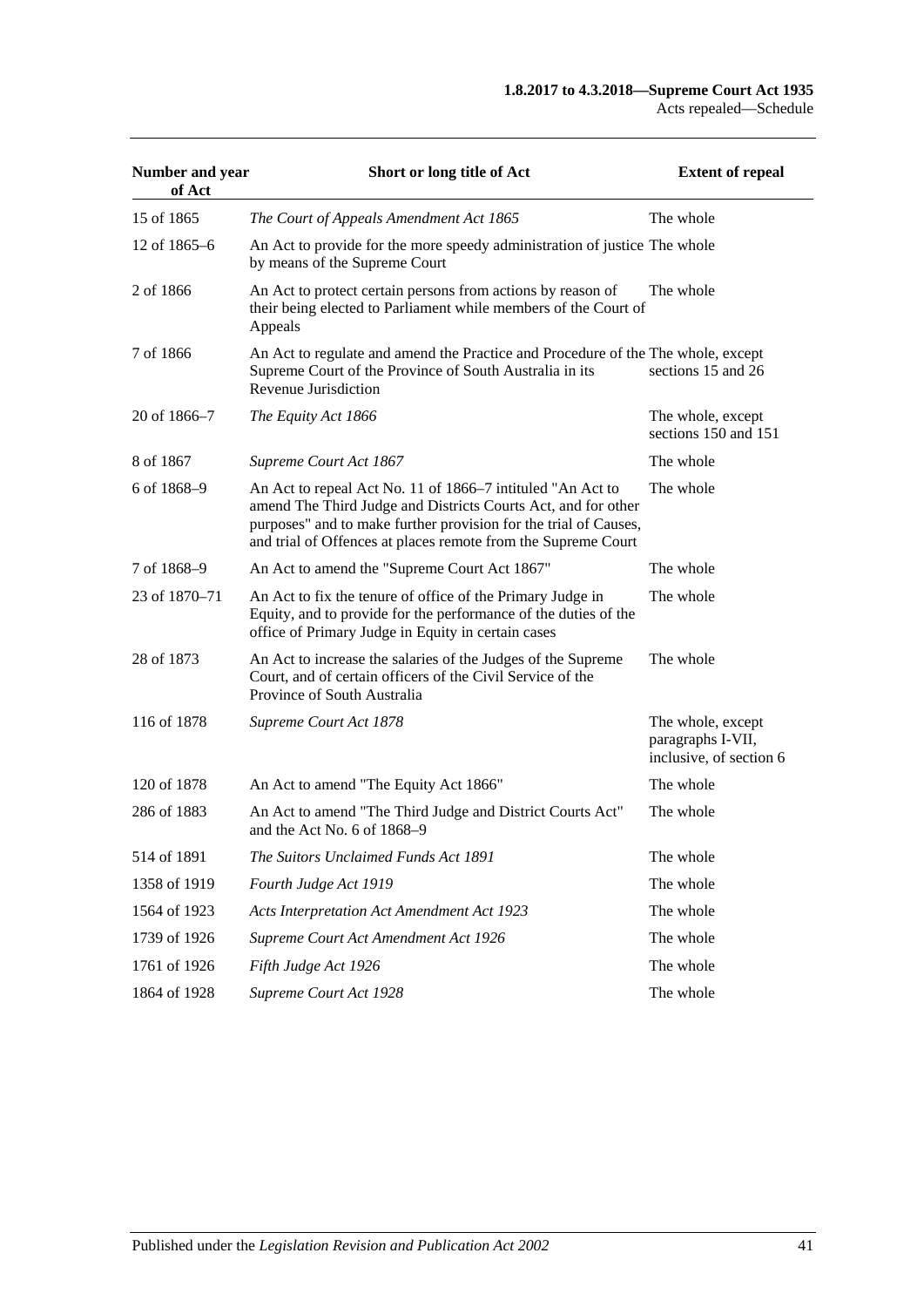| Number and year of Act | Short or long title of Act | Extent of repeal |
|---|---|---|
| 15 of 1865 | *The Court of Appeals Amendment Act 1865* | The whole |
| 12 of 1865–6 | An Act to provide for the more speedy administration of justice by means of the Supreme Court | The whole |
| 2 of 1866 | An Act to protect certain persons from actions by reason of their being elected to Parliament while members of the Court of Appeals | The whole |
| 7 of 1866 | An Act to regulate and amend the Practice and Procedure of the Supreme Court of the Province of South Australia in its Revenue Jurisdiction | The whole, except sections 15 and 26 |
| 20 of 1866–7 | *The Equity Act 1866* | The whole, except sections 150 and 151 |
| 8 of 1867 | *Supreme Court Act 1867* | The whole |
| 6 of 1868–9 | An Act to repeal Act No. 11 of 1866–7 intituled "An Act to amend The Third Judge and Districts Courts Act, and for other purposes" and to make further provision for the trial of Causes, and trial of Offences at places remote from the Supreme Court | The whole |
| 7 of 1868–9 | An Act to amend the "Supreme Court Act 1867" | The whole |
| 23 of 1870–71 | An Act to fix the tenure of office of the Primary Judge in Equity, and to provide for the performance of the duties of the office of Primary Judge in Equity in certain cases | The whole |
| 28 of 1873 | An Act to increase the salaries of the Judges of the Supreme Court, and of certain officers of the Civil Service of the Province of South Australia | The whole |
| 116 of 1878 | *Supreme Court Act 1878* | The whole, except paragraphs I-VII, inclusive, of section 6 |
| 120 of 1878 | An Act to amend "The Equity Act 1866" | The whole |
| 286 of 1883 | An Act to amend "The Third Judge and District Courts Act" and the Act No. 6 of 1868–9 | The whole |
| 514 of 1891 | *The Suitors Unclaimed Funds Act 1891* | The whole |
| 1358 of 1919 | *Fourth Judge Act 1919* | The whole |
| 1564 of 1923 | *Acts Interpretation Act Amendment Act 1923* | The whole |
| 1739 of 1926 | *Supreme Court Act Amendment Act 1926* | The whole |
| 1761 of 1926 | *Fifth Judge Act 1926* | The whole |
| 1864 of 1928 | *Supreme Court Act 1928* | The whole |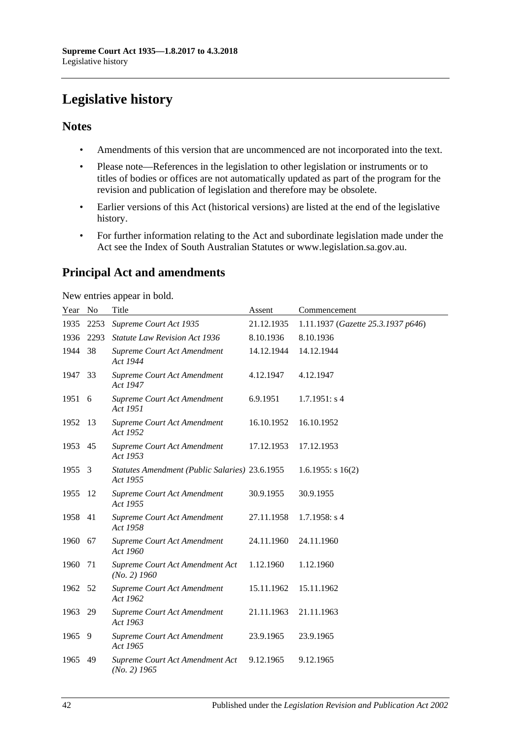# Legislative history

## Notes

- Amendments of this version that are uncommenced are not incorporated into the text.
- Please note—References in the legislation to other legislation or instruments or to titles of bodies or offices are not automatically updated as part of the program for the revision and publication of legislation and therefore may be obsolete.
- Earlier versions of this Act (historical versions) are listed at the end of the legislative history.
- For further information relating to the Act and subordinate legislation made under the Act see the Index of South Australian Statutes or www.legislation.sa.gov.au.

## Principal Act and amendments

New entries appear in bold.

| Year | No | Title | Assent | Commencement |
|---|---|---|---|---|
| 1935 | 2253 | *Supreme Court Act 1935* | 21.12.1935 | 1.11.1937 (*Gazette 25.3.1937 p646*) |
| 1936 | 2293 | *Statute Law Revision Act 1936* | 8.10.1936 | 8.10.1936 |
| 1944 | 38 | *Supreme Court Act Amendment Act 1944* | 14.12.1944 | 14.12.1944 |
| 1947 | 33 | *Supreme Court Act Amendment Act 1947* | 4.12.1947 | 4.12.1947 |
| 1951 | 6 | *Supreme Court Act Amendment Act 1951* | 6.9.1951 | 1.7.1951: s 4 |
| 1952 | 13 | *Supreme Court Act Amendment Act 1952* | 16.10.1952 | 16.10.1952 |
| 1953 | 45 | *Supreme Court Act Amendment Act 1953* | 17.12.1953 | 17.12.1953 |
| 1955 | 3 | *Statutes Amendment (Public Salaries) Act 1955* | 23.6.1955 | 1.6.1955: s 16(2) |
| 1955 | 12 | *Supreme Court Act Amendment Act 1955* | 30.9.1955 | 30.9.1955 |
| 1958 | 41 | *Supreme Court Act Amendment Act 1958* | 27.11.1958 | 1.7.1958: s 4 |
| 1960 | 67 | *Supreme Court Act Amendment Act 1960* | 24.11.1960 | 24.11.1960 |
| 1960 | 71 | *Supreme Court Act Amendment Act (No. 2) 1960* | 1.12.1960 | 1.12.1960 |
| 1962 | 52 | *Supreme Court Act Amendment Act 1962* | 15.11.1962 | 15.11.1962 |
| 1963 | 29 | *Supreme Court Act Amendment Act 1963* | 21.11.1963 | 21.11.1963 |
| 1965 | 9 | *Supreme Court Act Amendment Act 1965* | 23.9.1965 | 23.9.1965 |
| 1965 | 49 | *Supreme Court Act Amendment Act (No. 2) 1965* | 9.12.1965 | 9.12.1965 |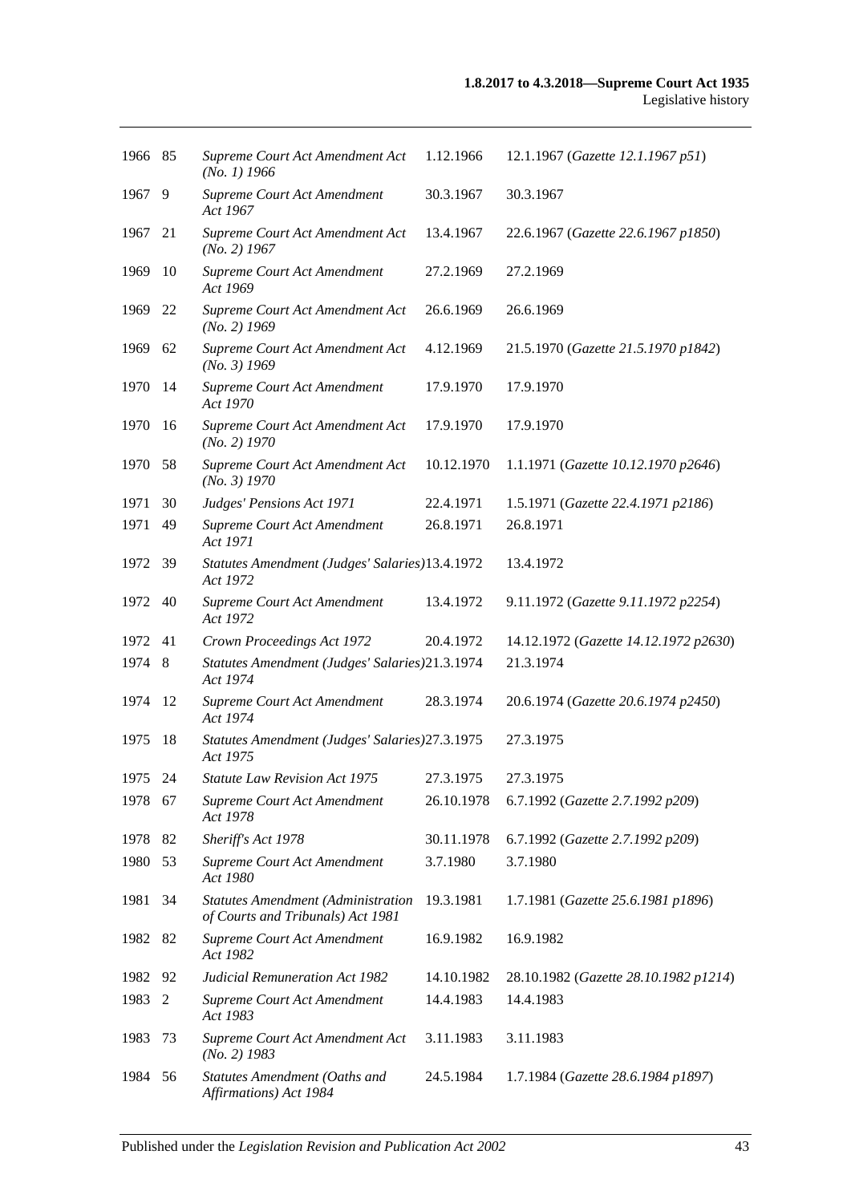| | | | | |
|---|---|---|---|---|
| 1966 | 85 | *Supreme Court Act Amendment Act (No. 1) 1966* | 1.12.1966 | 12.1.1967 (*Gazette 12.1.1967 p51*) |
| 1967 | 9 | *Supreme Court Act Amendment Act 1967* | 30.3.1967 | 30.3.1967 |
| 1967 | 21 | *Supreme Court Act Amendment Act (No. 2) 1967* | 13.4.1967 | 22.6.1967 (*Gazette 22.6.1967 p1850*) |
| 1969 | 10 | *Supreme Court Act Amendment Act 1969* | 27.2.1969 | 27.2.1969 |
| 1969 | 22 | *Supreme Court Act Amendment Act (No. 2) 1969* | 26.6.1969 | 26.6.1969 |
| 1969 | 62 | *Supreme Court Act Amendment Act (No. 3) 1969* | 4.12.1969 | 21.5.1970 (*Gazette 21.5.1970 p1842*) |
| 1970 | 14 | *Supreme Court Act Amendment Act 1970* | 17.9.1970 | 17.9.1970 |
| 1970 | 16 | *Supreme Court Act Amendment Act (No. 2) 1970* | 17.9.1970 | 17.9.1970 |
| 1970 | 58 | *Supreme Court Act Amendment Act (No. 3) 1970* | 10.12.1970 | 1.1.1971 (*Gazette 10.12.1970 p2646*) |
| 1971 | 30 | *Judges' Pensions Act 1971* | 22.4.1971 | 1.5.1971 (*Gazette 22.4.1971 p2186*) |
| 1971 | 49 | *Supreme Court Act Amendment Act 1971* | 26.8.1971 | 26.8.1971 |
| 1972 | 39 | *Statutes Amendment (Judges' Salaries) Act 1972* | 13.4.1972 | 13.4.1972 |
| 1972 | 40 | *Supreme Court Act Amendment Act 1972* | 13.4.1972 | 9.11.1972 (*Gazette 9.11.1972 p2254*) |
| 1972 | 41 | *Crown Proceedings Act 1972* | 20.4.1972 | 14.12.1972 (*Gazette 14.12.1972 p2630*) |
| 1974 | 8 | *Statutes Amendment (Judges' Salaries) Act 1974* | 21.3.1974 | 21.3.1974 |
| 1974 | 12 | *Supreme Court Act Amendment Act 1974* | 28.3.1974 | 20.6.1974 (*Gazette 20.6.1974 p2450*) |
| 1975 | 18 | *Statutes Amendment (Judges' Salaries) Act 1975* | 27.3.1975 | 27.3.1975 |
| 1975 | 24 | *Statute Law Revision Act 1975* | 27.3.1975 | 27.3.1975 |
| 1978 | 67 | *Supreme Court Act Amendment Act 1978* | 26.10.1978 | 6.7.1992 (*Gazette 2.7.1992 p209*) |
| 1978 | 82 | *Sheriff's Act 1978* | 30.11.1978 | 6.7.1992 (*Gazette 2.7.1992 p209*) |
| 1980 | 53 | *Supreme Court Act Amendment Act 1980* | 3.7.1980 | 3.7.1980 |
| 1981 | 34 | *Statutes Amendment (Administration of Courts and Tribunals) Act 1981* | 19.3.1981 | 1.7.1981 (*Gazette 25.6.1981 p1896*) |
| 1982 | 82 | *Supreme Court Act Amendment Act 1982* | 16.9.1982 | 16.9.1982 |
| 1982 | 92 | *Judicial Remuneration Act 1982* | 14.10.1982 | 28.10.1982 (*Gazette 28.10.1982 p1214*) |
| 1983 | 2 | *Supreme Court Act Amendment Act 1983* | 14.4.1983 | 14.4.1983 |
| 1983 | 73 | *Supreme Court Act Amendment Act (No. 2) 1983* | 3.11.1983 | 3.11.1983 |
| 1984 | 56 | *Statutes Amendment (Oaths and Affirmations) Act 1984* | 24.5.1984 | 1.7.1984 (*Gazette 28.6.1984 p1897*) |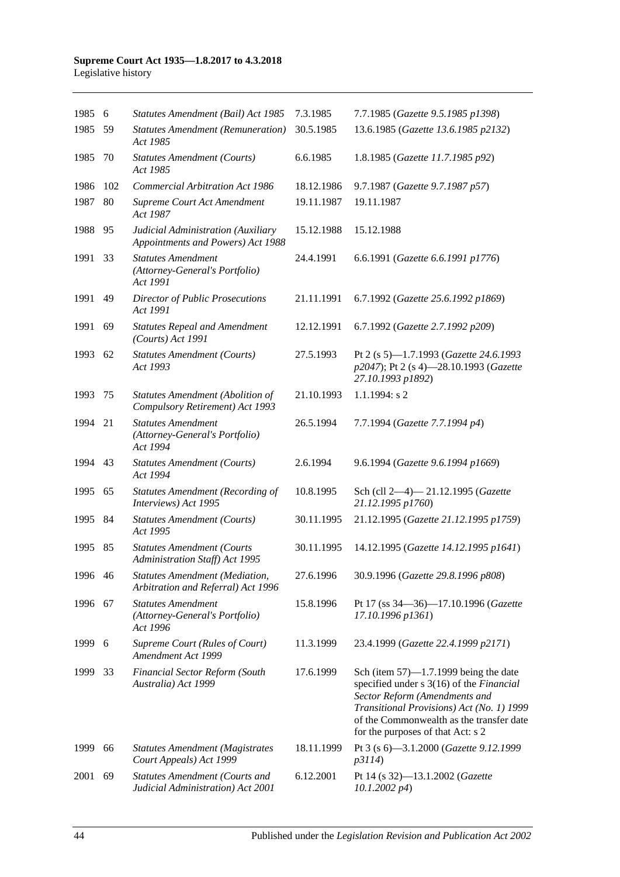| | | | | |
|---|---|---|---|---|
| 1985 | 6 | *Statutes Amendment (Bail) Act 1985* | 7.3.1985 | 7.7.1985 (*Gazette 9.5.1985 p1398*) |
| 1985 | 59 | *Statutes Amendment (Remuneration) Act 1985* | 30.5.1985 | 13.6.1985 (*Gazette 13.6.1985 p2132*) |
| 1985 | 70 | *Statutes Amendment (Courts) Act 1985* | 6.6.1985 | 1.8.1985 (*Gazette 11.7.1985 p92*) |
| 1986 | 102 | *Commercial Arbitration Act 1986* | 18.12.1986 | 9.7.1987 (*Gazette 9.7.1987 p57*) |
| 1987 | 80 | *Supreme Court Act Amendment Act 1987* | 19.11.1987 | 19.11.1987 |
| 1988 | 95 | *Judicial Administration (Auxiliary Appointments and Powers) Act 1988* | 15.12.1988 | 15.12.1988 |
| 1991 | 33 | *Statutes Amendment (Attorney-General's Portfolio) Act 1991* | 24.4.1991 | 6.6.1991 (*Gazette 6.6.1991 p1776*) |
| 1991 | 49 | *Director of Public Prosecutions Act 1991* | 21.11.1991 | 6.7.1992 (*Gazette 25.6.1992 p1869*) |
| 1991 | 69 | *Statutes Repeal and Amendment (Courts) Act 1991* | 12.12.1991 | 6.7.1992 (*Gazette 2.7.1992 p209*) |
| 1993 | 62 | *Statutes Amendment (Courts) Act 1993* | 27.5.1993 | Pt 2 (s 5)—1.7.1993 (*Gazette 24.6.1993 p2047*); Pt 2 (s 4)—28.10.1993 (*Gazette 27.10.1993 p1892*) |
| 1993 | 75 | *Statutes Amendment (Abolition of Compulsory Retirement) Act 1993* | 21.10.1993 | 1.1.1994: s 2 |
| 1994 | 21 | *Statutes Amendment (Attorney-General's Portfolio) Act 1994* | 26.5.1994 | 7.7.1994 (*Gazette 7.7.1994 p4*) |
| 1994 | 43 | *Statutes Amendment (Courts) Act 1994* | 2.6.1994 | 9.6.1994 (*Gazette 9.6.1994 p1669*) |
| 1995 | 65 | *Statutes Amendment (Recording of Interviews) Act 1995* | 10.8.1995 | Sch (cll 2—4)— 21.12.1995 (*Gazette 21.12.1995 p1760*) |
| 1995 | 84 | *Statutes Amendment (Courts) Act 1995* | 30.11.1995 | 21.12.1995 (*Gazette 21.12.1995 p1759*) |
| 1995 | 85 | *Statutes Amendment (Courts Administration Staff) Act 1995* | 30.11.1995 | 14.12.1995 (*Gazette 14.12.1995 p1641*) |
| 1996 | 46 | *Statutes Amendment (Mediation, Arbitration and Referral) Act 1996* | 27.6.1996 | 30.9.1996 (*Gazette 29.8.1996 p808*) |
| 1996 | 67 | *Statutes Amendment (Attorney-General's Portfolio) Act 1996* | 15.8.1996 | Pt 17 (ss 34—36)—17.10.1996 (*Gazette 17.10.1996 p1361*) |
| 1999 | 6 | *Supreme Court (Rules of Court) Amendment Act 1999* | 11.3.1999 | 23.4.1999 (*Gazette 22.4.1999 p2171*) |
| 1999 | 33 | *Financial Sector Reform (South Australia) Act 1999* | 17.6.1999 | Sch (item 57)—1.7.1999 being the date specified under s 3(16) of the *Financial Sector Reform (Amendments and Transitional Provisions) Act (No. 1) 1999* of the Commonwealth as the transfer date for the purposes of that Act: s 2 |
| 1999 | 66 | *Statutes Amendment (Magistrates Court Appeals) Act 1999* | 18.11.1999 | Pt 3 (s 6)—3.1.2000 (*Gazette 9.12.1999 p3114*) |
| 2001 | 69 | *Statutes Amendment (Courts and Judicial Administration) Act 2001* | 6.12.2001 | Pt 14 (s 32)—13.1.2002 (*Gazette 10.1.2002 p4*) |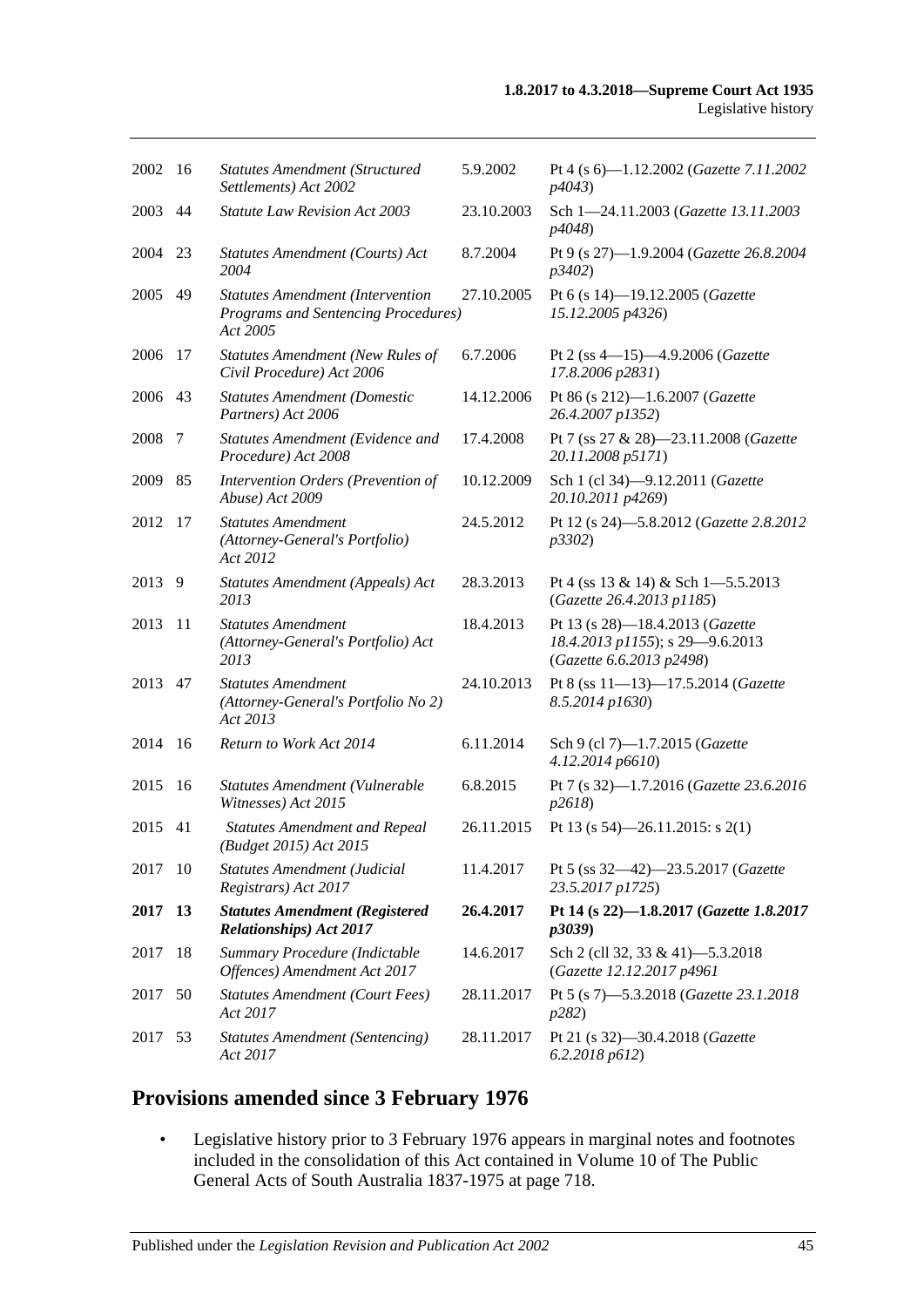| | | | | |
|---|---|---|---|---|
| 2002 | 16 | *Statutes Amendment (Structured Settlements) Act 2002* | 5.9.2002 | Pt 4 (s 6)—1.12.2002 (*Gazette 7.11.2002 p4043*) |
| 2003 | 44 | *Statute Law Revision Act 2003* | 23.10.2003 | Sch 1—24.11.2003 (*Gazette 13.11.2003 p4048*) |
| 2004 | 23 | *Statutes Amendment (Courts) Act 2004* | 8.7.2004 | Pt 9 (s 27)—1.9.2004 (*Gazette 26.8.2004 p3402*) |
| 2005 | 49 | *Statutes Amendment (Intervention Programs and Sentencing Procedures) Act 2005* | 27.10.2005 | Pt 6 (s 14)—19.12.2005 (*Gazette 15.12.2005 p4326*) |
| 2006 | 17 | *Statutes Amendment (New Rules of Civil Procedure) Act 2006* | 6.7.2006 | Pt 2 (ss 4—15)—4.9.2006 (*Gazette 17.8.2006 p2831*) |
| 2006 | 43 | *Statutes Amendment (Domestic Partners) Act 2006* | 14.12.2006 | Pt 86 (s 212)—1.6.2007 (*Gazette 26.4.2007 p1352*) |
| 2008 | 7 | *Statutes Amendment (Evidence and Procedure) Act 2008* | 17.4.2008 | Pt 7 (ss 27 & 28)—23.11.2008 (*Gazette 20.11.2008 p5171*) |
| 2009 | 85 | *Intervention Orders (Prevention of Abuse) Act 2009* | 10.12.2009 | Sch 1 (cl 34)—9.12.2011 (*Gazette 20.10.2011 p4269*) |
| 2012 | 17 | *Statutes Amendment (Attorney-General's Portfolio) Act 2012* | 24.5.2012 | Pt 12 (s 24)—5.8.2012 (*Gazette 2.8.2012 p3302*) |
| 2013 | 9 | *Statutes Amendment (Appeals) Act 2013* | 28.3.2013 | Pt 4 (ss 13 & 14) & Sch 1—5.5.2013 (*Gazette 26.4.2013 p1185*) |
| 2013 | 11 | *Statutes Amendment (Attorney-General's Portfolio) Act 2013* | 18.4.2013 | Pt 13 (s 28)—18.4.2013 (*Gazette 18.4.2013 p1155*); s 29—9.6.2013 (*Gazette 6.6.2013 p2498*) |
| 2013 | 47 | *Statutes Amendment (Attorney-General's Portfolio No 2) Act 2013* | 24.10.2013 | Pt 8 (ss 11—13)—17.5.2014 (*Gazette 8.5.2014 p1630*) |
| 2014 | 16 | *Return to Work Act 2014* | 6.11.2014 | Sch 9 (cl 7)—1.7.2015 (*Gazette 4.12.2014 p6610*) |
| 2015 | 16 | *Statutes Amendment (Vulnerable Witnesses) Act 2015* | 6.8.2015 | Pt 7 (s 32)—1.7.2016 (*Gazette 23.6.2016 p2618*) |
| 2015 | 41 | *Statutes Amendment and Repeal (Budget 2015) Act 2015* | 26.11.2015 | Pt 13 (s 54)—26.11.2015: s 2(1) |
| 2017 | 10 | *Statutes Amendment (Judicial Registrars) Act 2017* | 11.4.2017 | Pt 5 (ss 32—42)—23.5.2017 (*Gazette 23.5.2017 p1725*) |
| **2017** | **13** | ***Statutes Amendment (Registered Relationships) Act 2017*** | **26.4.2017** | **Pt 14 (s 22)—1.8.2017 (*Gazette 1.8.2017 p3039*)** |
| 2017 | 18 | *Summary Procedure (Indictable Offences) Amendment Act 2017* | 14.6.2017 | Sch 2 (cll 32, 33 & 41)—5.3.2018 (*Gazette 12.12.2017 p4961* |
| 2017 | 50 | *Statutes Amendment (Court Fees) Act 2017* | 28.11.2017 | Pt 5 (s 7)—5.3.2018 (*Gazette 23.1.2018 p282*) |
| 2017 | 53 | *Statutes Amendment (Sentencing) Act 2017* | 28.11.2017 | Pt 21 (s 32)—30.4.2018 (*Gazette 6.2.2018 p612*) |

## Provisions amended since 3 February 1976

- Legislative history prior to 3 February 1976 appears in marginal notes and footnotes included in the consolidation of this Act contained in Volume 10 of The Public General Acts of South Australia 1837-1975 at page 718.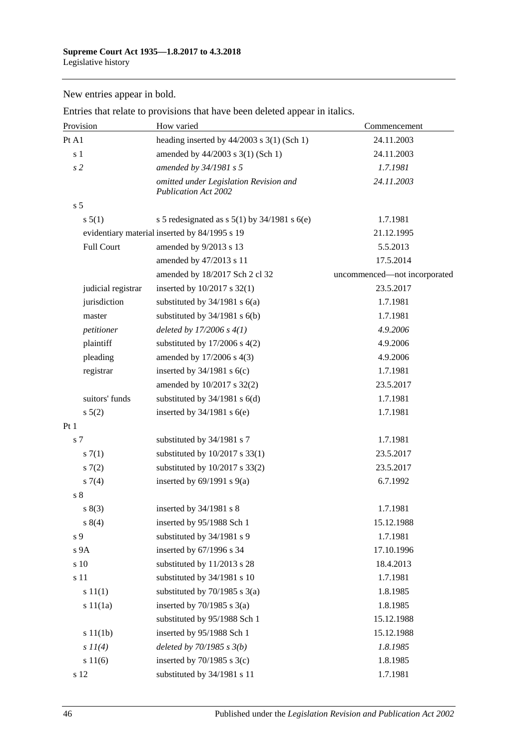New entries appear in bold.

Entries that relate to provisions that have been deleted appear in italics.

| Provision | How varied | Commencement |
|---|---|---|
| Pt A1 | heading inserted by 44/2003 s 3(1) (Sch 1) | 24.11.2003 |
| s 1 | amended by 44/2003 s 3(1) (Sch 1) | 24.11.2003 |
| *s 2* | *amended by 34/1981 s 5* | *1.7.1981* |
| | *omitted under Legislation Revision and Publication Act 2002* | *24.11.2003* |
| s 5 | | |
| s 5(1) | s 5 redesignated as s 5(1) by 34/1981 s 6(e) | 1.7.1981 |
| evidentiary material | inserted by 84/1995 s 19 | 21.12.1995 |
| Full Court | amended by 9/2013 s 13 | 5.5.2013 |
| | amended by 47/2013 s 11 | 17.5.2014 |
| | amended by 18/2017 Sch 2 cl 32 | uncommenced—not incorporated |
| judicial registrar | inserted by 10/2017 s 32(1) | 23.5.2017 |
| jurisdiction | substituted by 34/1981 s 6(a) | 1.7.1981 |
| master | substituted by 34/1981 s 6(b) | 1.7.1981 |
| *petitioner* | *deleted by 17/2006 s 4(1)* | *4.9.2006* |
| plaintiff | substituted by 17/2006 s 4(2) | 4.9.2006 |
| pleading | amended by 17/2006 s 4(3) | 4.9.2006 |
| registrar | inserted by 34/1981 s 6(c) | 1.7.1981 |
| | amended by 10/2017 s 32(2) | 23.5.2017 |
| suitors' funds | substituted by 34/1981 s 6(d) | 1.7.1981 |
| s 5(2) | inserted by 34/1981 s 6(e) | 1.7.1981 |
| Pt 1 | | |
| s 7 | substituted by 34/1981 s 7 | 1.7.1981 |
| s 7(1) | substituted by 10/2017 s 33(1) | 23.5.2017 |
| s 7(2) | substituted by 10/2017 s 33(2) | 23.5.2017 |
| s 7(4) | inserted by 69/1991 s 9(a) | 6.7.1992 |
| s 8 | | |
| s 8(3) | inserted by 34/1981 s 8 | 1.7.1981 |
| s 8(4) | inserted by 95/1988 Sch 1 | 15.12.1988 |
| s 9 | substituted by 34/1981 s 9 | 1.7.1981 |
| s 9A | inserted by 67/1996 s 34 | 17.10.1996 |
| s 10 | substituted by 11/2013 s 28 | 18.4.2013 |
| s 11 | substituted by 34/1981 s 10 | 1.7.1981 |
| s 11(1) | substituted by 70/1985 s 3(a) | 1.8.1985 |
| s 11(1a) | inserted by 70/1985 s 3(a) | 1.8.1985 |
| | substituted by 95/1988 Sch 1 | 15.12.1988 |
| s 11(1b) | inserted by 95/1988 Sch 1 | 15.12.1988 |
| *s 11(4)* | *deleted by 70/1985 s 3(b)* | *1.8.1985* |
| s 11(6) | inserted by 70/1985 s 3(c) | 1.8.1985 |
| s 12 | substituted by 34/1981 s 11 | 1.7.1981 |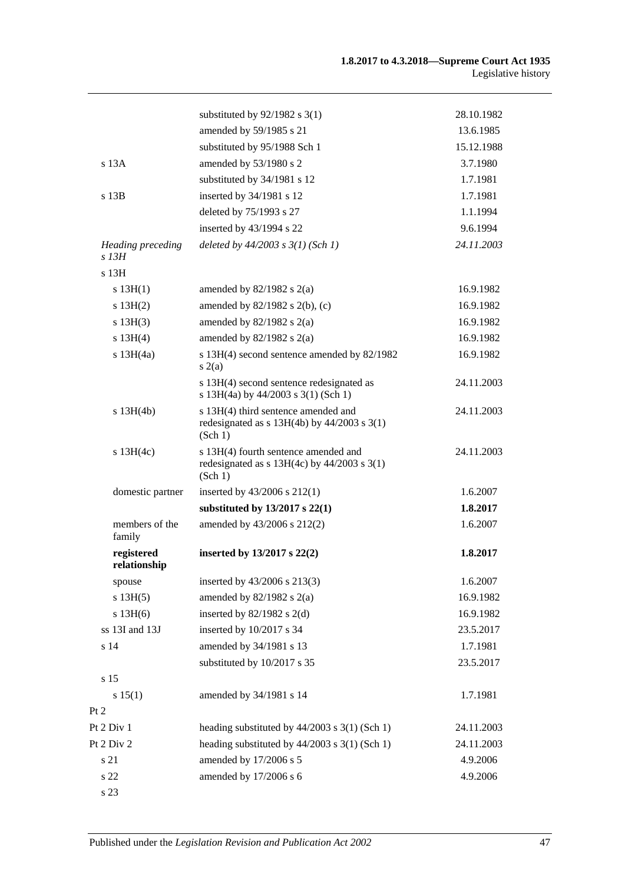| | | |
|---|---|---|
| | substituted by 92/1982 s 3(1) | 28.10.1982 |
| | amended by 59/1985 s 21 | 13.6.1985 |
| | substituted by 95/1988 Sch 1 | 15.12.1988 |
| s 13A | amended by 53/1980 s 2 | 3.7.1980 |
| | substituted by 34/1981 s 12 | 1.7.1981 |
| s 13B | inserted by 34/1981 s 12 | 1.7.1981 |
| | deleted by 75/1993 s 27 | 1.1.1994 |
| | inserted by 43/1994 s 22 | 9.6.1994 |
| *Heading preceding s 13H* | *deleted by 44/2003 s 3(1) (Sch 1)* | *24.11.2003* |
| s 13H | | |
| s 13H(1) | amended by 82/1982 s 2(a) | 16.9.1982 |
| s 13H(2) | amended by 82/1982 s 2(b), (c) | 16.9.1982 |
| s 13H(3) | amended by 82/1982 s 2(a) | 16.9.1982 |
| s 13H(4) | amended by 82/1982 s 2(a) | 16.9.1982 |
| s 13H(4a) | s 13H(4) second sentence amended by 82/1982 s 2(a) | 16.9.1982 |
| | s 13H(4) second sentence redesignated as s 13H(4a) by 44/2003 s 3(1) (Sch 1) | 24.11.2003 |
| s 13H(4b) | s 13H(4) third sentence amended and redesignated as s 13H(4b) by 44/2003 s 3(1) (Sch 1) | 24.11.2003 |
| s 13H(4c) | s 13H(4) fourth sentence amended and redesignated as s 13H(4c) by 44/2003 s 3(1) (Sch 1) | 24.11.2003 |
| domestic partner | inserted by 43/2006 s 212(1) | 1.6.2007 |
| | **substituted by 13/2017 s 22(1)** | **1.8.2017** |
| members of the family | amended by 43/2006 s 212(2) | 1.6.2007 |
| **registered relationship** | **inserted by 13/2017 s 22(2)** | **1.8.2017** |
| spouse | inserted by 43/2006 s 213(3) | 1.6.2007 |
| s 13H(5) | amended by 82/1982 s 2(a) | 16.9.1982 |
| s 13H(6) | inserted by 82/1982 s 2(d) | 16.9.1982 |
| ss 13I and 13J | inserted by 10/2017 s 34 | 23.5.2017 |
| s 14 | amended by 34/1981 s 13 | 1.7.1981 |
| | substituted by 10/2017 s 35 | 23.5.2017 |
| s 15 | | |
| s 15(1) | amended by 34/1981 s 14 | 1.7.1981 |
| Pt 2 | | |
| Pt 2 Div 1 | heading substituted by 44/2003 s 3(1) (Sch 1) | 24.11.2003 |
| Pt 2 Div 2 | heading substituted by 44/2003 s 3(1) (Sch 1) | 24.11.2003 |
| s 21 | amended by 17/2006 s 5 | 4.9.2006 |
| s 22 | amended by 17/2006 s 6 | 4.9.2006 |
| s 23 | | |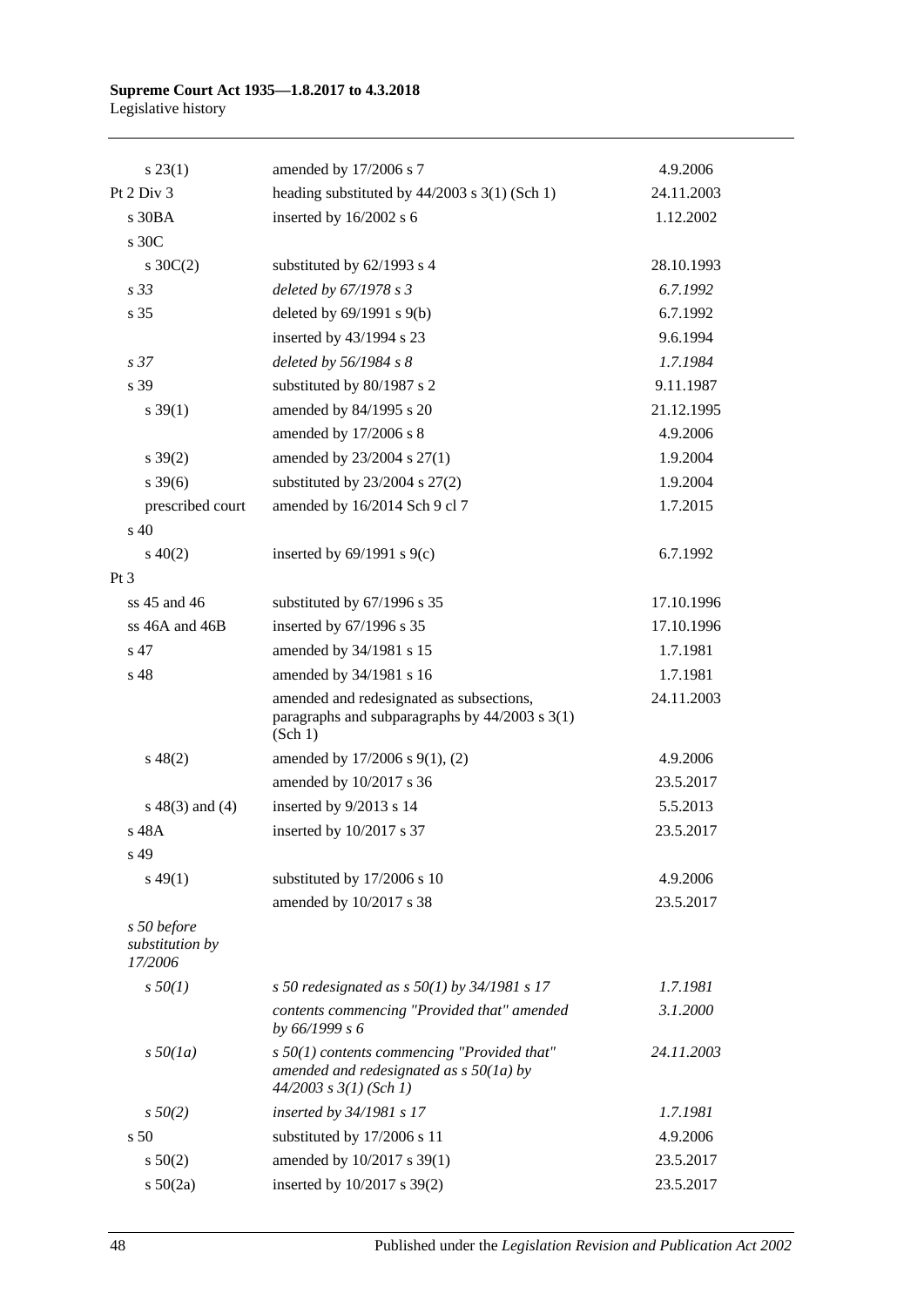| | | |
|---|---|---|
| s 23(1) | amended by 17/2006 s 7 | 4.9.2006 |
| Pt 2 Div 3 | heading substituted by 44/2003 s 3(1) (Sch 1) | 24.11.2003 |
| s 30BA | inserted by 16/2002 s 6 | 1.12.2002 |
| s 30C | | |
| s 30C(2) | substituted by 62/1993 s 4 | 28.10.1993 |
| *s 33* | *deleted by 67/1978 s 3* | *6.7.1992* |
| s 35 | deleted by 69/1991 s 9(b) | 6.7.1992 |
| | inserted by 43/1994 s 23 | 9.6.1994 |
| *s 37* | *deleted by 56/1984 s 8* | *1.7.1984* |
| s 39 | substituted by 80/1987 s 2 | 9.11.1987 |
| s 39(1) | amended by 84/1995 s 20 | 21.12.1995 |
| | amended by 17/2006 s 8 | 4.9.2006 |
| s 39(2) | amended by 23/2004 s 27(1) | 1.9.2004 |
| s 39(6) | substituted by 23/2004 s 27(2) | 1.9.2004 |
| prescribed court | amended by 16/2014 Sch 9 cl 7 | 1.7.2015 |
| s 40 | | |
| s 40(2) | inserted by 69/1991 s 9(c) | 6.7.1992 |
| Pt 3 | | |
| ss 45 and 46 | substituted by 67/1996 s 35 | 17.10.1996 |
| ss 46A and 46B | inserted by 67/1996 s 35 | 17.10.1996 |
| s 47 | amended by 34/1981 s 15 | 1.7.1981 |
| s 48 | amended by 34/1981 s 16 | 1.7.1981 |
| | amended and redesignated as subsections, paragraphs and subparagraphs by 44/2003 s 3(1) (Sch 1) | 24.11.2003 |
| s 48(2) | amended by 17/2006 s 9(1), (2) | 4.9.2006 |
| | amended by 10/2017 s 36 | 23.5.2017 |
| s 48(3) and (4) | inserted by 9/2013 s 14 | 5.5.2013 |
| s 48A | inserted by 10/2017 s 37 | 23.5.2017 |
| s 49 | | |
| s 49(1) | substituted by 17/2006 s 10 | 4.9.2006 |
| | amended by 10/2017 s 38 | 23.5.2017 |
| *s 50 before substitution by 17/2006* | | |
| *s 50(1)* | *s 50 redesignated as s 50(1) by 34/1981 s 17* | *1.7.1981* |
| | *contents commencing "Provided that" amended by 66/1999 s 6* | *3.1.2000* |
| *s 50(1a)* | *s 50(1) contents commencing "Provided that" amended and redesignated as s 50(1a) by 44/2003 s 3(1) (Sch 1)* | *24.11.2003* |
| *s 50(2)* | *inserted by 34/1981 s 17* | *1.7.1981* |
| s 50 | substituted by 17/2006 s 11 | 4.9.2006 |
| s 50(2) | amended by 10/2017 s 39(1) | 23.5.2017 |
| s 50(2a) | inserted by 10/2017 s 39(2) | 23.5.2017 |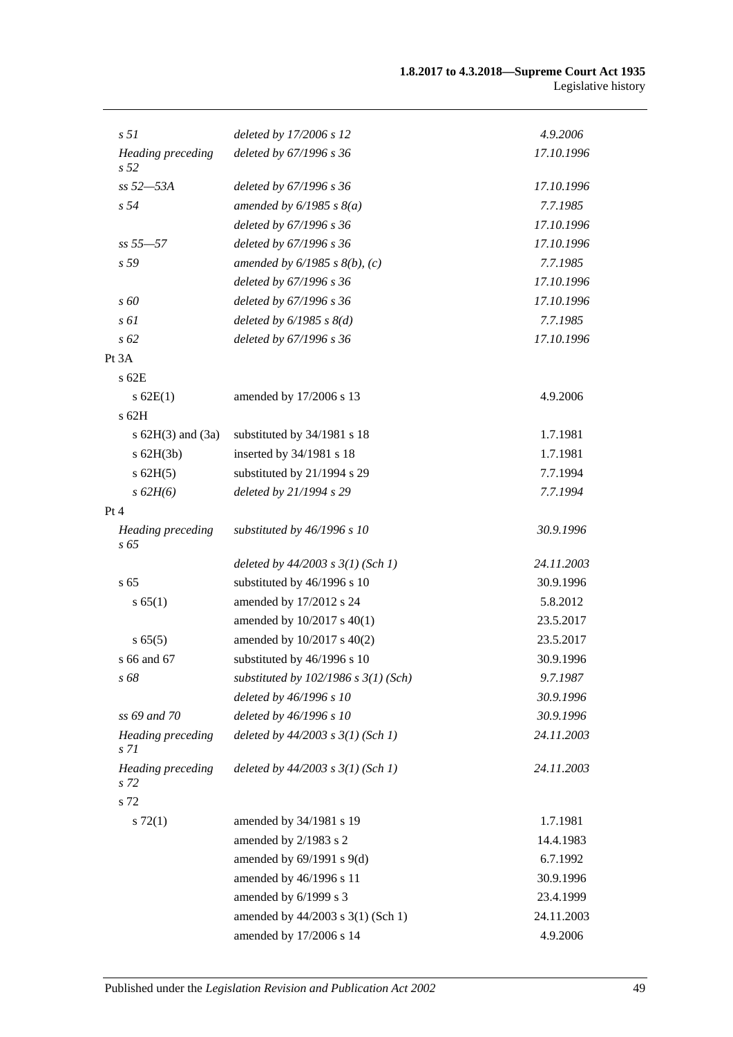| | | |
|---|---|---|
| *s 51* | *deleted by 17/2006 s 12* | *4.9.2006* |
| *Heading preceding s 52* | *deleted by 67/1996 s 36* | *17.10.1996* |
| *ss 52—53A* | *deleted by 67/1996 s 36* | *17.10.1996* |
| *s 54* | *amended by 6/1985 s 8(a)* | *7.7.1985* |
| | *deleted by 67/1996 s 36* | *17.10.1996* |
| *ss 55—57* | *deleted by 67/1996 s 36* | *17.10.1996* |
| *s 59* | *amended by 6/1985 s 8(b), (c)* | *7.7.1985* |
| | *deleted by 67/1996 s 36* | *17.10.1996* |
| *s 60* | *deleted by 67/1996 s 36* | *17.10.1996* |
| *s 61* | *deleted by 6/1985 s 8(d)* | *7.7.1985* |
| *s 62* | *deleted by 67/1996 s 36* | *17.10.1996* |
| Pt 3A | | |
| s 62E | | |
| s 62E(1) | amended by 17/2006 s 13 | 4.9.2006 |
| s 62H | | |
| s 62H(3) and (3a) | substituted by 34/1981 s 18 | 1.7.1981 |
| s 62H(3b) | inserted by 34/1981 s 18 | 1.7.1981 |
| s 62H(5) | substituted by 21/1994 s 29 | 7.7.1994 |
| *s 62H(6)* | *deleted by 21/1994 s 29* | *7.7.1994* |
| Pt 4 | | |
| *Heading preceding s 65* | *substituted by 46/1996 s 10* | *30.9.1996* |
| | *deleted by 44/2003 s 3(1) (Sch 1)* | *24.11.2003* |
| s 65 | substituted by 46/1996 s 10 | 30.9.1996 |
| s 65(1) | amended by 17/2012 s 24 | 5.8.2012 |
| | amended by 10/2017 s 40(1) | 23.5.2017 |
| s 65(5) | amended by 10/2017 s 40(2) | 23.5.2017 |
| s 66 and 67 | substituted by 46/1996 s 10 | 30.9.1996 |
| *s 68* | *substituted by 102/1986 s 3(1) (Sch)* | *9.7.1987* |
| | *deleted by 46/1996 s 10* | *30.9.1996* |
| *ss 69 and 70* | *deleted by 46/1996 s 10* | *30.9.1996* |
| *Heading preceding s 71* | *deleted by 44/2003 s 3(1) (Sch 1)* | *24.11.2003* |
| *Heading preceding s 72* | *deleted by 44/2003 s 3(1) (Sch 1)* | *24.11.2003* |
| s 72 | | |
| s 72(1) | amended by 34/1981 s 19 | 1.7.1981 |
| | amended by 2/1983 s 2 | 14.4.1983 |
| | amended by 69/1991 s 9(d) | 6.7.1992 |
| | amended by 46/1996 s 11 | 30.9.1996 |
| | amended by 6/1999 s 3 | 23.4.1999 |
| | amended by 44/2003 s 3(1) (Sch 1) | 24.11.2003 |
| | amended by 17/2006 s 14 | 4.9.2006 |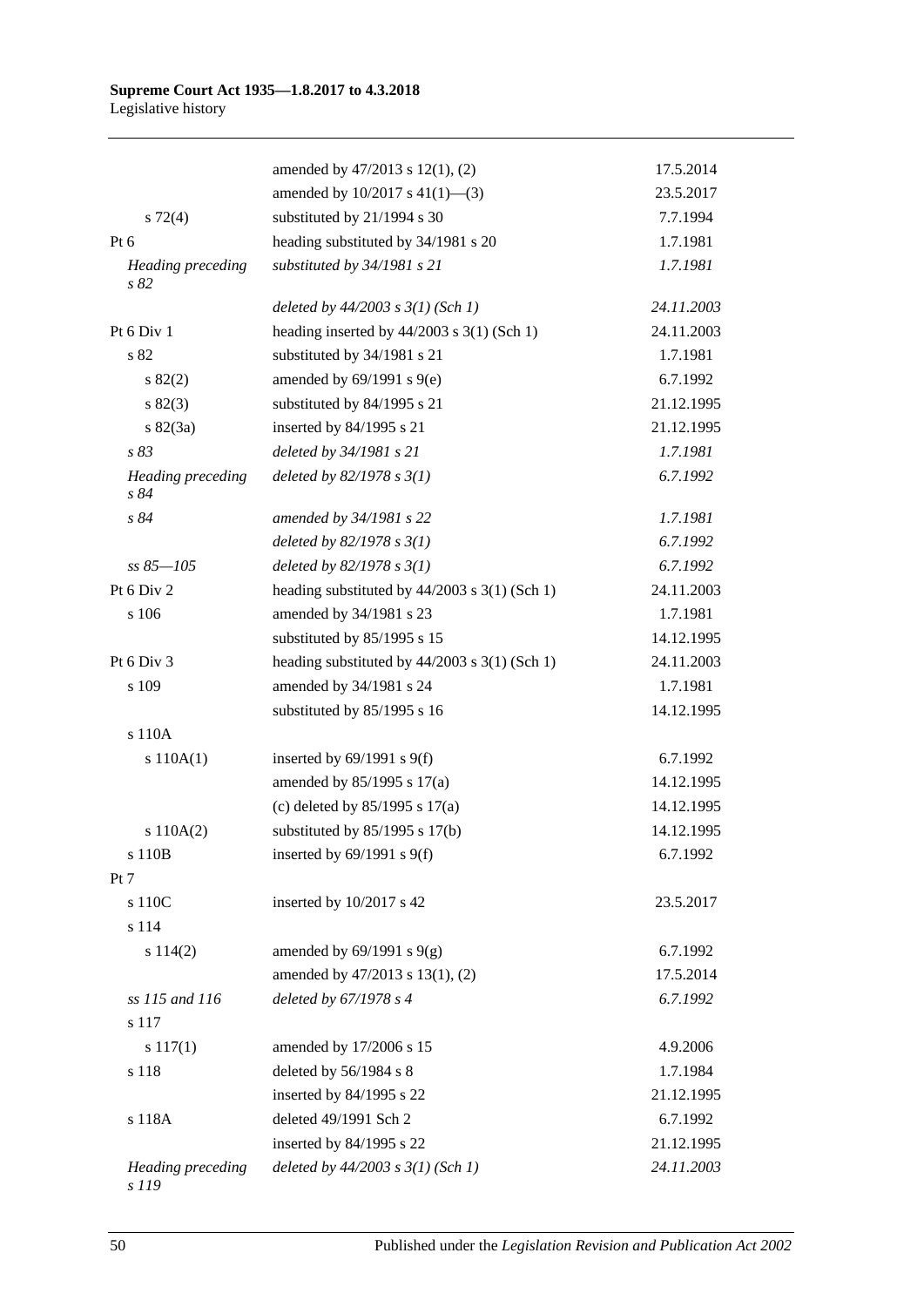| | | |
|---|---|---|
| | amended by 47/2013 s 12(1), (2) | 17.5.2014 |
| | amended by 10/2017 s 41(1)—(3) | 23.5.2017 |
| s 72(4) | substituted by 21/1994 s 30 | 7.7.1994 |
| Pt 6 | heading substituted by 34/1981 s 20 | 1.7.1981 |
| *Heading preceding s 82* | *substituted by 34/1981 s 21* | *1.7.1981* |
| | *deleted by 44/2003 s 3(1) (Sch 1)* | *24.11.2003* |
| Pt 6 Div 1 | heading inserted by 44/2003 s 3(1) (Sch 1) | 24.11.2003 |
| s 82 | substituted by 34/1981 s 21 | 1.7.1981 |
| s 82(2) | amended by 69/1991 s 9(e) | 6.7.1992 |
| s 82(3) | substituted by 84/1995 s 21 | 21.12.1995 |
| s 82(3a) | inserted by 84/1995 s 21 | 21.12.1995 |
| *s 83* | *deleted by 34/1981 s 21* | *1.7.1981* |
| *Heading preceding s 84* | *deleted by 82/1978 s 3(1)* | *6.7.1992* |
| *s 84* | *amended by 34/1981 s 22* | *1.7.1981* |
| | *deleted by 82/1978 s 3(1)* | *6.7.1992* |
| *ss 85—105* | *deleted by 82/1978 s 3(1)* | *6.7.1992* |
| Pt 6 Div 2 | heading substituted by 44/2003 s 3(1) (Sch 1) | 24.11.2003 |
| s 106 | amended by 34/1981 s 23 | 1.7.1981 |
| | substituted by 85/1995 s 15 | 14.12.1995 |
| Pt 6 Div 3 | heading substituted by 44/2003 s 3(1) (Sch 1) | 24.11.2003 |
| s 109 | amended by 34/1981 s 24 | 1.7.1981 |
| | substituted by 85/1995 s 16 | 14.12.1995 |
| s 110A | | |
| s 110A(1) | inserted by 69/1991 s 9(f) | 6.7.1992 |
| | amended by 85/1995 s 17(a) | 14.12.1995 |
| | (c) deleted by 85/1995 s 17(a) | 14.12.1995 |
| s 110A(2) | substituted by 85/1995 s 17(b) | 14.12.1995 |
| s 110B | inserted by 69/1991 s 9(f) | 6.7.1992 |
| Pt 7 | | |
| s 110C | inserted by 10/2017 s 42 | 23.5.2017 |
| s 114 | | |
| s 114(2) | amended by 69/1991 s 9(g) | 6.7.1992 |
| | amended by 47/2013 s 13(1), (2) | 17.5.2014 |
| *ss 115 and 116* | *deleted by 67/1978 s 4* | *6.7.1992* |
| s 117 | | |
| s 117(1) | amended by 17/2006 s 15 | 4.9.2006 |
| s 118 | deleted by 56/1984 s 8 | 1.7.1984 |
| | inserted by 84/1995 s 22 | 21.12.1995 |
| s 118A | deleted 49/1991 Sch 2 | 6.7.1992 |
| | inserted by 84/1995 s 22 | 21.12.1995 |
| *Heading preceding s 119* | *deleted by 44/2003 s 3(1) (Sch 1)* | *24.11.2003* |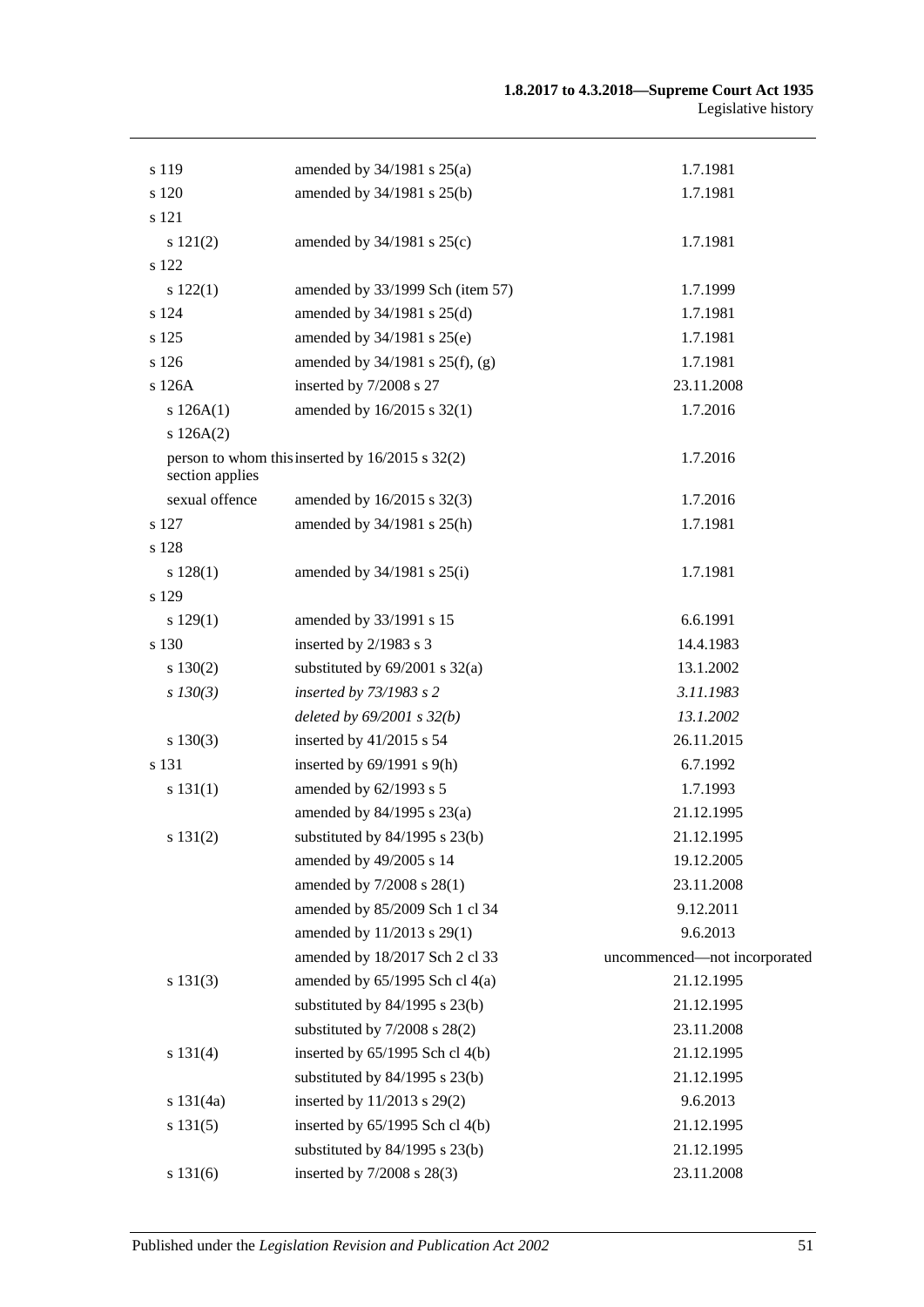| | | |
|---|---|---|
| s 119 | amended by 34/1981 s 25(a) | 1.7.1981 |
| s 120 | amended by 34/1981 s 25(b) | 1.7.1981 |
| s 121 | | |
| s 121(2) | amended by 34/1981 s 25(c) | 1.7.1981 |
| s 122 | | |
| s 122(1) | amended by 33/1999 Sch (item 57) | 1.7.1999 |
| s 124 | amended by 34/1981 s 25(d) | 1.7.1981 |
| s 125 | amended by 34/1981 s 25(e) | 1.7.1981 |
| s 126 | amended by 34/1981 s 25(f), (g) | 1.7.1981 |
| s 126A | inserted by 7/2008 s 27 | 23.11.2008 |
| s 126A(1) | amended by 16/2015 s 32(1) | 1.7.2016 |
| s 126A(2) | | |
| person to whom this section applies | inserted by 16/2015 s 32(2) | 1.7.2016 |
| sexual offence | amended by 16/2015 s 32(3) | 1.7.2016 |
| s 127 | amended by 34/1981 s 25(h) | 1.7.1981 |
| s 128 | | |
| s 128(1) | amended by 34/1981 s 25(i) | 1.7.1981 |
| s 129 | | |
| s 129(1) | amended by 33/1991 s 15 | 6.6.1991 |
| s 130 | inserted by 2/1983 s 3 | 14.4.1983 |
| s 130(2) | substituted by 69/2001 s 32(a) | 13.1.2002 |
| *s 130(3)* | *inserted by 73/1983 s 2* | *3.11.1983* |
| | *deleted by 69/2001 s 32(b)* | *13.1.2002* |
| s 130(3) | inserted by 41/2015 s 54 | 26.11.2015 |
| s 131 | inserted by 69/1991 s 9(h) | 6.7.1992 |
| s 131(1) | amended by 62/1993 s 5 | 1.7.1993 |
| | amended by 84/1995 s 23(a) | 21.12.1995 |
| s 131(2) | substituted by 84/1995 s 23(b) | 21.12.1995 |
| | amended by 49/2005 s 14 | 19.12.2005 |
| | amended by 7/2008 s 28(1) | 23.11.2008 |
| | amended by 85/2009 Sch 1 cl 34 | 9.12.2011 |
| | amended by 11/2013 s 29(1) | 9.6.2013 |
| | amended by 18/2017 Sch 2 cl 33 | uncommenced—not incorporated |
| s 131(3) | amended by 65/1995 Sch cl 4(a) | 21.12.1995 |
| | substituted by 84/1995 s 23(b) | 21.12.1995 |
| | substituted by 7/2008 s 28(2) | 23.11.2008 |
| s 131(4) | inserted by 65/1995 Sch cl 4(b) | 21.12.1995 |
| | substituted by 84/1995 s 23(b) | 21.12.1995 |
| s 131(4a) | inserted by 11/2013 s 29(2) | 9.6.2013 |
| s 131(5) | inserted by 65/1995 Sch cl 4(b) | 21.12.1995 |
| | substituted by 84/1995 s 23(b) | 21.12.1995 |
| s 131(6) | inserted by 7/2008 s 28(3) | 23.11.2008 |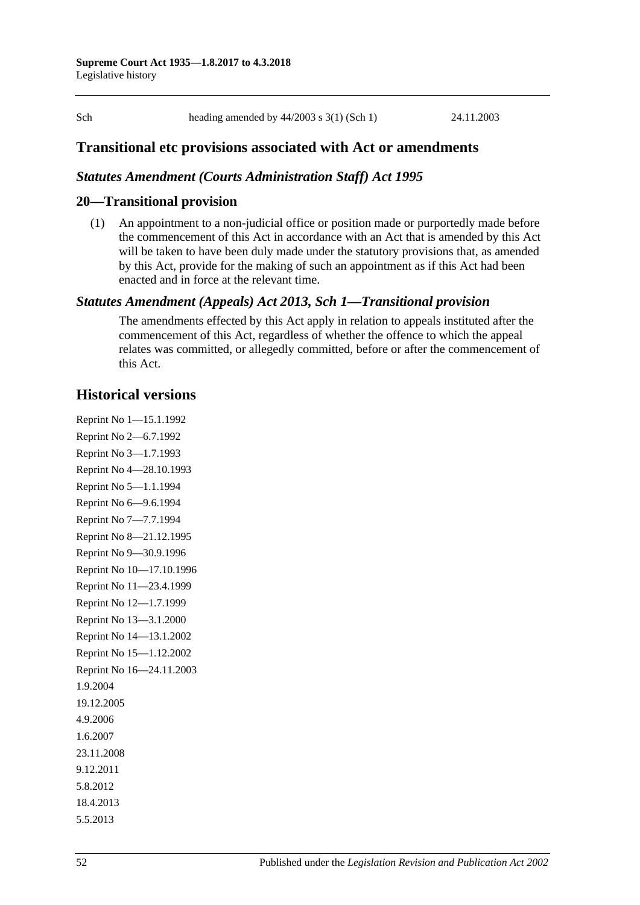| Sch | heading amended by 44/2003 s 3(1) (Sch 1) | 24.11.2003 |
|---|---|---|

## Transitional etc provisions associated with Act or amendments

### *Statutes Amendment (Courts Administration Staff) Act 1995*

### 20—Transitional provision

(1) An appointment to a non-judicial office or position made or purportedly made before the commencement of this Act in accordance with an Act that is amended by this Act will be taken to have been duly made under the statutory provisions that, as amended by this Act, provide for the making of such an appointment as if this Act had been enacted and in force at the relevant time.

### *Statutes Amendment (Appeals) Act 2013, Sch 1—Transitional provision*

The amendments effected by this Act apply in relation to appeals instituted after the commencement of this Act, regardless of whether the offence to which the appeal relates was committed, or allegedly committed, before or after the commencement of this Act.

## Historical versions

Reprint No 1—15.1.1992
Reprint No 2—6.7.1992
Reprint No 3—1.7.1993
Reprint No 4—28.10.1993
Reprint No 5—1.1.1994
Reprint No 6—9.6.1994
Reprint No 7—7.7.1994
Reprint No 8—21.12.1995
Reprint No 9—30.9.1996
Reprint No 10—17.10.1996
Reprint No 11—23.4.1999
Reprint No 12—1.7.1999
Reprint No 13—3.1.2000
Reprint No 14—13.1.2002
Reprint No 15—1.12.2002
Reprint No 16—24.11.2003
1.9.2004
19.12.2005
4.9.2006
1.6.2007
23.11.2008
9.12.2011
5.8.2012
18.4.2013
5.5.2013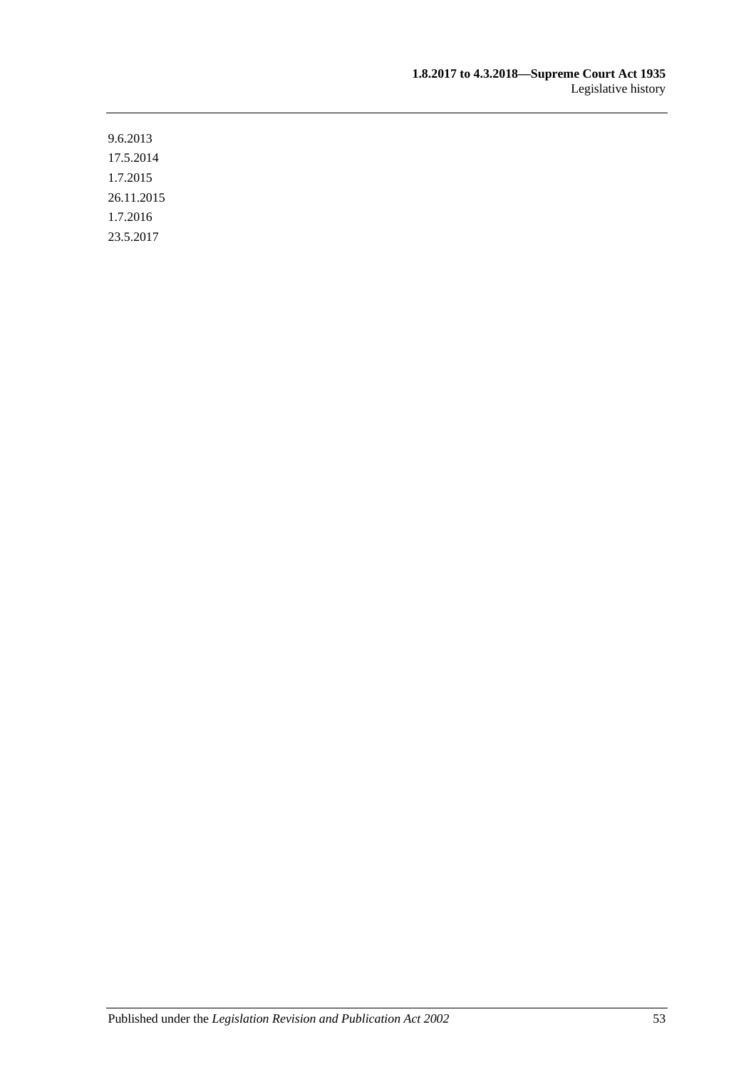9.6.2013

17.5.2014

1.7.2015

26.11.2015

1.7.2016

23.5.2017